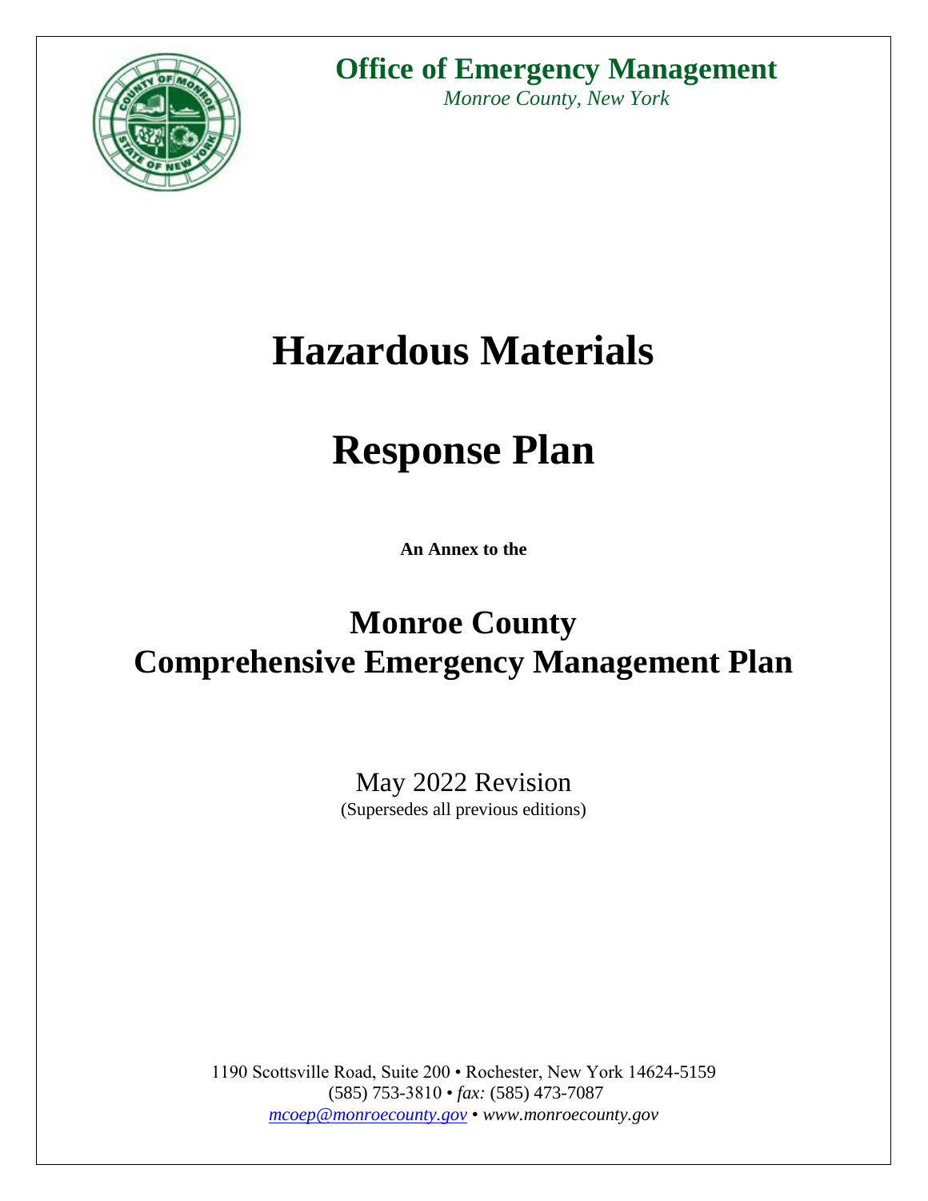**Office of Emergency Management**

*Monroe County, New York*

# Hazardous Materials

# Response Plan

**An Annex to the**

## Monroe County
## Comprehensive Emergency Management Plan

May 2022 Revision

(Supersedes all previous editions)

1190 Scottsville Road, Suite 200 • Rochester, New York 14624-5159

(585) 753-3810 • *fax:* (585) 473-7087

*mcoep@monroecounty.gov* • *www.monroecounty.gov*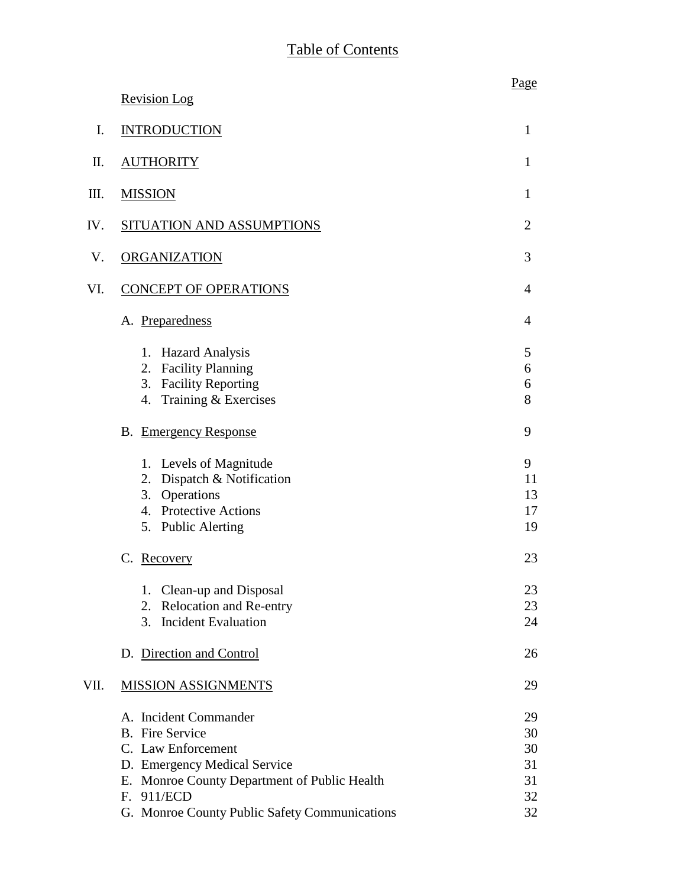# Table of Contents

| | | Page |
|---|---|---|
| | Revision Log | |
| I. | INTRODUCTION | 1 |
| II. | AUTHORITY | 1 |
| III. | MISSION | 1 |
| IV. | SITUATION AND ASSUMPTIONS | 2 |
| V. | ORGANIZATION | 3 |
| VI. | CONCEPT OF OPERATIONS | 4 |
| | A. Preparedness | 4 |
| | 1. Hazard Analysis | 5 |
| | 2. Facility Planning | 6 |
| | 3. Facility Reporting | 6 |
| | 4. Training & Exercises | 8 |
| | B. Emergency Response | 9 |
| | 1. Levels of Magnitude | 9 |
| | 2. Dispatch & Notification | 11 |
| | 3. Operations | 13 |
| | 4. Protective Actions | 17 |
| | 5. Public Alerting | 19 |
| | C. Recovery | 23 |
| | 1. Clean-up and Disposal | 23 |
| | 2. Relocation and Re-entry | 23 |
| | 3. Incident Evaluation | 24 |
| | D. Direction and Control | 26 |
| VII. | MISSION ASSIGNMENTS | 29 |
| | A. Incident Commander | 29 |
| | B. Fire Service | 30 |
| | C. Law Enforcement | 30 |
| | D. Emergency Medical Service | 31 |
| | E. Monroe County Department of Public Health | 31 |
| | F. 911/ECD | 32 |
| | G. Monroe County Public Safety Communications | 32 |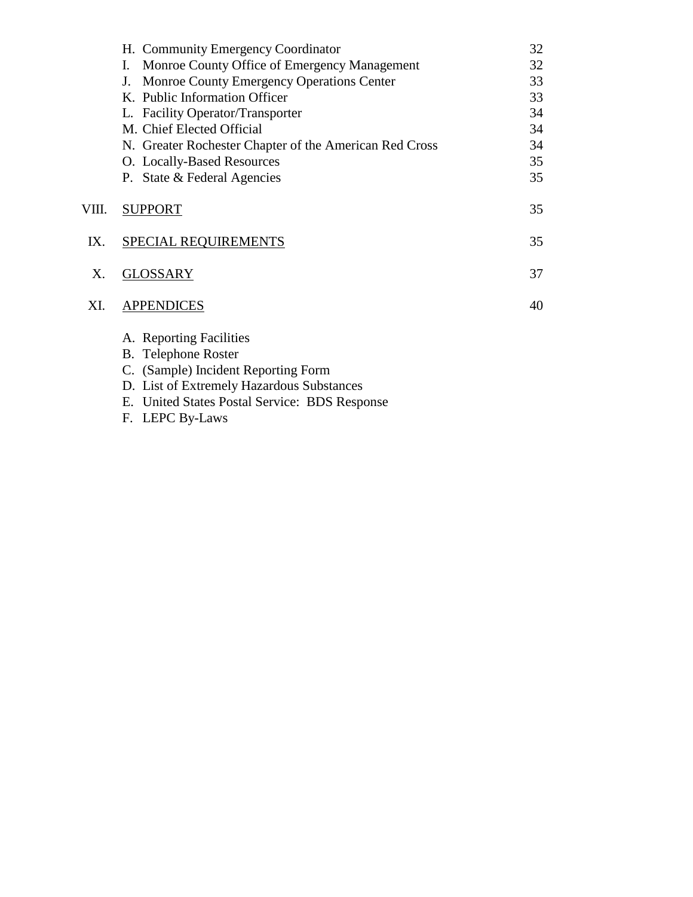| | | |
|---|---|---|
| | H. Community Emergency Coordinator | 32 |
| | I. Monroe County Office of Emergency Management | 32 |
| | J. Monroe County Emergency Operations Center | 33 |
| | K. Public Information Officer | 33 |
| | L. Facility Operator/Transporter | 34 |
| | M. Chief Elected Official | 34 |
| | N. Greater Rochester Chapter of the American Red Cross | 34 |
| | O. Locally-Based Resources | 35 |
| | P. State & Federal Agencies | 35 |
| VIII. | SUPPORT | 35 |
| IX. | SPECIAL REQUIREMENTS | 35 |
| X. | GLOSSARY | 37 |
| XI. | APPENDICES | 40 |

A. Reporting Facilities
B. Telephone Roster
C. (Sample) Incident Reporting Form
D. List of Extremely Hazardous Substances
E. United States Postal Service: BDS Response
F. LEPC By-Laws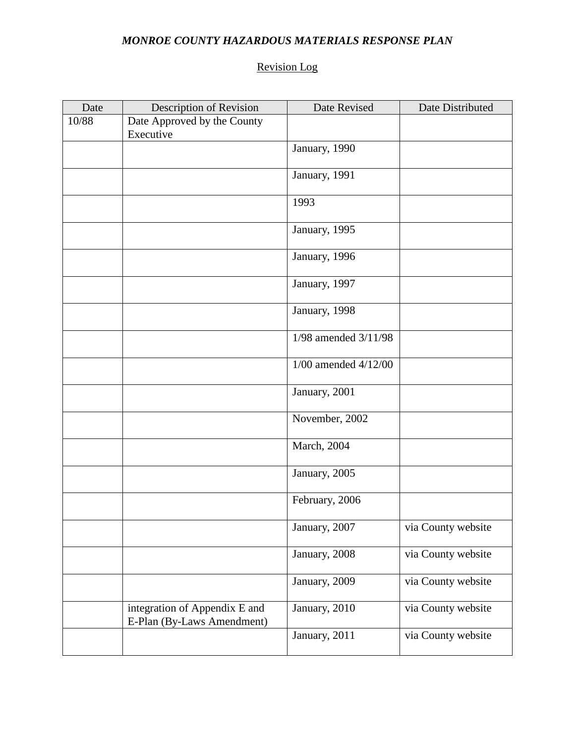***MONROE COUNTY HAZARDOUS MATERIALS RESPONSE PLAN***

Revision Log

| Date | Description of Revision | Date Revised | Date Distributed |
|---|---|---|---|
| 10/88 | Date Approved by the County Executive | | |
| | | January, 1990 | |
| | | January, 1991 | |
| | | 1993 | |
| | | January, 1995 | |
| | | January, 1996 | |
| | | January, 1997 | |
| | | January, 1998 | |
| | | 1/98 amended 3/11/98 | |
| | | 1/00 amended 4/12/00 | |
| | | January, 2001 | |
| | | November, 2002 | |
| | | March, 2004 | |
| | | January, 2005 | |
| | | February, 2006 | |
| | | January, 2007 | via County website |
| | | January, 2008 | via County website |
| | | January, 2009 | via County website |
| | integration of Appendix E and E-Plan (By-Laws Amendment) | January, 2010 | via County website |
| | | January, 2011 | via County website |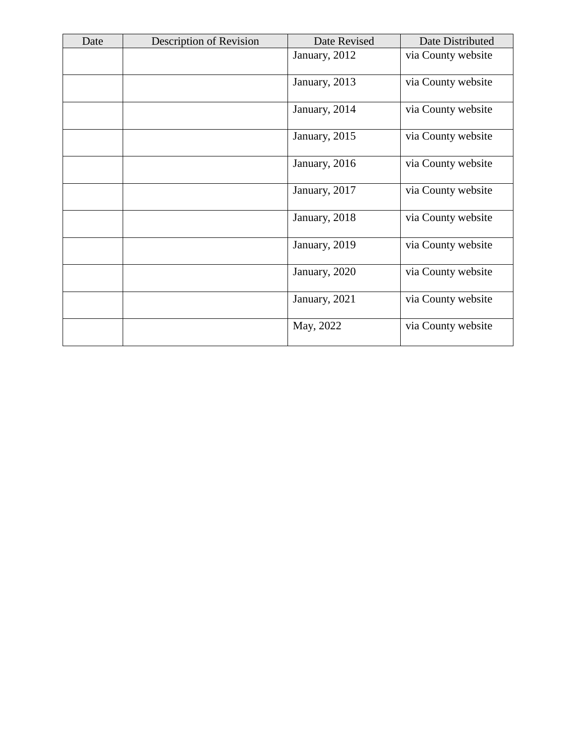| Date | Description of Revision | Date Revised | Date Distributed |
|---|---|---|---|
| | | January, 2012 | via County website |
| | | January, 2013 | via County website |
| | | January, 2014 | via County website |
| | | January, 2015 | via County website |
| | | January, 2016 | via County website |
| | | January, 2017 | via County website |
| | | January, 2018 | via County website |
| | | January, 2019 | via County website |
| | | January, 2020 | via County website |
| | | January, 2021 | via County website |
| | | May, 2022 | via County website |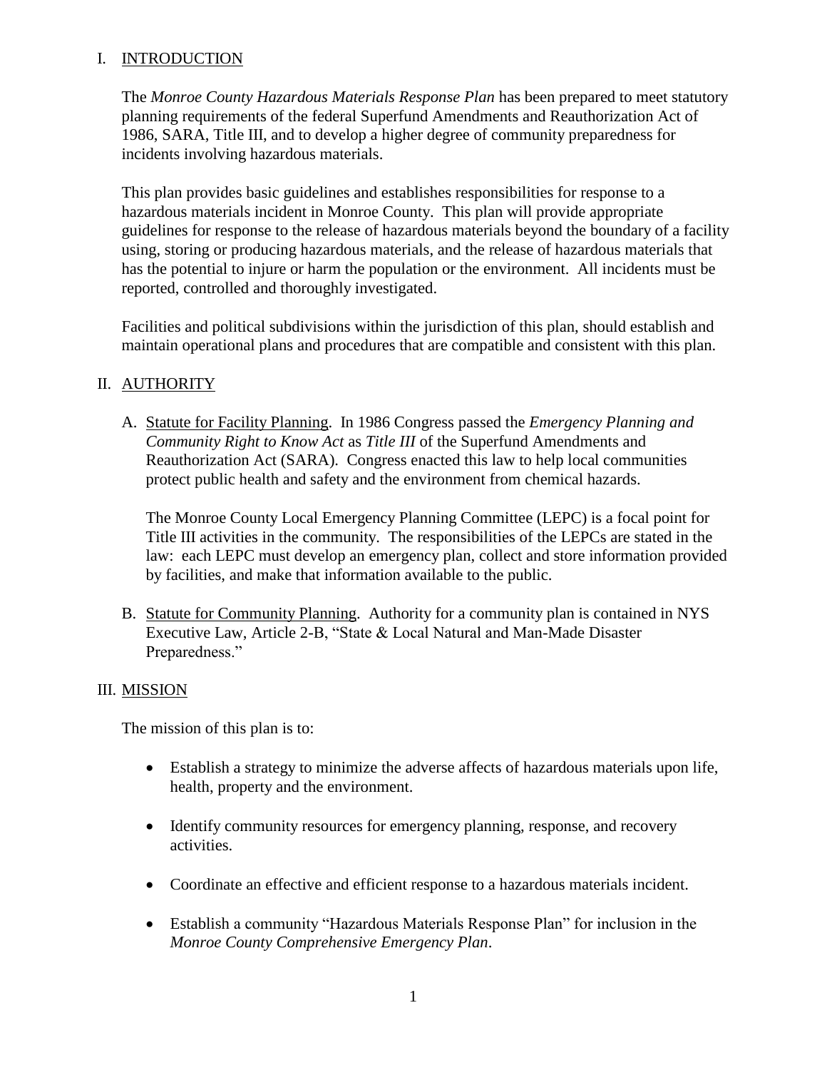## I. INTRODUCTION

The *Monroe County Hazardous Materials Response Plan* has been prepared to meet statutory planning requirements of the federal Superfund Amendments and Reauthorization Act of 1986, SARA, Title III, and to develop a higher degree of community preparedness for incidents involving hazardous materials.

This plan provides basic guidelines and establishes responsibilities for response to a hazardous materials incident in Monroe County. This plan will provide appropriate guidelines for response to the release of hazardous materials beyond the boundary of a facility using, storing or producing hazardous materials, and the release of hazardous materials that has the potential to injure or harm the population or the environment. All incidents must be reported, controlled and thoroughly investigated.

Facilities and political subdivisions within the jurisdiction of this plan, should establish and maintain operational plans and procedures that are compatible and consistent with this plan.

## II. AUTHORITY

A. Statute for Facility Planning. In 1986 Congress passed the *Emergency Planning and Community Right to Know Act* as *Title III* of the Superfund Amendments and Reauthorization Act (SARA). Congress enacted this law to help local communities protect public health and safety and the environment from chemical hazards.

The Monroe County Local Emergency Planning Committee (LEPC) is a focal point for Title III activities in the community. The responsibilities of the LEPCs are stated in the law: each LEPC must develop an emergency plan, collect and store information provided by facilities, and make that information available to the public.

B. Statute for Community Planning. Authority for a community plan is contained in NYS Executive Law, Article 2-B, "State & Local Natural and Man-Made Disaster Preparedness."

## III. MISSION

The mission of this plan is to:

- Establish a strategy to minimize the adverse affects of hazardous materials upon life, health, property and the environment.
- Identify community resources for emergency planning, response, and recovery activities.
- Coordinate an effective and efficient response to a hazardous materials incident.
- Establish a community "Hazardous Materials Response Plan" for inclusion in the *Monroe County Comprehensive Emergency Plan*.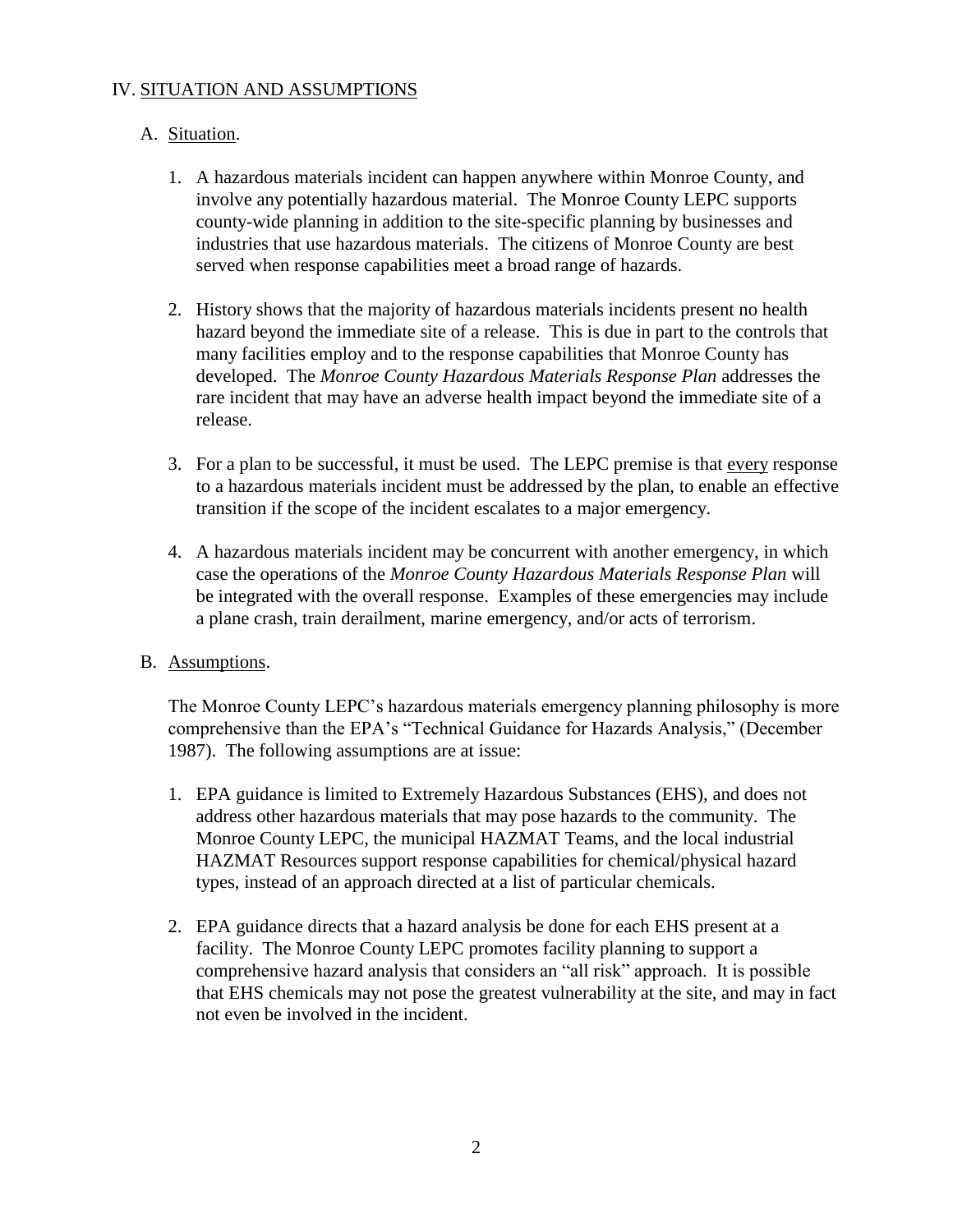## IV. SITUATION AND ASSUMPTIONS

### A. Situation.

1. A hazardous materials incident can happen anywhere within Monroe County, and involve any potentially hazardous material. The Monroe County LEPC supports county-wide planning in addition to the site-specific planning by businesses and industries that use hazardous materials. The citizens of Monroe County are best served when response capabilities meet a broad range of hazards.

2. History shows that the majority of hazardous materials incidents present no health hazard beyond the immediate site of a release. This is due in part to the controls that many facilities employ and to the response capabilities that Monroe County has developed. The *Monroe County Hazardous Materials Response Plan* addresses the rare incident that may have an adverse health impact beyond the immediate site of a release.

3. For a plan to be successful, it must be used. The LEPC premise is that every response to a hazardous materials incident must be addressed by the plan, to enable an effective transition if the scope of the incident escalates to a major emergency.

4. A hazardous materials incident may be concurrent with another emergency, in which case the operations of the *Monroe County Hazardous Materials Response Plan* will be integrated with the overall response. Examples of these emergencies may include a plane crash, train derailment, marine emergency, and/or acts of terrorism.

### B. Assumptions.

The Monroe County LEPC's hazardous materials emergency planning philosophy is more comprehensive than the EPA's "Technical Guidance for Hazards Analysis," (December 1987). The following assumptions are at issue:

1. EPA guidance is limited to Extremely Hazardous Substances (EHS), and does not address other hazardous materials that may pose hazards to the community. The Monroe County LEPC, the municipal HAZMAT Teams, and the local industrial HAZMAT Resources support response capabilities for chemical/physical hazard types, instead of an approach directed at a list of particular chemicals.

2. EPA guidance directs that a hazard analysis be done for each EHS present at a facility. The Monroe County LEPC promotes facility planning to support a comprehensive hazard analysis that considers an "all risk" approach. It is possible that EHS chemicals may not pose the greatest vulnerability at the site, and may in fact not even be involved in the incident.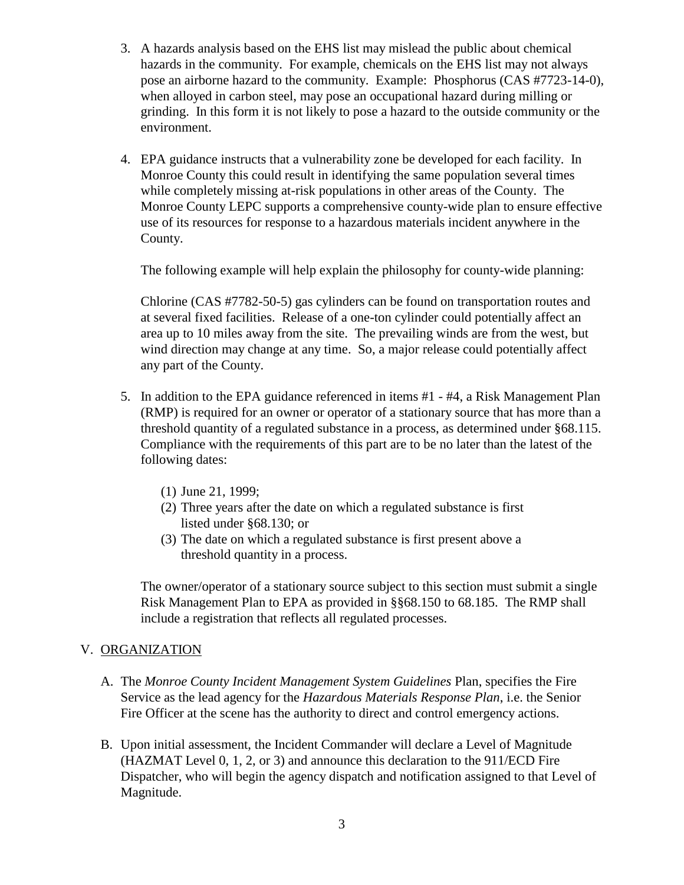3. A hazards analysis based on the EHS list may mislead the public about chemical hazards in the community. For example, chemicals on the EHS list may not always pose an airborne hazard to the community. Example: Phosphorus (CAS #7723-14-0), when alloyed in carbon steel, may pose an occupational hazard during milling or grinding. In this form it is not likely to pose a hazard to the outside community or the environment.

4. EPA guidance instructs that a vulnerability zone be developed for each facility. In Monroe County this could result in identifying the same population several times while completely missing at-risk populations in other areas of the County. The Monroe County LEPC supports a comprehensive county-wide plan to ensure effective use of its resources for response to a hazardous materials incident anywhere in the County.

   The following example will help explain the philosophy for county-wide planning:

   Chlorine (CAS #7782-50-5) gas cylinders can be found on transportation routes and at several fixed facilities. Release of a one-ton cylinder could potentially affect an area up to 10 miles away from the site. The prevailing winds are from the west, but wind direction may change at any time. So, a major release could potentially affect any part of the County.

5. In addition to the EPA guidance referenced in items #1 - #4, a Risk Management Plan (RMP) is required for an owner or operator of a stationary source that has more than a threshold quantity of a regulated substance in a process, as determined under §68.115. Compliance with the requirements of this part are to be no later than the latest of the following dates:

   (1) June 21, 1999;
   (2) Three years after the date on which a regulated substance is first listed under §68.130; or
   (3) The date on which a regulated substance is first present above a threshold quantity in a process.

   The owner/operator of a stationary source subject to this section must submit a single Risk Management Plan to EPA as provided in §§68.150 to 68.185. The RMP shall include a registration that reflects all regulated processes.

## V. ORGANIZATION

A. The *Monroe County Incident Management System Guidelines* Plan, specifies the Fire Service as the lead agency for the *Hazardous Materials Response Plan*, i.e. the Senior Fire Officer at the scene has the authority to direct and control emergency actions.

B. Upon initial assessment, the Incident Commander will declare a Level of Magnitude (HAZMAT Level 0, 1, 2, or 3) and announce this declaration to the 911/ECD Fire Dispatcher, who will begin the agency dispatch and notification assigned to that Level of Magnitude.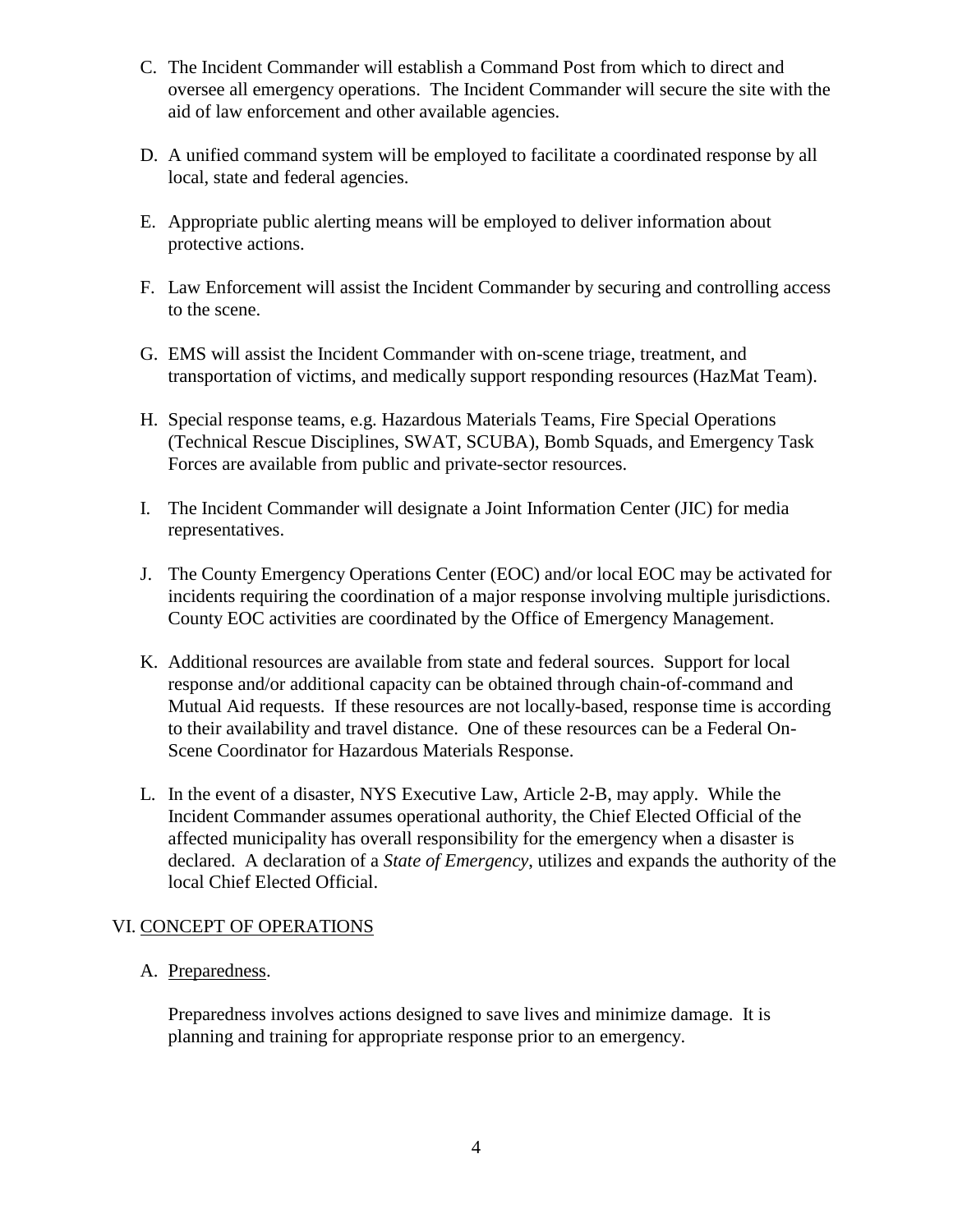C. The Incident Commander will establish a Command Post from which to direct and oversee all emergency operations. The Incident Commander will secure the site with the aid of law enforcement and other available agencies.

D. A unified command system will be employed to facilitate a coordinated response by all local, state and federal agencies.

E. Appropriate public alerting means will be employed to deliver information about protective actions.

F. Law Enforcement will assist the Incident Commander by securing and controlling access to the scene.

G. EMS will assist the Incident Commander with on-scene triage, treatment, and transportation of victims, and medically support responding resources (HazMat Team).

H. Special response teams, e.g. Hazardous Materials Teams, Fire Special Operations (Technical Rescue Disciplines, SWAT, SCUBA), Bomb Squads, and Emergency Task Forces are available from public and private-sector resources.

I. The Incident Commander will designate a Joint Information Center (JIC) for media representatives.

J. The County Emergency Operations Center (EOC) and/or local EOC may be activated for incidents requiring the coordination of a major response involving multiple jurisdictions. County EOC activities are coordinated by the Office of Emergency Management.

K. Additional resources are available from state and federal sources. Support for local response and/or additional capacity can be obtained through chain-of-command and Mutual Aid requests. If these resources are not locally-based, response time is according to their availability and travel distance. One of these resources can be a Federal On-Scene Coordinator for Hazardous Materials Response.

L. In the event of a disaster, NYS Executive Law, Article 2-B, may apply. While the Incident Commander assumes operational authority, the Chief Elected Official of the affected municipality has overall responsibility for the emergency when a disaster is declared. A declaration of a *State of Emergency*, utilizes and expands the authority of the local Chief Elected Official.

## VI. CONCEPT OF OPERATIONS

A. Preparedness.

Preparedness involves actions designed to save lives and minimize damage. It is planning and training for appropriate response prior to an emergency.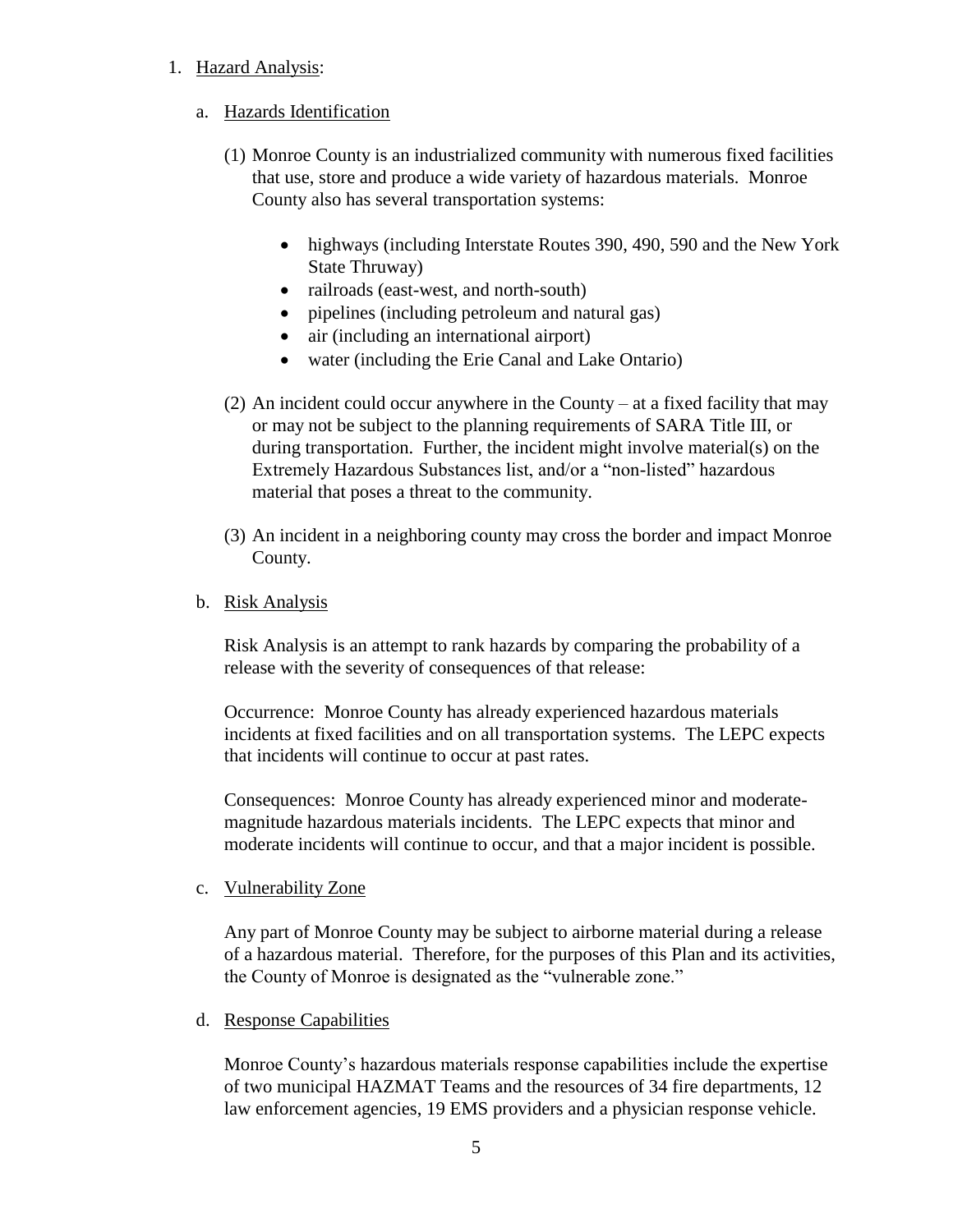1. Hazard Analysis:

   a. Hazards Identification

      (1) Monroe County is an industrialized community with numerous fixed facilities that use, store and produce a wide variety of hazardous materials. Monroe County also has several transportation systems:

      - highways (including Interstate Routes 390, 490, 590 and the New York State Thruway)
      - railroads (east-west, and north-south)
      - pipelines (including petroleum and natural gas)
      - air (including an international airport)
      - water (including the Erie Canal and Lake Ontario)

      (2) An incident could occur anywhere in the County – at a fixed facility that may or may not be subject to the planning requirements of SARA Title III, or during transportation. Further, the incident might involve material(s) on the Extremely Hazardous Substances list, and/or a "non-listed" hazardous material that poses a threat to the community.

      (3) An incident in a neighboring county may cross the border and impact Monroe County.

   b. Risk Analysis

      Risk Analysis is an attempt to rank hazards by comparing the probability of a release with the severity of consequences of that release:

      Occurrence: Monroe County has already experienced hazardous materials incidents at fixed facilities and on all transportation systems. The LEPC expects that incidents will continue to occur at past rates.

      Consequences: Monroe County has already experienced minor and moderate-magnitude hazardous materials incidents. The LEPC expects that minor and moderate incidents will continue to occur, and that a major incident is possible.

   c. Vulnerability Zone

      Any part of Monroe County may be subject to airborne material during a release of a hazardous material. Therefore, for the purposes of this Plan and its activities, the County of Monroe is designated as the "vulnerable zone."

   d. Response Capabilities

      Monroe County's hazardous materials response capabilities include the expertise of two municipal HAZMAT Teams and the resources of 34 fire departments, 12 law enforcement agencies, 19 EMS providers and a physician response vehicle.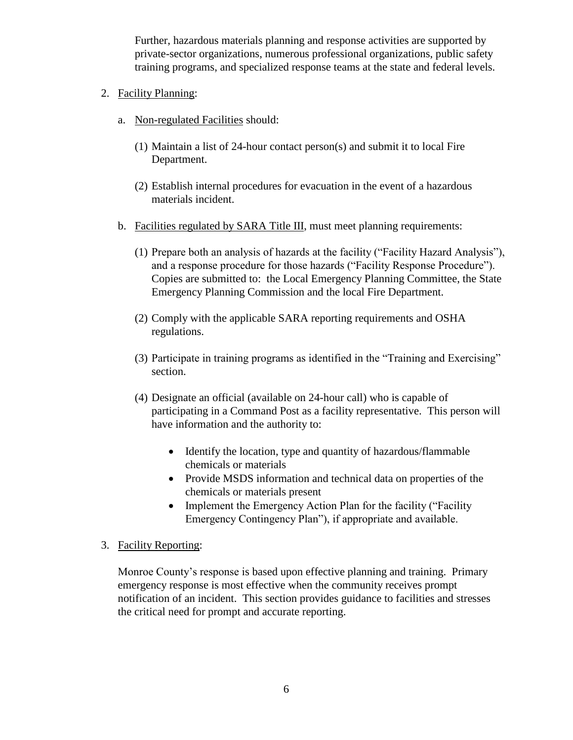Further, hazardous materials planning and response activities are supported by private-sector organizations, numerous professional organizations, public safety training programs, and specialized response teams at the state and federal levels.

2. Facility Planning:

   a. Non-regulated Facilities should:

      (1) Maintain a list of 24-hour contact person(s) and submit it to local Fire Department.

      (2) Establish internal procedures for evacuation in the event of a hazardous materials incident.

   b. Facilities regulated by SARA Title III, must meet planning requirements:

      (1) Prepare both an analysis of hazards at the facility ("Facility Hazard Analysis"), and a response procedure for those hazards ("Facility Response Procedure"). Copies are submitted to: the Local Emergency Planning Committee, the State Emergency Planning Commission and the local Fire Department.

      (2) Comply with the applicable SARA reporting requirements and OSHA regulations.

      (3) Participate in training programs as identified in the "Training and Exercising" section.

      (4) Designate an official (available on 24-hour call) who is capable of participating in a Command Post as a facility representative. This person will have information and the authority to:

         - Identify the location, type and quantity of hazardous/flammable chemicals or materials
         - Provide MSDS information and technical data on properties of the chemicals or materials present
         - Implement the Emergency Action Plan for the facility ("Facility Emergency Contingency Plan"), if appropriate and available.

3. Facility Reporting:

   Monroe County's response is based upon effective planning and training. Primary emergency response is most effective when the community receives prompt notification of an incident. This section provides guidance to facilities and stresses the critical need for prompt and accurate reporting.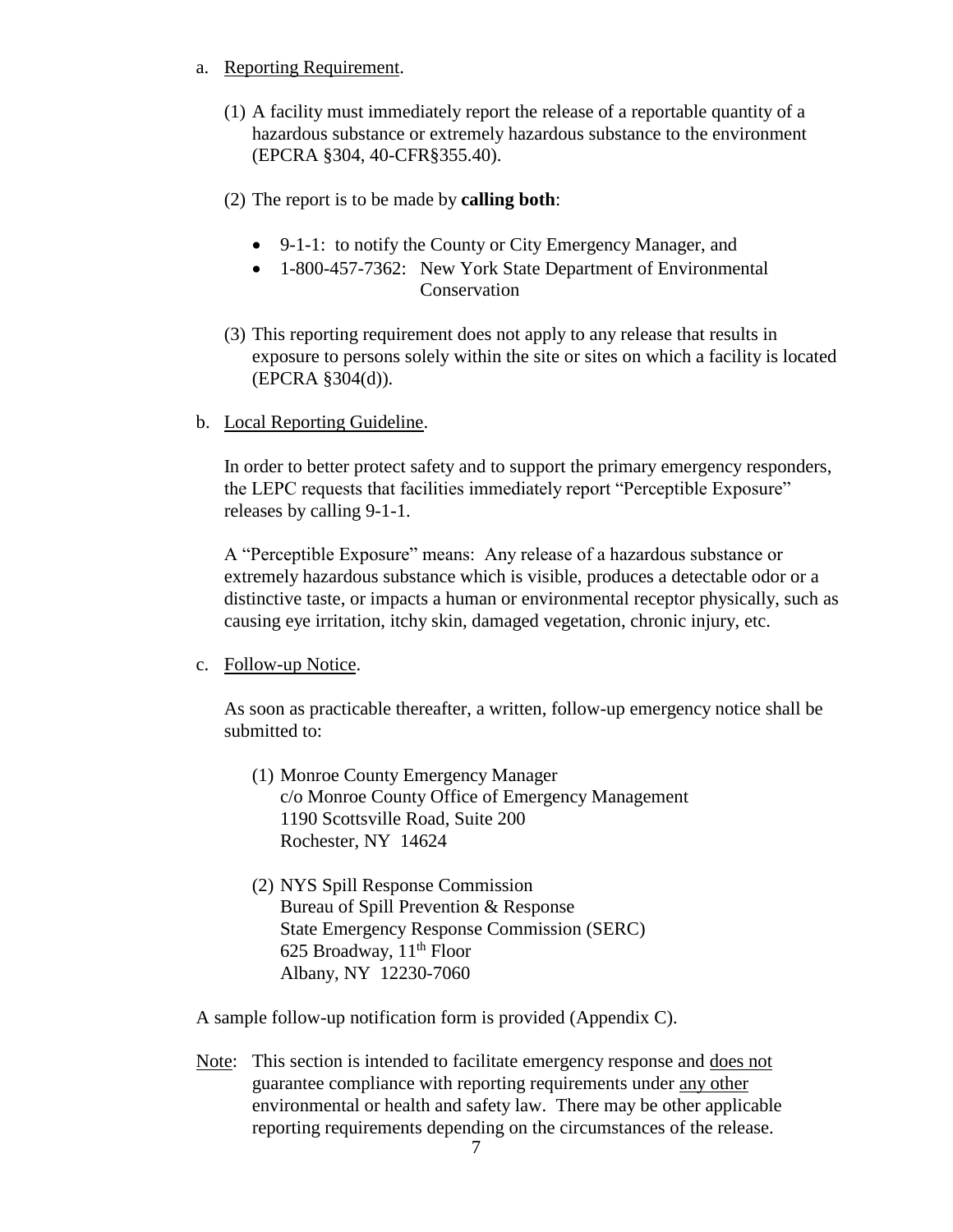a. <u>Reporting Requirement</u>.

   (1) A facility must immediately report the release of a reportable quantity of a hazardous substance or extremely hazardous substance to the environment (EPCRA §304, 40-CFR§355.40).

   (2) The report is to be made by **calling both**:

   - 9-1-1: to notify the County or City Emergency Manager, and
   - 1-800-457-7362: New York State Department of Environmental Conservation

   (3) This reporting requirement does not apply to any release that results in exposure to persons solely within the site or sites on which a facility is located (EPCRA §304(d)).

b. <u>Local Reporting Guideline</u>.

   In order to better protect safety and to support the primary emergency responders, the LEPC requests that facilities immediately report "Perceptible Exposure" releases by calling 9-1-1.

   A "Perceptible Exposure" means: Any release of a hazardous substance or extremely hazardous substance which is visible, produces a detectable odor or a distinctive taste, or impacts a human or environmental receptor physically, such as causing eye irritation, itchy skin, damaged vegetation, chronic injury, etc.

c. <u>Follow-up Notice</u>.

   As soon as practicable thereafter, a written, follow-up emergency notice shall be submitted to:

   (1) Monroe County Emergency Manager
   c/o Monroe County Office of Emergency Management
   1190 Scottsville Road, Suite 200
   Rochester, NY 14624

   (2) NYS Spill Response Commission
   Bureau of Spill Prevention & Response
   State Emergency Response Commission (SERC)
   625 Broadway, 11th Floor
   Albany, NY 12230-7060

A sample follow-up notification form is provided (Appendix C).

<u>Note</u>: This section is intended to facilitate emergency response and <u>does not</u> guarantee compliance with reporting requirements under <u>any other</u> environmental or health and safety law. There may be other applicable reporting requirements depending on the circumstances of the release.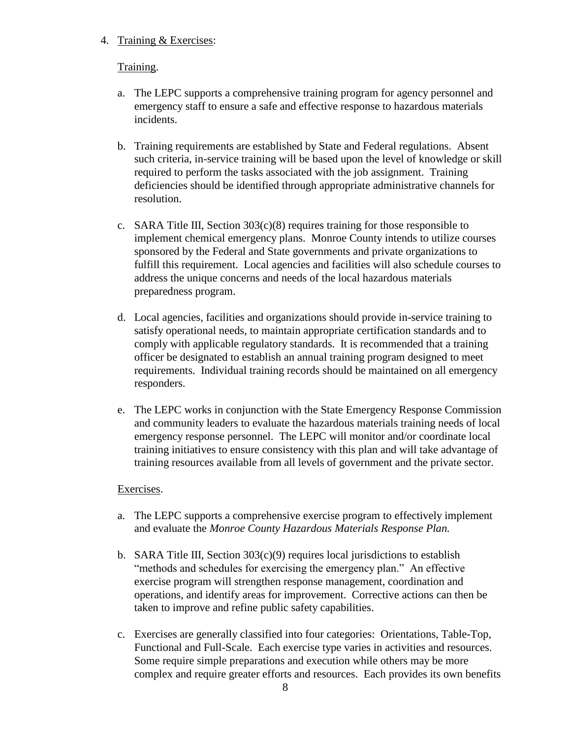4. Training & Exercises:

Training.

a. The LEPC supports a comprehensive training program for agency personnel and emergency staff to ensure a safe and effective response to hazardous materials incidents.

b. Training requirements are established by State and Federal regulations. Absent such criteria, in-service training will be based upon the level of knowledge or skill required to perform the tasks associated with the job assignment. Training deficiencies should be identified through appropriate administrative channels for resolution.

c. SARA Title III, Section 303(c)(8) requires training for those responsible to implement chemical emergency plans. Monroe County intends to utilize courses sponsored by the Federal and State governments and private organizations to fulfill this requirement. Local agencies and facilities will also schedule courses to address the unique concerns and needs of the local hazardous materials preparedness program.

d. Local agencies, facilities and organizations should provide in-service training to satisfy operational needs, to maintain appropriate certification standards and to comply with applicable regulatory standards. It is recommended that a training officer be designated to establish an annual training program designed to meet requirements. Individual training records should be maintained on all emergency responders.

e. The LEPC works in conjunction with the State Emergency Response Commission and community leaders to evaluate the hazardous materials training needs of local emergency response personnel. The LEPC will monitor and/or coordinate local training initiatives to ensure consistency with this plan and will take advantage of training resources available from all levels of government and the private sector.

Exercises.

a. The LEPC supports a comprehensive exercise program to effectively implement and evaluate the *Monroe County Hazardous Materials Response Plan.*

b. SARA Title III, Section 303(c)(9) requires local jurisdictions to establish "methods and schedules for exercising the emergency plan." An effective exercise program will strengthen response management, coordination and operations, and identify areas for improvement. Corrective actions can then be taken to improve and refine public safety capabilities.

c. Exercises are generally classified into four categories: Orientations, Table-Top, Functional and Full-Scale. Each exercise type varies in activities and resources. Some require simple preparations and execution while others may be more complex and require greater efforts and resources. Each provides its own benefits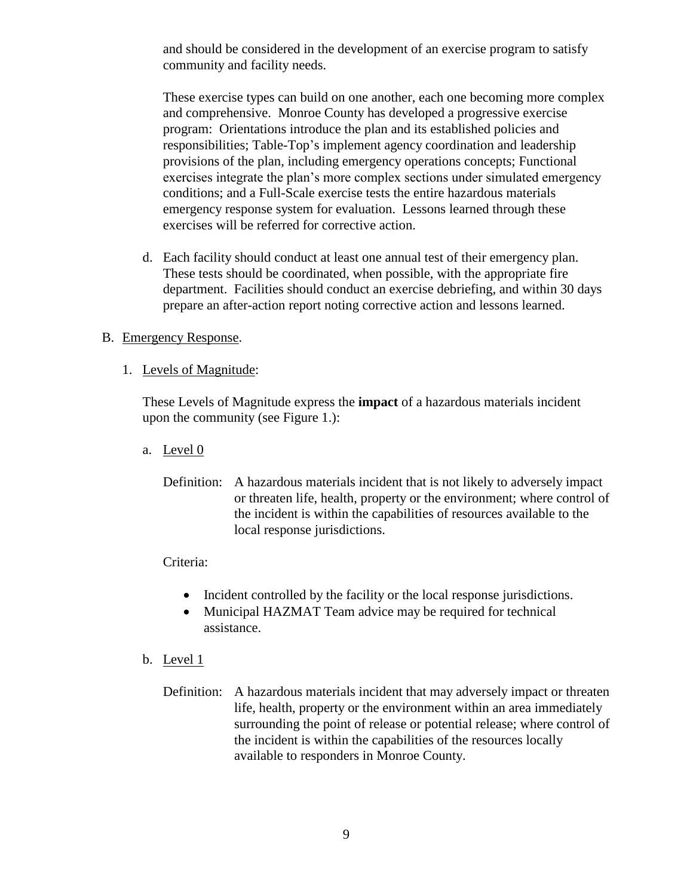and should be considered in the development of an exercise program to satisfy community and facility needs.

These exercise types can build on one another, each one becoming more complex and comprehensive. Monroe County has developed a progressive exercise program: Orientations introduce the plan and its established policies and responsibilities; Table-Top's implement agency coordination and leadership provisions of the plan, including emergency operations concepts; Functional exercises integrate the plan's more complex sections under simulated emergency conditions; and a Full-Scale exercise tests the entire hazardous materials emergency response system for evaluation. Lessons learned through these exercises will be referred for corrective action.

d. Each facility should conduct at least one annual test of their emergency plan. These tests should be coordinated, when possible, with the appropriate fire department. Facilities should conduct an exercise debriefing, and within 30 days prepare an after-action report noting corrective action and lessons learned.

B. Emergency Response.

1. Levels of Magnitude:

These Levels of Magnitude express the **impact** of a hazardous materials incident upon the community (see Figure 1.):

a. Level 0

Definition: A hazardous materials incident that is not likely to adversely impact or threaten life, health, property or the environment; where control of the incident is within the capabilities of resources available to the local response jurisdictions.

Criteria:

- Incident controlled by the facility or the local response jurisdictions.
- Municipal HAZMAT Team advice may be required for technical assistance.

b. Level 1

Definition: A hazardous materials incident that may adversely impact or threaten life, health, property or the environment within an area immediately surrounding the point of release or potential release; where control of the incident is within the capabilities of the resources locally available to responders in Monroe County.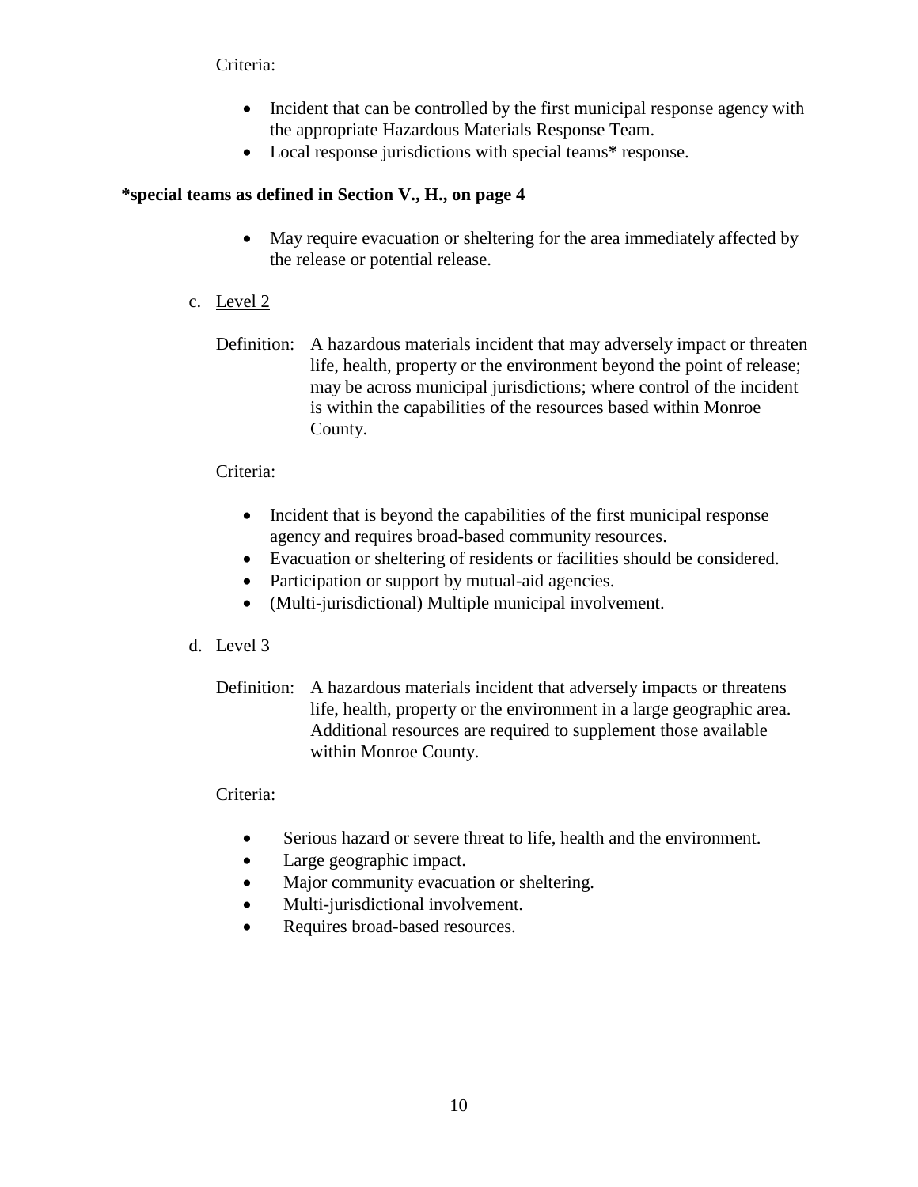Criteria:

- Incident that can be controlled by the first municipal response agency with the appropriate Hazardous Materials Response Team.
- Local response jurisdictions with special teams**\*** response.

**\*special teams as defined in Section V., H., on page 4**

- May require evacuation or sheltering for the area immediately affected by the release or potential release.

c. Level 2

Definition: A hazardous materials incident that may adversely impact or threaten life, health, property or the environment beyond the point of release; may be across municipal jurisdictions; where control of the incident is within the capabilities of the resources based within Monroe County.

Criteria:

- Incident that is beyond the capabilities of the first municipal response agency and requires broad-based community resources.
- Evacuation or sheltering of residents or facilities should be considered.
- Participation or support by mutual-aid agencies.
- (Multi-jurisdictional) Multiple municipal involvement.

d. Level 3

Definition: A hazardous materials incident that adversely impacts or threatens life, health, property or the environment in a large geographic area. Additional resources are required to supplement those available within Monroe County.

Criteria:

- Serious hazard or severe threat to life, health and the environment.
- Large geographic impact.
- Major community evacuation or sheltering.
- Multi-jurisdictional involvement.
- Requires broad-based resources.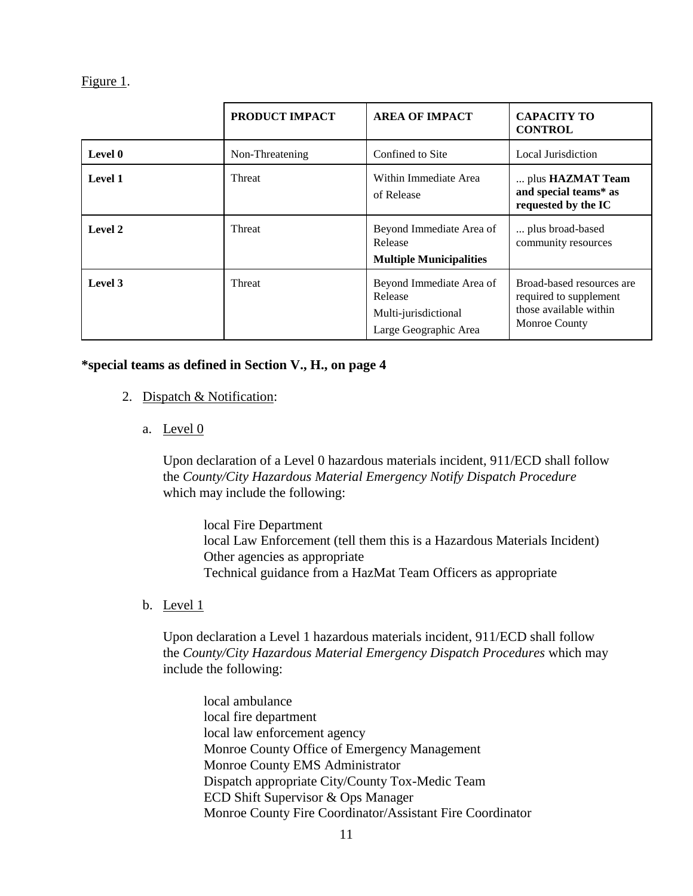Figure 1.

| | **PRODUCT IMPACT** | **AREA OF IMPACT** | **CAPACITY TO CONTROL** |
|---|---|---|---|
| **Level 0** | Non-Threatening | Confined to Site | Local Jurisdiction |
| **Level 1** | Threat | Within Immediate Area of Release | ... plus **HAZMAT Team and special teams* as requested by the IC** |
| **Level 2** | Threat | Beyond Immediate Area of Release **Multiple Municipalities** | ... plus broad-based community resources |
| **Level 3** | Threat | Beyond Immediate Area of Release Multi-jurisdictional Large Geographic Area | Broad-based resources are required to supplement those available within Monroe County |

**\*special teams as defined in Section V., H., on page 4**

2. Dispatch & Notification:

   a. Level 0

   Upon declaration of a Level 0 hazardous materials incident, 911/ECD shall follow the *County/City Hazardous Material Emergency Notify Dispatch Procedure* which may include the following:

   local Fire Department
   local Law Enforcement (tell them this is a Hazardous Materials Incident)
   Other agencies as appropriate
   Technical guidance from a HazMat Team Officers as appropriate

   b. Level 1

   Upon declaration a Level 1 hazardous materials incident, 911/ECD shall follow the *County/City Hazardous Material Emergency Dispatch Procedures* which may include the following:

   local ambulance
   local fire department
   local law enforcement agency
   Monroe County Office of Emergency Management
   Monroe County EMS Administrator
   Dispatch appropriate City/County Tox-Medic Team
   ECD Shift Supervisor & Ops Manager
   Monroe County Fire Coordinator/Assistant Fire Coordinator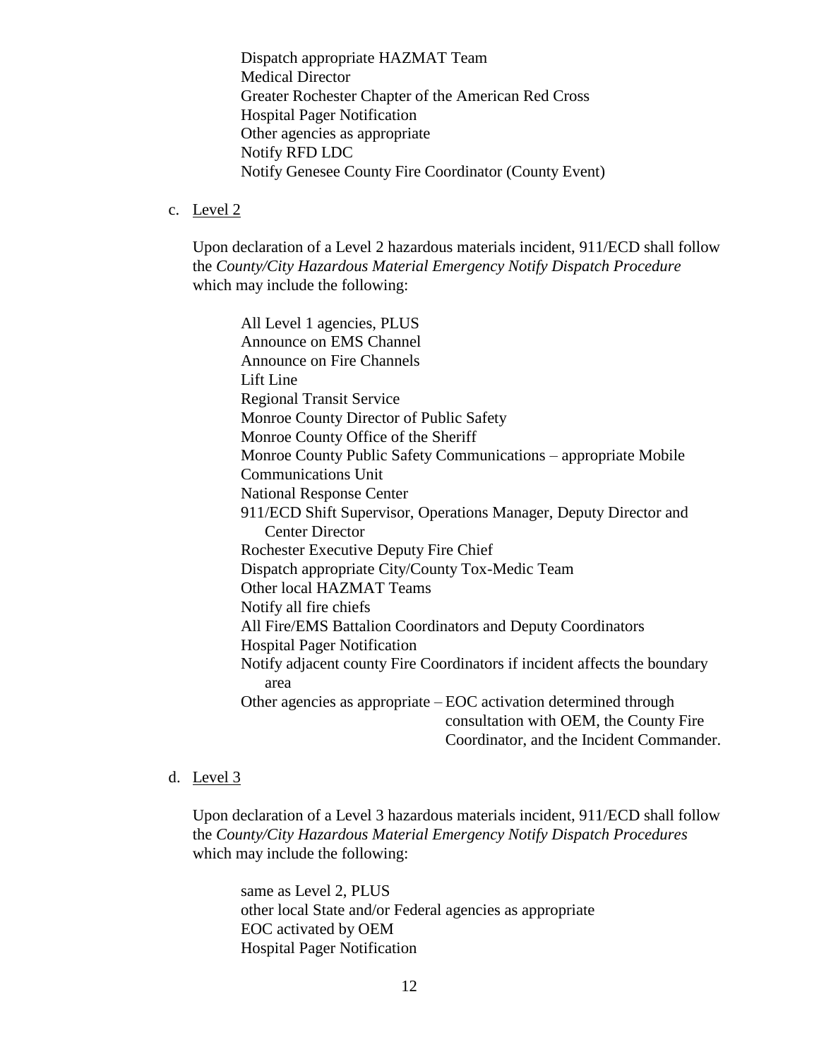Dispatch appropriate HAZMAT Team
Medical Director
Greater Rochester Chapter of the American Red Cross
Hospital Pager Notification
Other agencies as appropriate
Notify RFD LDC
Notify Genesee County Fire Coordinator (County Event)

c. Level 2

Upon declaration of a Level 2 hazardous materials incident, 911/ECD shall follow the *County/City Hazardous Material Emergency Notify Dispatch Procedure* which may include the following:

All Level 1 agencies, PLUS
Announce on EMS Channel
Announce on Fire Channels
Lift Line
Regional Transit Service
Monroe County Director of Public Safety
Monroe County Office of the Sheriff
Monroe County Public Safety Communications – appropriate Mobile Communications Unit
National Response Center
911/ECD Shift Supervisor, Operations Manager, Deputy Director and Center Director
Rochester Executive Deputy Fire Chief
Dispatch appropriate City/County Tox-Medic Team
Other local HAZMAT Teams
Notify all fire chiefs
All Fire/EMS Battalion Coordinators and Deputy Coordinators
Hospital Pager Notification
Notify adjacent county Fire Coordinators if incident affects the boundary area
Other agencies as appropriate – EOC activation determined through consultation with OEM, the County Fire Coordinator, and the Incident Commander.

d. Level 3

Upon declaration of a Level 3 hazardous materials incident, 911/ECD shall follow the *County/City Hazardous Material Emergency Notify Dispatch Procedures* which may include the following:

same as Level 2, PLUS
other local State and/or Federal agencies as appropriate
EOC activated by OEM
Hospital Pager Notification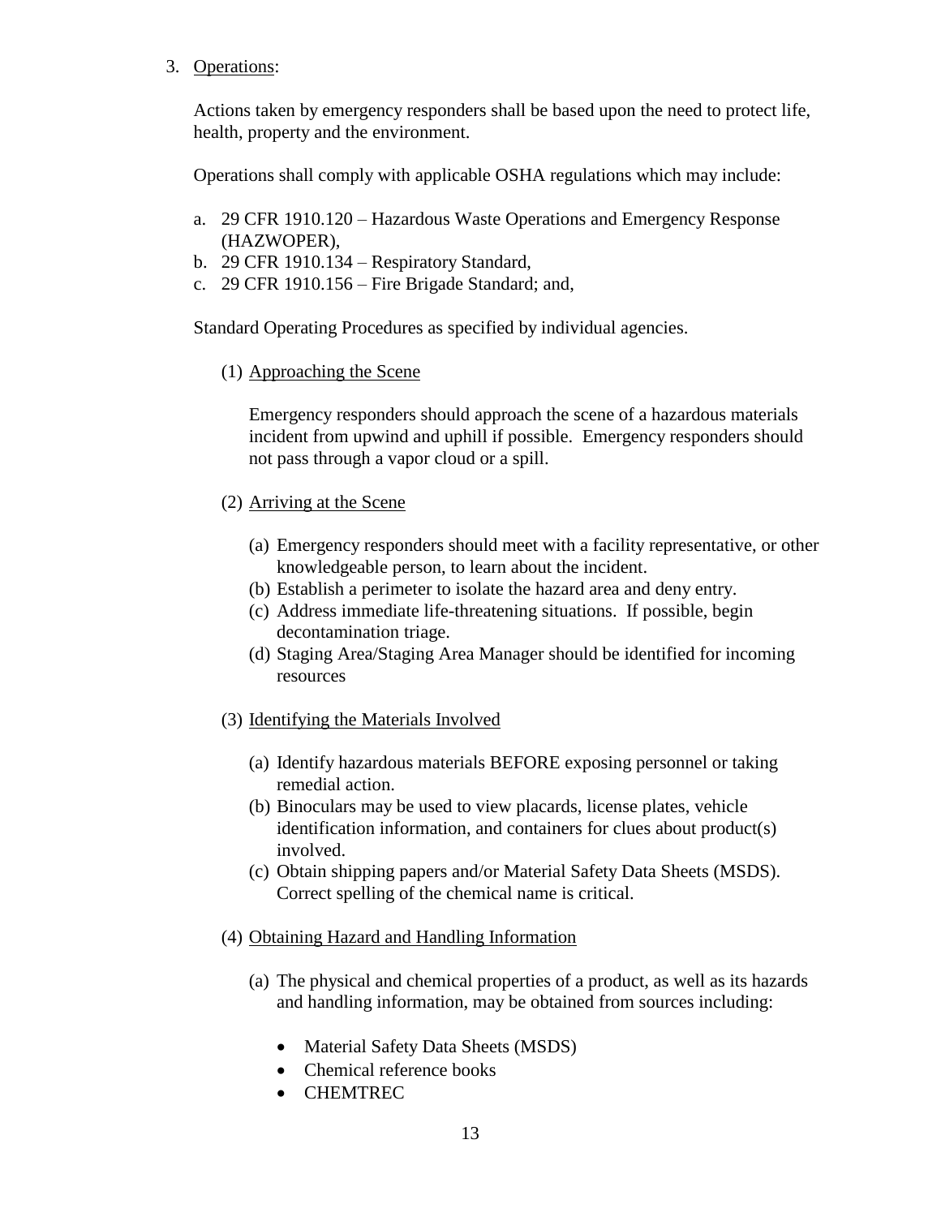3. Operations:

   Actions taken by emergency responders shall be based upon the need to protect life, health, property and the environment.

   Operations shall comply with applicable OSHA regulations which may include:

   a. 29 CFR 1910.120 – Hazardous Waste Operations and Emergency Response (HAZWOPER),
   b. 29 CFR 1910.134 – Respiratory Standard,
   c. 29 CFR 1910.156 – Fire Brigade Standard; and,

   Standard Operating Procedures as specified by individual agencies.

   (1) Approaching the Scene

   Emergency responders should approach the scene of a hazardous materials incident from upwind and uphill if possible. Emergency responders should not pass through a vapor cloud or a spill.

   (2) Arriving at the Scene

   (a) Emergency responders should meet with a facility representative, or other knowledgeable person, to learn about the incident.
   (b) Establish a perimeter to isolate the hazard area and deny entry.
   (c) Address immediate life-threatening situations. If possible, begin decontamination triage.
   (d) Staging Area/Staging Area Manager should be identified for incoming resources

   (3) Identifying the Materials Involved

   (a) Identify hazardous materials BEFORE exposing personnel or taking remedial action.
   (b) Binoculars may be used to view placards, license plates, vehicle identification information, and containers for clues about product(s) involved.
   (c) Obtain shipping papers and/or Material Safety Data Sheets (MSDS). Correct spelling of the chemical name is critical.

   (4) Obtaining Hazard and Handling Information

   (a) The physical and chemical properties of a product, as well as its hazards and handling information, may be obtained from sources including:

   - Material Safety Data Sheets (MSDS)
   - Chemical reference books
   - CHEMTREC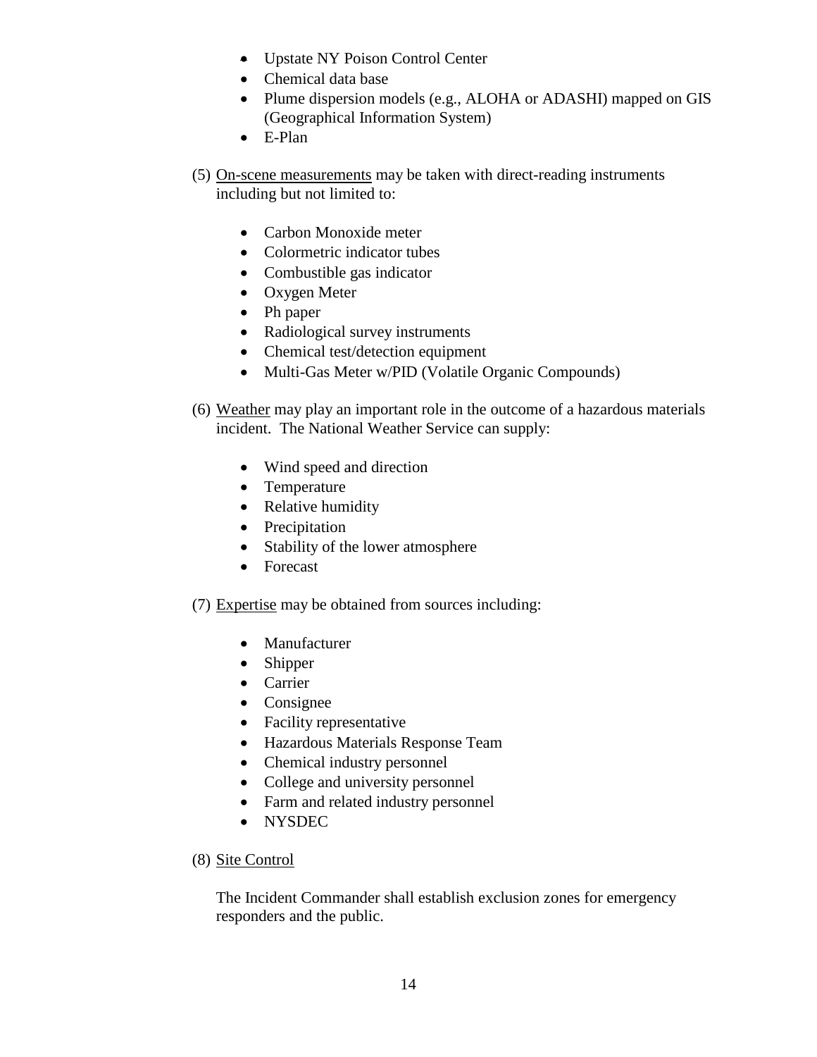- Upstate NY Poison Control Center
- Chemical data base
- Plume dispersion models (e.g., ALOHA or ADASHI) mapped on GIS (Geographical Information System)
- E-Plan

(5) <u>On-scene measurements</u> may be taken with direct-reading instruments including but not limited to:

- Carbon Monoxide meter
- Colormetric indicator tubes
- Combustible gas indicator
- Oxygen Meter
- Ph paper
- Radiological survey instruments
- Chemical test/detection equipment
- Multi-Gas Meter w/PID (Volatile Organic Compounds)

(6) <u>Weather</u> may play an important role in the outcome of a hazardous materials incident. The National Weather Service can supply:

- Wind speed and direction
- Temperature
- Relative humidity
- Precipitation
- Stability of the lower atmosphere
- Forecast

(7) <u>Expertise</u> may be obtained from sources including:

- Manufacturer
- Shipper
- Carrier
- Consignee
- Facility representative
- Hazardous Materials Response Team
- Chemical industry personnel
- College and university personnel
- Farm and related industry personnel
- NYSDEC

(8) <u>Site Control</u>

The Incident Commander shall establish exclusion zones for emergency responders and the public.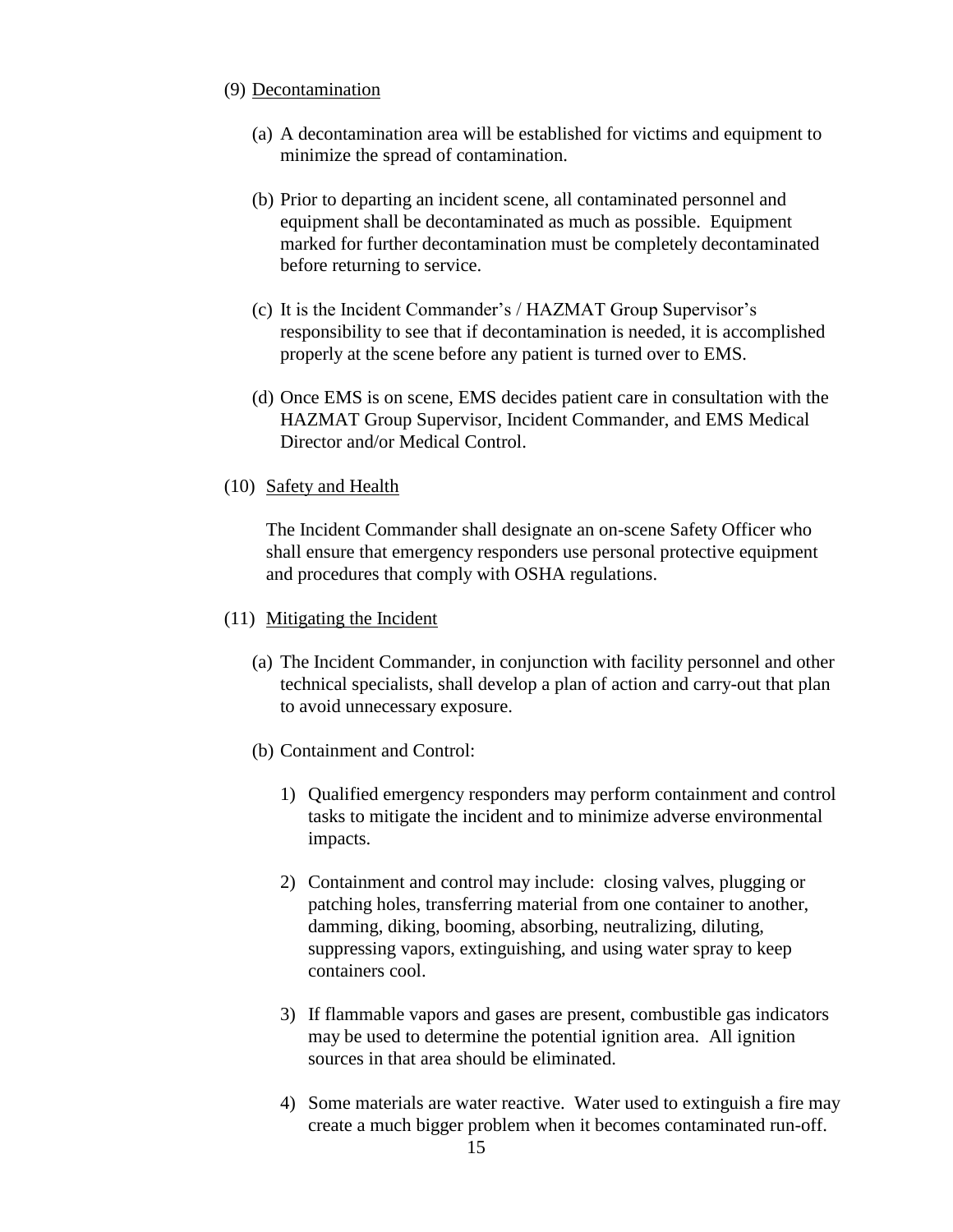(9) Decontamination

(a) A decontamination area will be established for victims and equipment to minimize the spread of contamination.

(b) Prior to departing an incident scene, all contaminated personnel and equipment shall be decontaminated as much as possible. Equipment marked for further decontamination must be completely decontaminated before returning to service.

(c) It is the Incident Commander's / HAZMAT Group Supervisor's responsibility to see that if decontamination is needed, it is accomplished properly at the scene before any patient is turned over to EMS.

(d) Once EMS is on scene, EMS decides patient care in consultation with the HAZMAT Group Supervisor, Incident Commander, and EMS Medical Director and/or Medical Control.

(10) Safety and Health

The Incident Commander shall designate an on-scene Safety Officer who shall ensure that emergency responders use personal protective equipment and procedures that comply with OSHA regulations.

(11) Mitigating the Incident

(a) The Incident Commander, in conjunction with facility personnel and other technical specialists, shall develop a plan of action and carry-out that plan to avoid unnecessary exposure.

(b) Containment and Control:

1) Qualified emergency responders may perform containment and control tasks to mitigate the incident and to minimize adverse environmental impacts.

2) Containment and control may include: closing valves, plugging or patching holes, transferring material from one container to another, damming, diking, booming, absorbing, neutralizing, diluting, suppressing vapors, extinguishing, and using water spray to keep containers cool.

3) If flammable vapors and gases are present, combustible gas indicators may be used to determine the potential ignition area. All ignition sources in that area should be eliminated.

4) Some materials are water reactive. Water used to extinguish a fire may create a much bigger problem when it becomes contaminated run-off.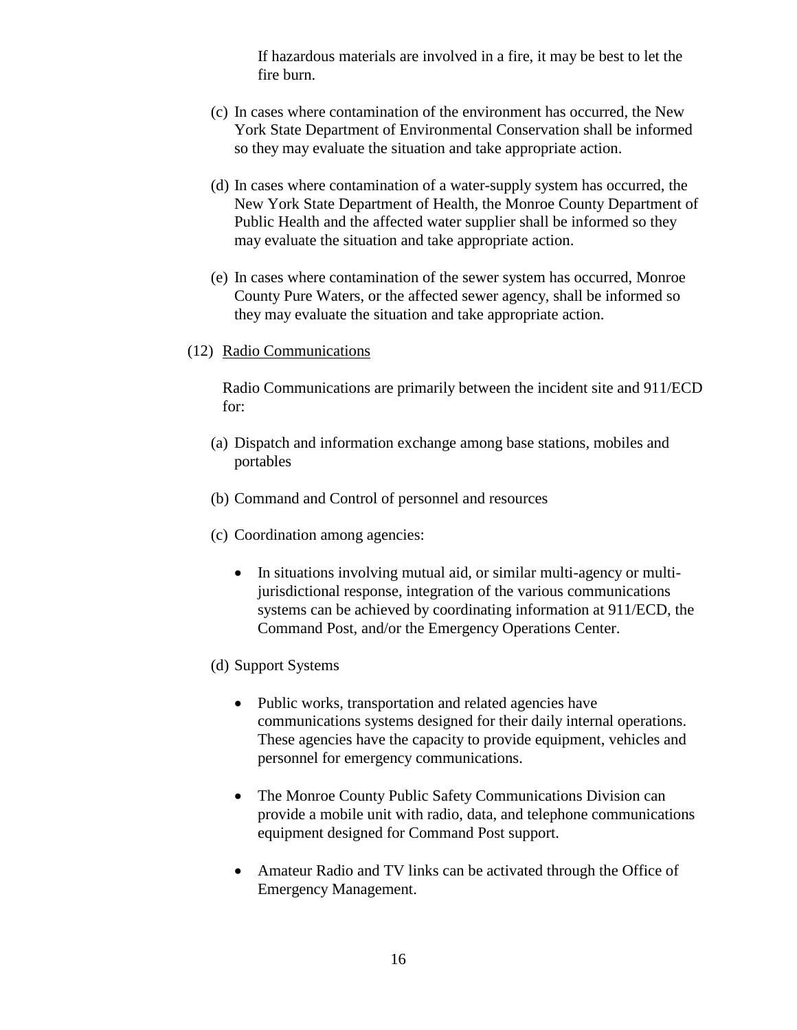If hazardous materials are involved in a fire, it may be best to let the fire burn.

(c) In cases where contamination of the environment has occurred, the New York State Department of Environmental Conservation shall be informed so they may evaluate the situation and take appropriate action.

(d) In cases where contamination of a water-supply system has occurred, the New York State Department of Health, the Monroe County Department of Public Health and the affected water supplier shall be informed so they may evaluate the situation and take appropriate action.

(e) In cases where contamination of the sewer system has occurred, Monroe County Pure Waters, or the affected sewer agency, shall be informed so they may evaluate the situation and take appropriate action.

(12) Radio Communications

Radio Communications are primarily between the incident site and 911/ECD for:

(a) Dispatch and information exchange among base stations, mobiles and portables

(b) Command and Control of personnel and resources

(c) Coordination among agencies:

- In situations involving mutual aid, or similar multi-agency or multi-jurisdictional response, integration of the various communications systems can be achieved by coordinating information at 911/ECD, the Command Post, and/or the Emergency Operations Center.

(d) Support Systems

- Public works, transportation and related agencies have communications systems designed for their daily internal operations. These agencies have the capacity to provide equipment, vehicles and personnel for emergency communications.

- The Monroe County Public Safety Communications Division can provide a mobile unit with radio, data, and telephone communications equipment designed for Command Post support.

- Amateur Radio and TV links can be activated through the Office of Emergency Management.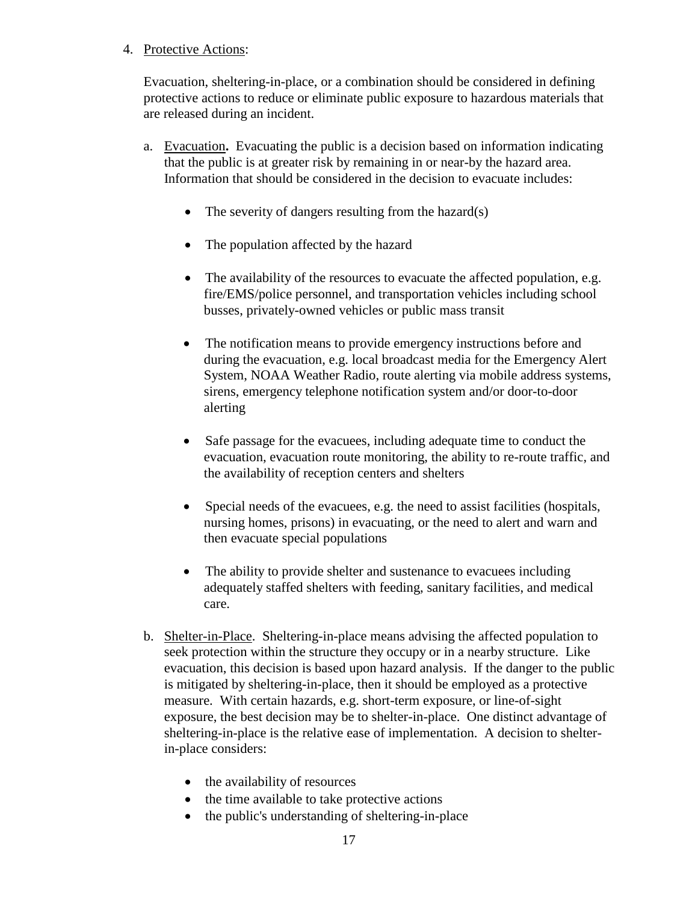4. Protective Actions:

   Evacuation, sheltering-in-place, or a combination should be considered in defining protective actions to reduce or eliminate public exposure to hazardous materials that are released during an incident.

   a. Evacuation**.** Evacuating the public is a decision based on information indicating that the public is at greater risk by remaining in or near-by the hazard area. Information that should be considered in the decision to evacuate includes:

      - The severity of dangers resulting from the hazard(s)
      - The population affected by the hazard
      - The availability of the resources to evacuate the affected population, e.g. fire/EMS/police personnel, and transportation vehicles including school busses, privately-owned vehicles or public mass transit
      - The notification means to provide emergency instructions before and during the evacuation, e.g. local broadcast media for the Emergency Alert System, NOAA Weather Radio, route alerting via mobile address systems, sirens, emergency telephone notification system and/or door-to-door alerting
      - Safe passage for the evacuees, including adequate time to conduct the evacuation, evacuation route monitoring, the ability to re-route traffic, and the availability of reception centers and shelters
      - Special needs of the evacuees, e.g. the need to assist facilities (hospitals, nursing homes, prisons) in evacuating, or the need to alert and warn and then evacuate special populations
      - The ability to provide shelter and sustenance to evacuees including adequately staffed shelters with feeding, sanitary facilities, and medical care.

   b. Shelter-in-Place. Sheltering-in-place means advising the affected population to seek protection within the structure they occupy or in a nearby structure. Like evacuation, this decision is based upon hazard analysis. If the danger to the public is mitigated by sheltering-in-place, then it should be employed as a protective measure. With certain hazards, e.g. short-term exposure, or line-of-sight exposure, the best decision may be to shelter-in-place. One distinct advantage of sheltering-in-place is the relative ease of implementation. A decision to shelter-in-place considers:

      - the availability of resources
      - the time available to take protective actions
      - the public's understanding of sheltering-in-place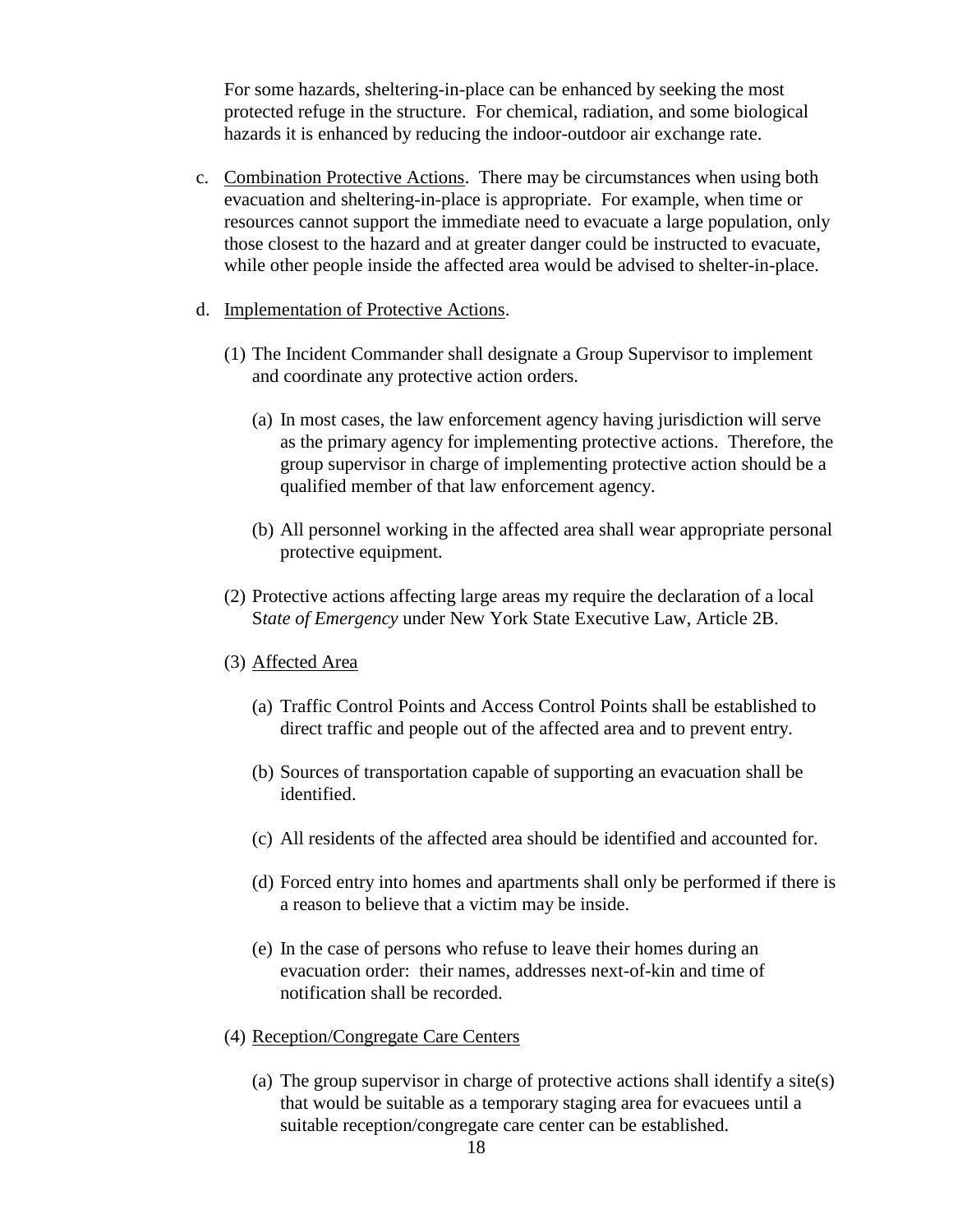For some hazards, sheltering-in-place can be enhanced by seeking the most protected refuge in the structure. For chemical, radiation, and some biological hazards it is enhanced by reducing the indoor-outdoor air exchange rate.

c. Combination Protective Actions. There may be circumstances when using both evacuation and sheltering-in-place is appropriate. For example, when time or resources cannot support the immediate need to evacuate a large population, only those closest to the hazard and at greater danger could be instructed to evacuate, while other people inside the affected area would be advised to shelter-in-place.

d. Implementation of Protective Actions.

(1) The Incident Commander shall designate a Group Supervisor to implement and coordinate any protective action orders.

(a) In most cases, the law enforcement agency having jurisdiction will serve as the primary agency for implementing protective actions. Therefore, the group supervisor in charge of implementing protective action should be a qualified member of that law enforcement agency.

(b) All personnel working in the affected area shall wear appropriate personal protective equipment.

(2) Protective actions affecting large areas my require the declaration of a local S*tate of Emergency* under New York State Executive Law, Article 2B.

(3) Affected Area

(a) Traffic Control Points and Access Control Points shall be established to direct traffic and people out of the affected area and to prevent entry.

(b) Sources of transportation capable of supporting an evacuation shall be identified.

(c) All residents of the affected area should be identified and accounted for.

(d) Forced entry into homes and apartments shall only be performed if there is a reason to believe that a victim may be inside.

(e) In the case of persons who refuse to leave their homes during an evacuation order: their names, addresses next-of-kin and time of notification shall be recorded.

(4) Reception/Congregate Care Centers

(a) The group supervisor in charge of protective actions shall identify a site(s) that would be suitable as a temporary staging area for evacuees until a suitable reception/congregate care center can be established.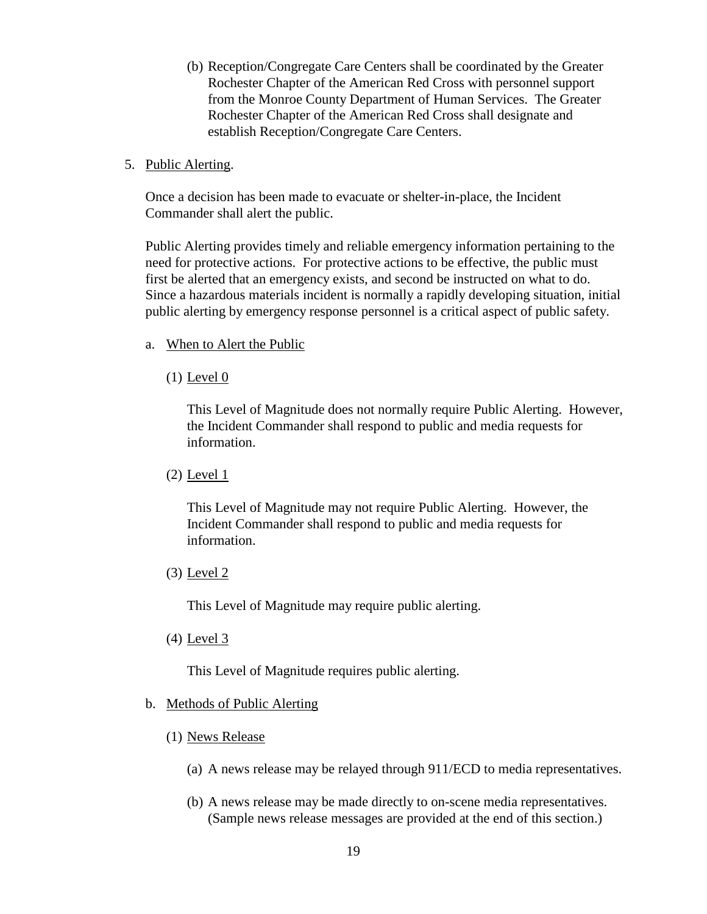(b) Reception/Congregate Care Centers shall be coordinated by the Greater Rochester Chapter of the American Red Cross with personnel support from the Monroe County Department of Human Services. The Greater Rochester Chapter of the American Red Cross shall designate and establish Reception/Congregate Care Centers.

5. Public Alerting.

Once a decision has been made to evacuate or shelter-in-place, the Incident Commander shall alert the public.

Public Alerting provides timely and reliable emergency information pertaining to the need for protective actions. For protective actions to be effective, the public must first be alerted that an emergency exists, and second be instructed on what to do. Since a hazardous materials incident is normally a rapidly developing situation, initial public alerting by emergency response personnel is a critical aspect of public safety.

a. When to Alert the Public

(1) Level 0

This Level of Magnitude does not normally require Public Alerting. However, the Incident Commander shall respond to public and media requests for information.

(2) Level 1

This Level of Magnitude may not require Public Alerting. However, the Incident Commander shall respond to public and media requests for information.

(3) Level 2

This Level of Magnitude may require public alerting.

(4) Level 3

This Level of Magnitude requires public alerting.

b. Methods of Public Alerting

(1) News Release

(a) A news release may be relayed through 911/ECD to media representatives.

(b) A news release may be made directly to on-scene media representatives. (Sample news release messages are provided at the end of this section.)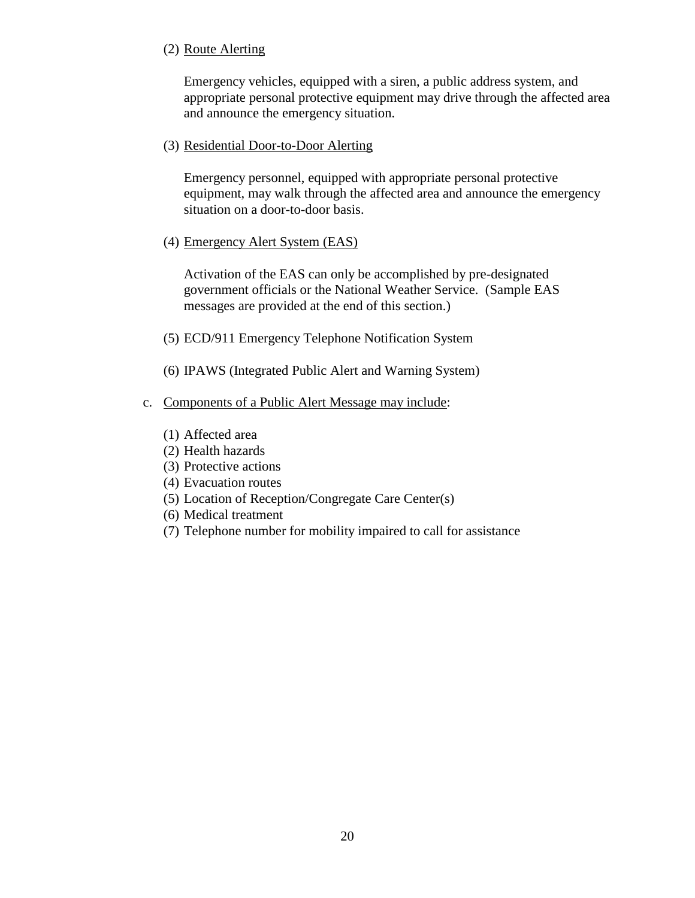(2) Route Alerting

Emergency vehicles, equipped with a siren, a public address system, and appropriate personal protective equipment may drive through the affected area and announce the emergency situation.

(3) Residential Door-to-Door Alerting

Emergency personnel, equipped with appropriate personal protective equipment, may walk through the affected area and announce the emergency situation on a door-to-door basis.

(4) Emergency Alert System (EAS)

Activation of the EAS can only be accomplished by pre-designated government officials or the National Weather Service. (Sample EAS messages are provided at the end of this section.)

(5) ECD/911 Emergency Telephone Notification System

(6) IPAWS (Integrated Public Alert and Warning System)

c. Components of a Public Alert Message may include:

(1) Affected area
(2) Health hazards
(3) Protective actions
(4) Evacuation routes
(5) Location of Reception/Congregate Care Center(s)
(6) Medical treatment
(7) Telephone number for mobility impaired to call for assistance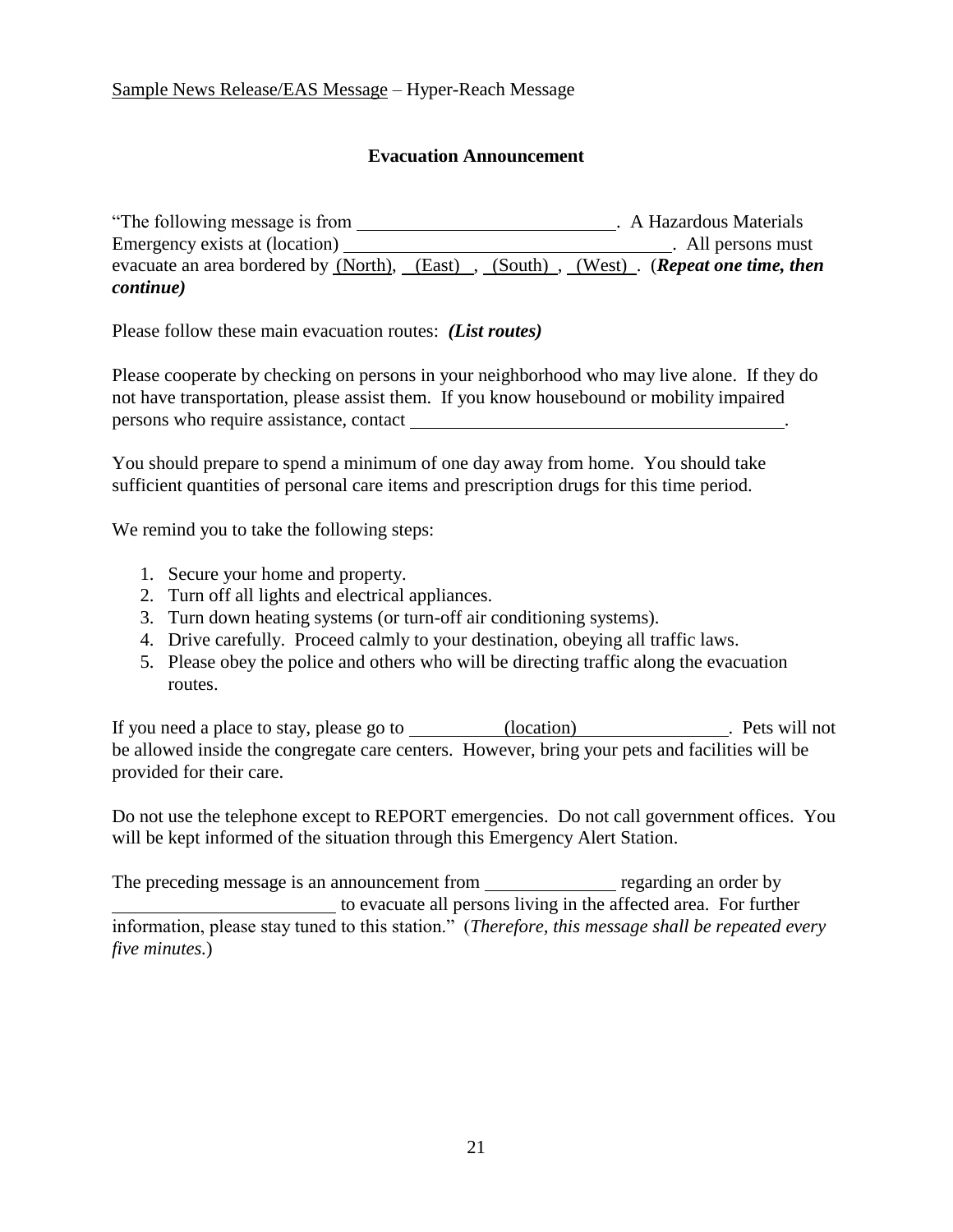Sample News Release/EAS Message – Hyper-Reach Message

**Evacuation Announcement**

"The following message is from \_\_\_\_\_\_\_\_\_\_\_\_\_\_\_\_\_\_\_\_\_\_\_\_\_\_\_\_\_\_. A Hazardous Materials Emergency exists at (location) \_\_\_\_\_\_\_\_\_\_\_\_\_\_\_\_\_\_\_\_\_\_\_\_\_\_\_\_\_\_\_\_\_\_\_\_. All persons must evacuate an area bordered by (North), (East), (South), (West). (***Repeat one time, then continue)***

Please follow these main evacuation routes: ***(List routes)***

Please cooperate by checking on persons in your neighborhood who may live alone. If they do not have transportation, please assist them. If you know housebound or mobility impaired persons who require assistance, contact \_\_\_\_\_\_\_\_\_\_\_\_\_\_\_\_\_\_\_\_\_\_\_\_\_\_\_\_\_\_\_\_\_\_\_\_\_\_\_\_\_\_\_.

You should prepare to spend a minimum of one day away from home. You should take sufficient quantities of personal care items and prescription drugs for this time period.

We remind you to take the following steps:

1. Secure your home and property.
2. Turn off all lights and electrical appliances.
3. Turn down heating systems (or turn-off air conditioning systems).
4. Drive carefully. Proceed calmly to your destination, obeying all traffic laws.
5. Please obey the police and others who will be directing traffic along the evacuation routes.

If you need a place to stay, please go to \_\_\_\_\_\_\_\_\_\_ (location) \_\_\_\_\_\_\_\_\_\_\_\_\_\_\_\_\_. Pets will not be allowed inside the congregate care centers. However, bring your pets and facilities will be provided for their care.

Do not use the telephone except to REPORT emergencies. Do not call government offices. You will be kept informed of the situation through this Emergency Alert Station.

The preceding message is an announcement from \_\_\_\_\_\_\_\_\_\_\_\_\_\_ regarding an order by \_\_\_\_\_\_\_\_\_\_\_\_\_\_\_\_\_\_\_\_\_\_\_\_\_ to evacuate all persons living in the affected area. For further information, please stay tuned to this station." (*Therefore, this message shall be repeated every five minutes.*)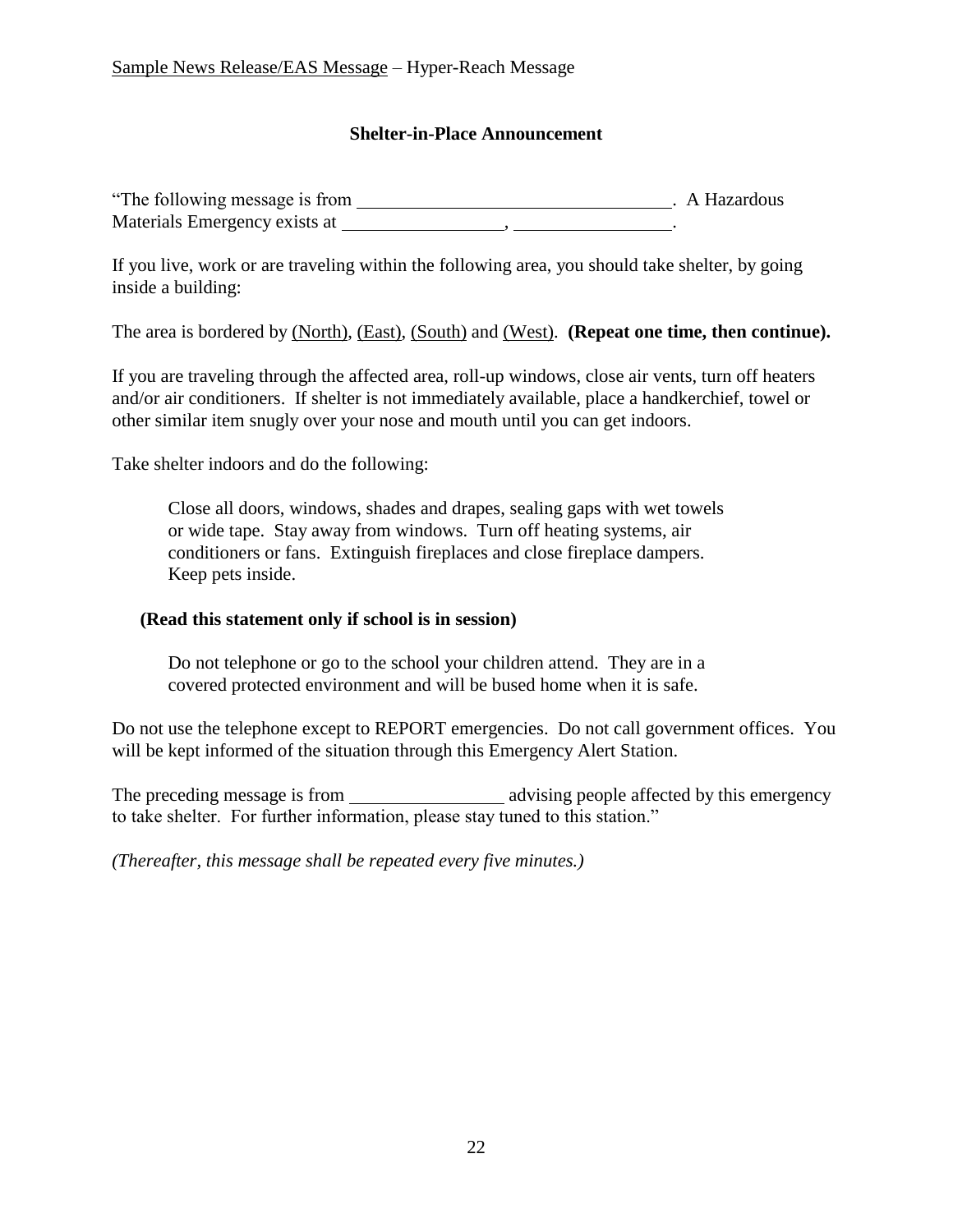Sample News Release/EAS Message – Hyper-Reach Message

### Shelter-in-Place Announcement

"The following message is from \_\_\_\_\_\_\_\_\_\_\_\_\_\_\_\_\_\_\_\_\_\_\_\_\_\_\_\_\_\_\_\_\_\_. A Hazardous Materials Emergency exists at \_\_\_\_\_\_\_\_\_\_\_\_\_\_\_\_\_, \_\_\_\_\_\_\_\_\_\_\_\_\_\_\_\_\_.

If you live, work or are traveling within the following area, you should take shelter, by going inside a building:

The area is bordered by <u>(North)</u>, <u>(East)</u>, <u>(South)</u> and <u>(West)</u>. **(Repeat one time, then continue).**

If you are traveling through the affected area, roll-up windows, close air vents, turn off heaters and/or air conditioners. If shelter is not immediately available, place a handkerchief, towel or other similar item snugly over your nose and mouth until you can get indoors.

Take shelter indoors and do the following:

> Close all doors, windows, shades and drapes, sealing gaps with wet towels or wide tape. Stay away from windows. Turn off heating systems, air conditioners or fans. Extinguish fireplaces and close fireplace dampers. Keep pets inside.

**(Read this statement only if school is in session)**

> Do not telephone or go to the school your children attend. They are in a covered protected environment and will be bused home when it is safe.

Do not use the telephone except to REPORT emergencies. Do not call government offices. You will be kept informed of the situation through this Emergency Alert Station.

The preceding message is from \_\_\_\_\_\_\_\_\_\_\_\_\_\_\_\_\_ advising people affected by this emergency to take shelter. For further information, please stay tuned to this station."

*(Thereafter, this message shall be repeated every five minutes.)*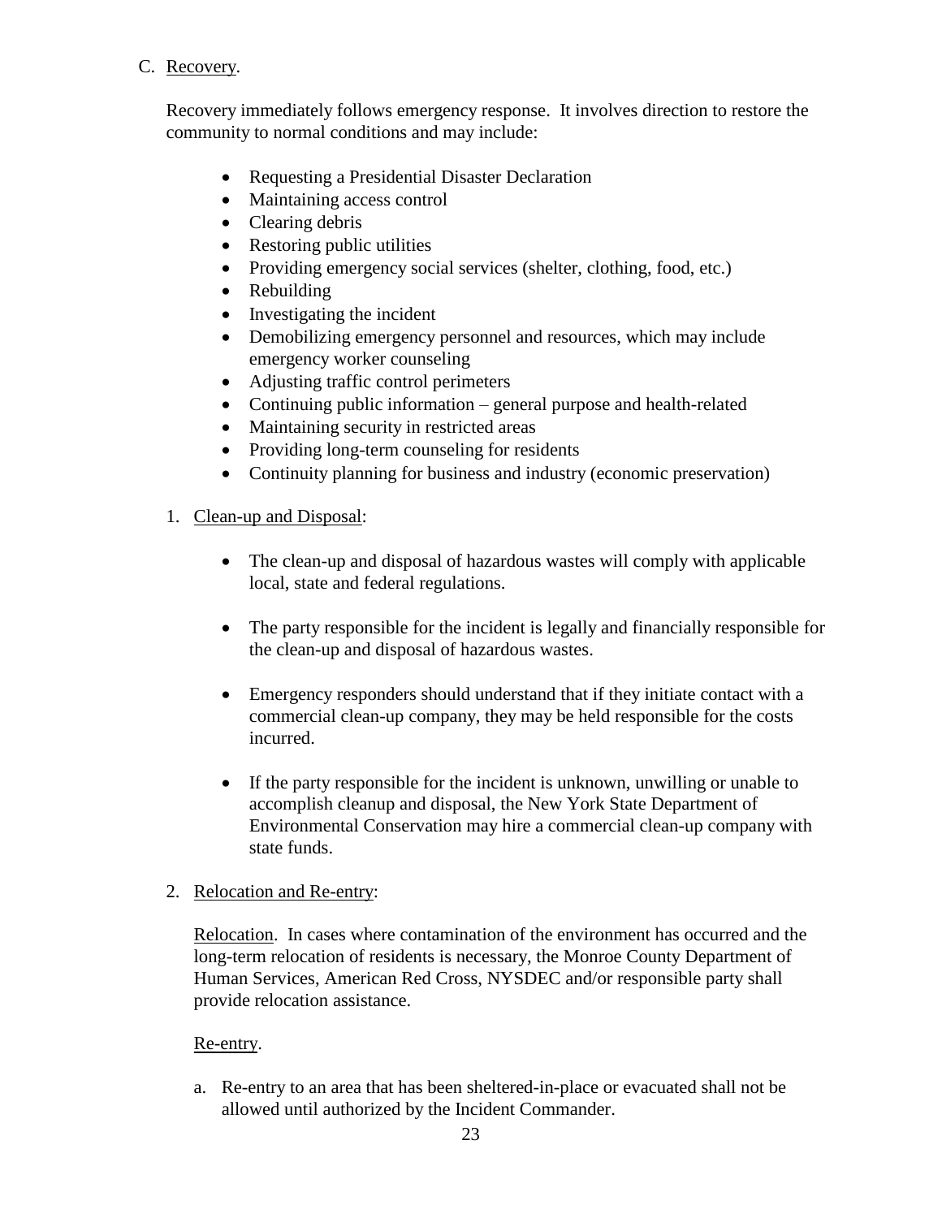C. <u>Recovery</u>.

Recovery immediately follows emergency response. It involves direction to restore the community to normal conditions and may include:

- Requesting a Presidential Disaster Declaration
- Maintaining access control
- Clearing debris
- Restoring public utilities
- Providing emergency social services (shelter, clothing, food, etc.)
- Rebuilding
- Investigating the incident
- Demobilizing emergency personnel and resources, which may include emergency worker counseling
- Adjusting traffic control perimeters
- Continuing public information – general purpose and health-related
- Maintaining security in restricted areas
- Providing long-term counseling for residents
- Continuity planning for business and industry (economic preservation)

1. <u>Clean-up and Disposal</u>:

   - The clean-up and disposal of hazardous wastes will comply with applicable local, state and federal regulations.

   - The party responsible for the incident is legally and financially responsible for the clean-up and disposal of hazardous wastes.

   - Emergency responders should understand that if they initiate contact with a commercial clean-up company, they may be held responsible for the costs incurred.

   - If the party responsible for the incident is unknown, unwilling or unable to accomplish cleanup and disposal, the New York State Department of Environmental Conservation may hire a commercial clean-up company with state funds.

2. <u>Relocation and Re-entry</u>:

   <u>Relocation</u>. In cases where contamination of the environment has occurred and the long-term relocation of residents is necessary, the Monroe County Department of Human Services, American Red Cross, NYSDEC and/or responsible party shall provide relocation assistance.

   <u>Re-entry</u>.

   a. Re-entry to an area that has been sheltered-in-place or evacuated shall not be allowed until authorized by the Incident Commander.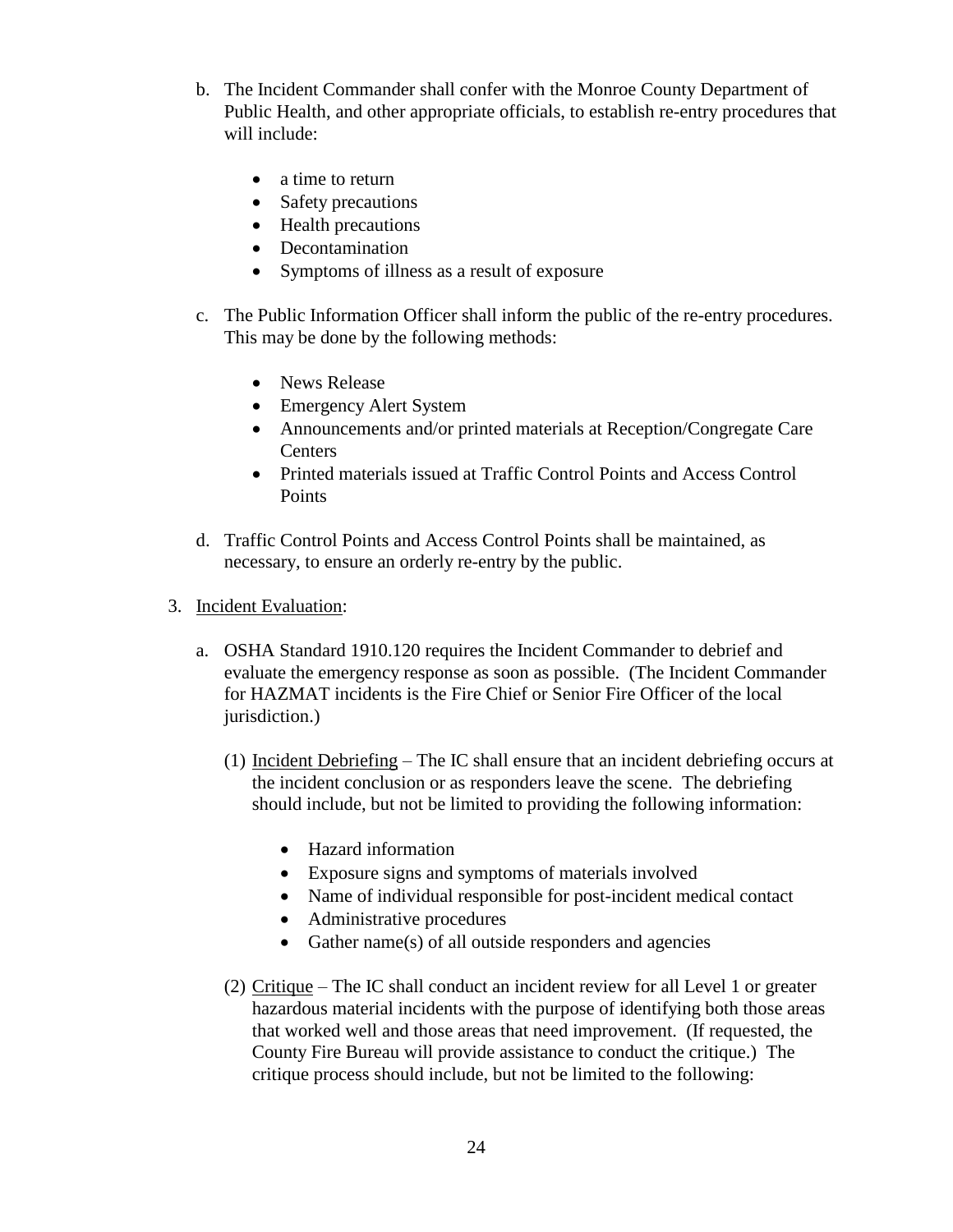b. The Incident Commander shall confer with the Monroe County Department of Public Health, and other appropriate officials, to establish re-entry procedures that will include:

   - a time to return
   - Safety precautions
   - Health precautions
   - Decontamination
   - Symptoms of illness as a result of exposure

c. The Public Information Officer shall inform the public of the re-entry procedures. This may be done by the following methods:

   - News Release
   - Emergency Alert System
   - Announcements and/or printed materials at Reception/Congregate Care Centers
   - Printed materials issued at Traffic Control Points and Access Control Points

d. Traffic Control Points and Access Control Points shall be maintained, as necessary, to ensure an orderly re-entry by the public.

3. Incident Evaluation:

   a. OSHA Standard 1910.120 requires the Incident Commander to debrief and evaluate the emergency response as soon as possible. (The Incident Commander for HAZMAT incidents is the Fire Chief or Senior Fire Officer of the local jurisdiction.)

      (1) Incident Debriefing – The IC shall ensure that an incident debriefing occurs at the incident conclusion or as responders leave the scene. The debriefing should include, but not be limited to providing the following information:

         - Hazard information
         - Exposure signs and symptoms of materials involved
         - Name of individual responsible for post-incident medical contact
         - Administrative procedures
         - Gather name(s) of all outside responders and agencies

      (2) Critique – The IC shall conduct an incident review for all Level 1 or greater hazardous material incidents with the purpose of identifying both those areas that worked well and those areas that need improvement. (If requested, the County Fire Bureau will provide assistance to conduct the critique.) The critique process should include, but not be limited to the following: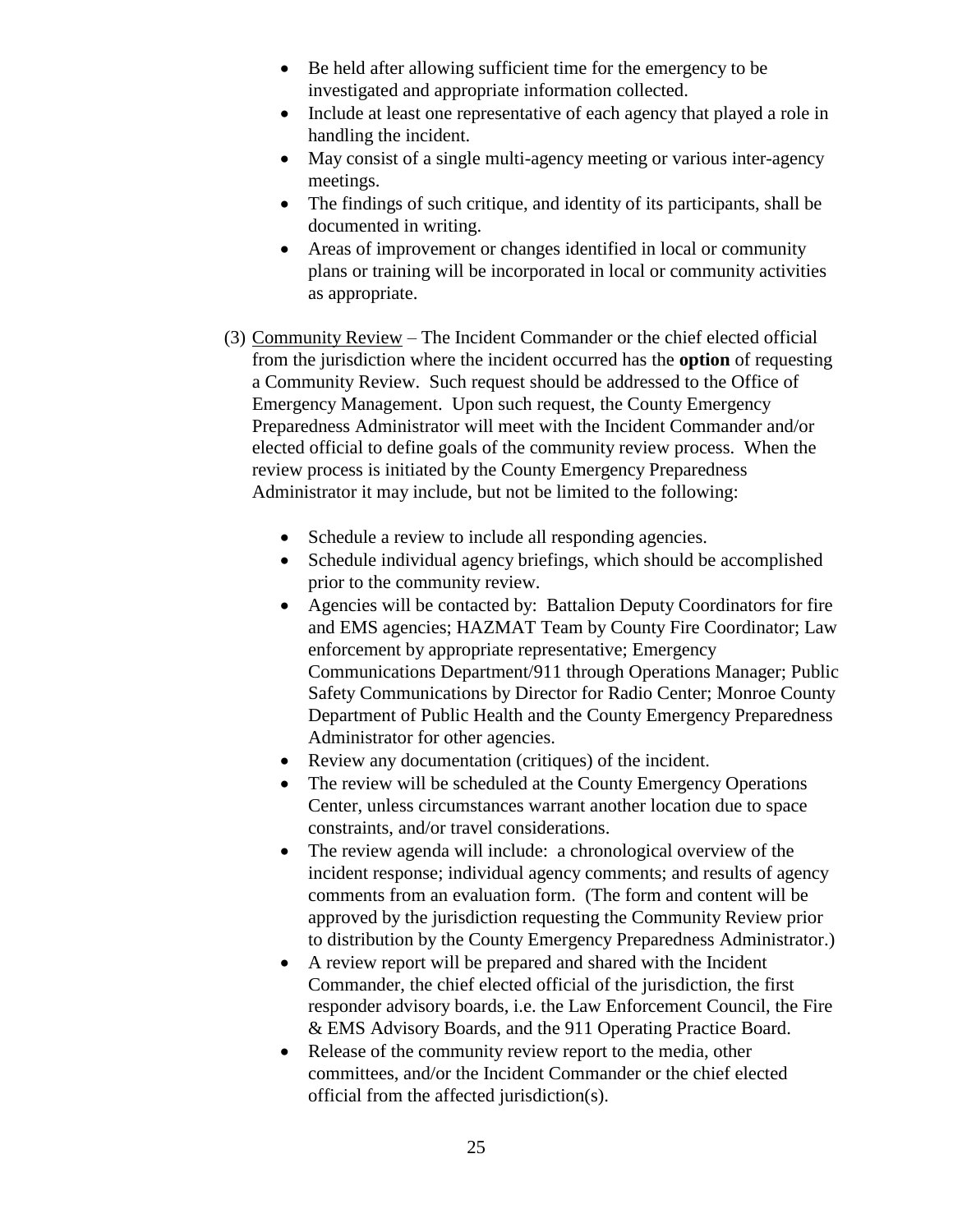- Be held after allowing sufficient time for the emergency to be investigated and appropriate information collected.
- Include at least one representative of each agency that played a role in handling the incident.
- May consist of a single multi-agency meeting or various inter-agency meetings.
- The findings of such critique, and identity of its participants, shall be documented in writing.
- Areas of improvement or changes identified in local or community plans or training will be incorporated in local or community activities as appropriate.

(3) Community Review – The Incident Commander or the chief elected official from the jurisdiction where the incident occurred has the **option** of requesting a Community Review. Such request should be addressed to the Office of Emergency Management. Upon such request, the County Emergency Preparedness Administrator will meet with the Incident Commander and/or elected official to define goals of the community review process. When the review process is initiated by the County Emergency Preparedness Administrator it may include, but not be limited to the following:

- Schedule a review to include all responding agencies.
- Schedule individual agency briefings, which should be accomplished prior to the community review.
- Agencies will be contacted by: Battalion Deputy Coordinators for fire and EMS agencies; HAZMAT Team by County Fire Coordinator; Law enforcement by appropriate representative; Emergency Communications Department/911 through Operations Manager; Public Safety Communications by Director for Radio Center; Monroe County Department of Public Health and the County Emergency Preparedness Administrator for other agencies.
- Review any documentation (critiques) of the incident.
- The review will be scheduled at the County Emergency Operations Center, unless circumstances warrant another location due to space constraints, and/or travel considerations.
- The review agenda will include: a chronological overview of the incident response; individual agency comments; and results of agency comments from an evaluation form. (The form and content will be approved by the jurisdiction requesting the Community Review prior to distribution by the County Emergency Preparedness Administrator.)
- A review report will be prepared and shared with the Incident Commander, the chief elected official of the jurisdiction, the first responder advisory boards, i.e. the Law Enforcement Council, the Fire & EMS Advisory Boards, and the 911 Operating Practice Board.
- Release of the community review report to the media, other committees, and/or the Incident Commander or the chief elected official from the affected jurisdiction(s).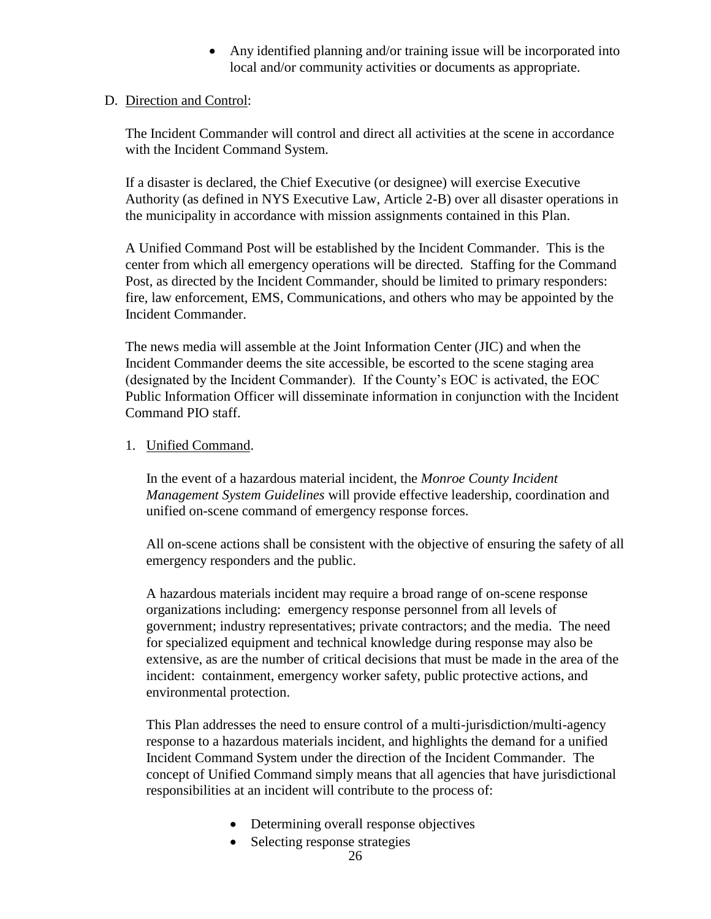- Any identified planning and/or training issue will be incorporated into local and/or community activities or documents as appropriate.

D. Direction and Control:

The Incident Commander will control and direct all activities at the scene in accordance with the Incident Command System.

If a disaster is declared, the Chief Executive (or designee) will exercise Executive Authority (as defined in NYS Executive Law, Article 2-B) over all disaster operations in the municipality in accordance with mission assignments contained in this Plan.

A Unified Command Post will be established by the Incident Commander. This is the center from which all emergency operations will be directed. Staffing for the Command Post, as directed by the Incident Commander, should be limited to primary responders: fire, law enforcement, EMS, Communications, and others who may be appointed by the Incident Commander.

The news media will assemble at the Joint Information Center (JIC) and when the Incident Commander deems the site accessible, be escorted to the scene staging area (designated by the Incident Commander). If the County's EOC is activated, the EOC Public Information Officer will disseminate information in conjunction with the Incident Command PIO staff.

1. Unified Command.

In the event of a hazardous material incident, the *Monroe County Incident Management System Guidelines* will provide effective leadership, coordination and unified on-scene command of emergency response forces.

All on-scene actions shall be consistent with the objective of ensuring the safety of all emergency responders and the public.

A hazardous materials incident may require a broad range of on-scene response organizations including: emergency response personnel from all levels of government; industry representatives; private contractors; and the media. The need for specialized equipment and technical knowledge during response may also be extensive, as are the number of critical decisions that must be made in the area of the incident: containment, emergency worker safety, public protective actions, and environmental protection.

This Plan addresses the need to ensure control of a multi-jurisdiction/multi-agency response to a hazardous materials incident, and highlights the demand for a unified Incident Command System under the direction of the Incident Commander. The concept of Unified Command simply means that all agencies that have jurisdictional responsibilities at an incident will contribute to the process of:

- Determining overall response objectives
- Selecting response strategies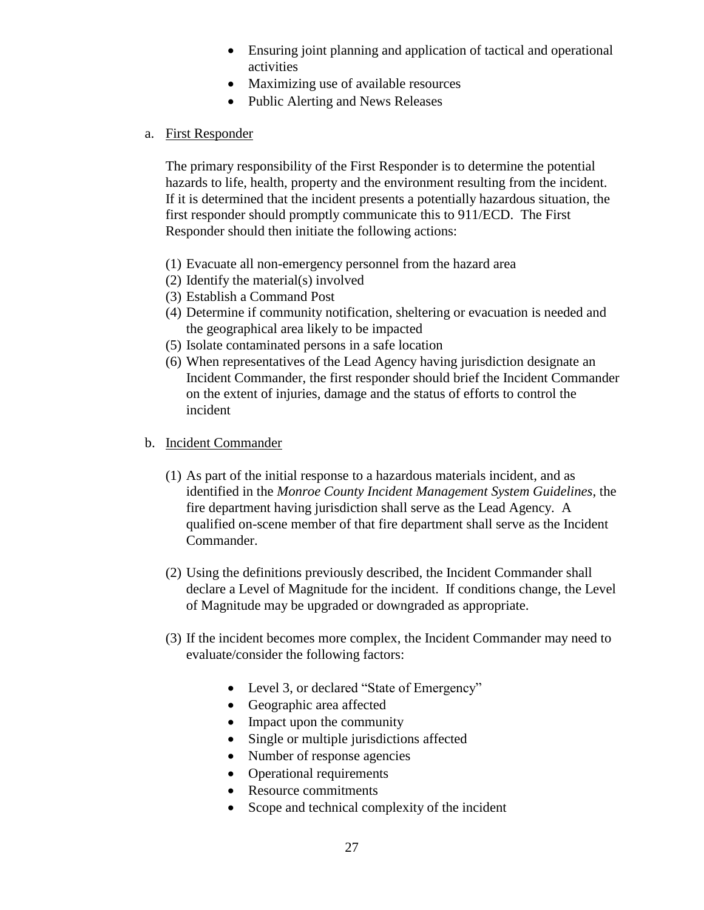- Ensuring joint planning and application of tactical and operational activities
- Maximizing use of available resources
- Public Alerting and News Releases

a. First Responder

The primary responsibility of the First Responder is to determine the potential hazards to life, health, property and the environment resulting from the incident. If it is determined that the incident presents a potentially hazardous situation, the first responder should promptly communicate this to 911/ECD. The First Responder should then initiate the following actions:

(1) Evacuate all non-emergency personnel from the hazard area
(2) Identify the material(s) involved
(3) Establish a Command Post
(4) Determine if community notification, sheltering or evacuation is needed and the geographical area likely to be impacted
(5) Isolate contaminated persons in a safe location
(6) When representatives of the Lead Agency having jurisdiction designate an Incident Commander, the first responder should brief the Incident Commander on the extent of injuries, damage and the status of efforts to control the incident

b. Incident Commander

(1) As part of the initial response to a hazardous materials incident, and as identified in the *Monroe County Incident Management System Guidelines*, the fire department having jurisdiction shall serve as the Lead Agency. A qualified on-scene member of that fire department shall serve as the Incident Commander.

(2) Using the definitions previously described, the Incident Commander shall declare a Level of Magnitude for the incident. If conditions change, the Level of Magnitude may be upgraded or downgraded as appropriate.

(3) If the incident becomes more complex, the Incident Commander may need to evaluate/consider the following factors:

- Level 3, or declared "State of Emergency"
- Geographic area affected
- Impact upon the community
- Single or multiple jurisdictions affected
- Number of response agencies
- Operational requirements
- Resource commitments
- Scope and technical complexity of the incident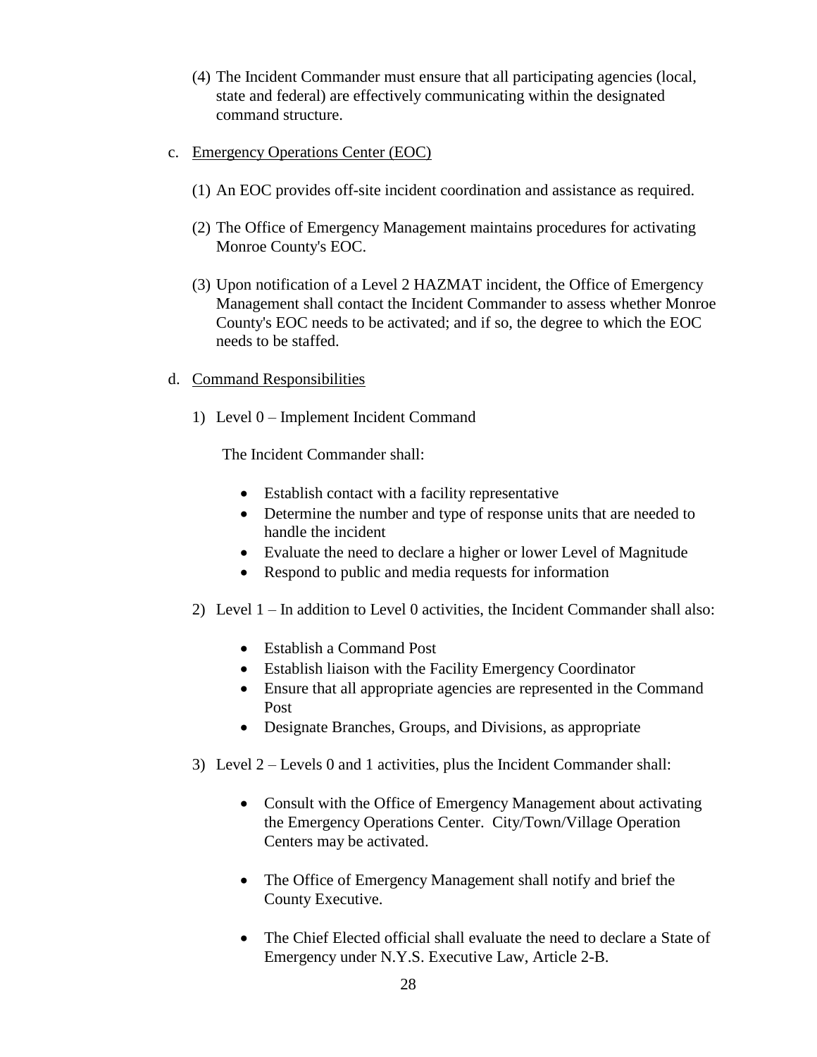(4) The Incident Commander must ensure that all participating agencies (local, state and federal) are effectively communicating within the designated command structure.

c. <u>Emergency Operations Center (EOC)</u>

(1) An EOC provides off-site incident coordination and assistance as required.

(2) The Office of Emergency Management maintains procedures for activating Monroe County's EOC.

(3) Upon notification of a Level 2 HAZMAT incident, the Office of Emergency Management shall contact the Incident Commander to assess whether Monroe County's EOC needs to be activated; and if so, the degree to which the EOC needs to be staffed.

d. <u>Command Responsibilities</u>

1) Level 0 – Implement Incident Command

The Incident Commander shall:

- Establish contact with a facility representative
- Determine the number and type of response units that are needed to handle the incident
- Evaluate the need to declare a higher or lower Level of Magnitude
- Respond to public and media requests for information

2) Level 1 – In addition to Level 0 activities, the Incident Commander shall also:

- Establish a Command Post
- Establish liaison with the Facility Emergency Coordinator
- Ensure that all appropriate agencies are represented in the Command Post
- Designate Branches, Groups, and Divisions, as appropriate

3) Level 2 – Levels 0 and 1 activities, plus the Incident Commander shall:

- Consult with the Office of Emergency Management about activating the Emergency Operations Center. City/Town/Village Operation Centers may be activated.
- The Office of Emergency Management shall notify and brief the County Executive.
- The Chief Elected official shall evaluate the need to declare a State of Emergency under N.Y.S. Executive Law, Article 2-B.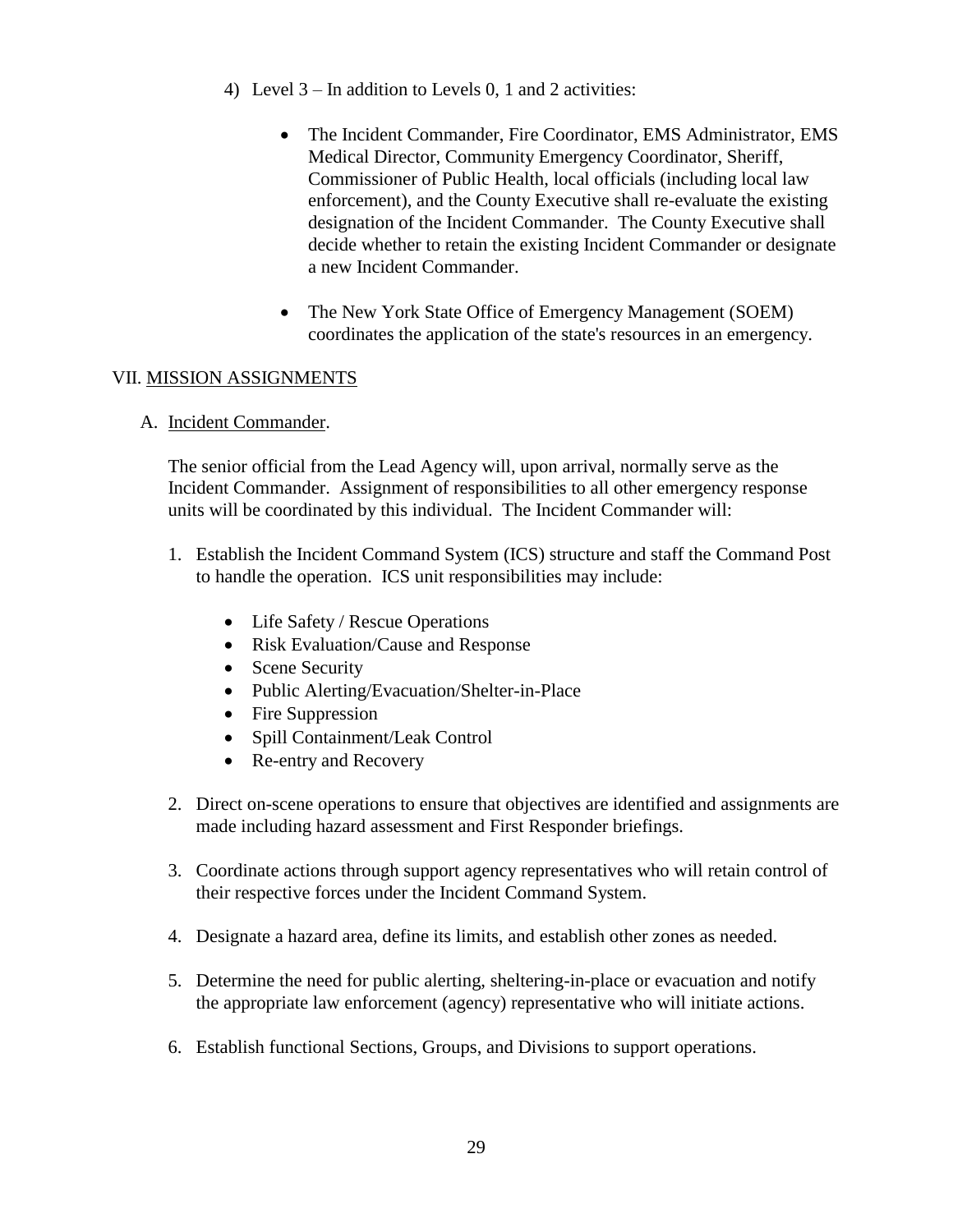4) Level 3 – In addition to Levels 0, 1 and 2 activities:

   - The Incident Commander, Fire Coordinator, EMS Administrator, EMS Medical Director, Community Emergency Coordinator, Sheriff, Commissioner of Public Health, local officials (including local law enforcement), and the County Executive shall re-evaluate the existing designation of the Incident Commander. The County Executive shall decide whether to retain the existing Incident Commander or designate a new Incident Commander.

   - The New York State Office of Emergency Management (SOEM) coordinates the application of the state's resources in an emergency.

## VII. MISSION ASSIGNMENTS

### A. Incident Commander.

The senior official from the Lead Agency will, upon arrival, normally serve as the Incident Commander. Assignment of responsibilities to all other emergency response units will be coordinated by this individual. The Incident Commander will:

1. Establish the Incident Command System (ICS) structure and staff the Command Post to handle the operation. ICS unit responsibilities may include:

   - Life Safety / Rescue Operations
   - Risk Evaluation/Cause and Response
   - Scene Security
   - Public Alerting/Evacuation/Shelter-in-Place
   - Fire Suppression
   - Spill Containment/Leak Control
   - Re-entry and Recovery

2. Direct on-scene operations to ensure that objectives are identified and assignments are made including hazard assessment and First Responder briefings.

3. Coordinate actions through support agency representatives who will retain control of their respective forces under the Incident Command System.

4. Designate a hazard area, define its limits, and establish other zones as needed.

5. Determine the need for public alerting, sheltering-in-place or evacuation and notify the appropriate law enforcement (agency) representative who will initiate actions.

6. Establish functional Sections, Groups, and Divisions to support operations.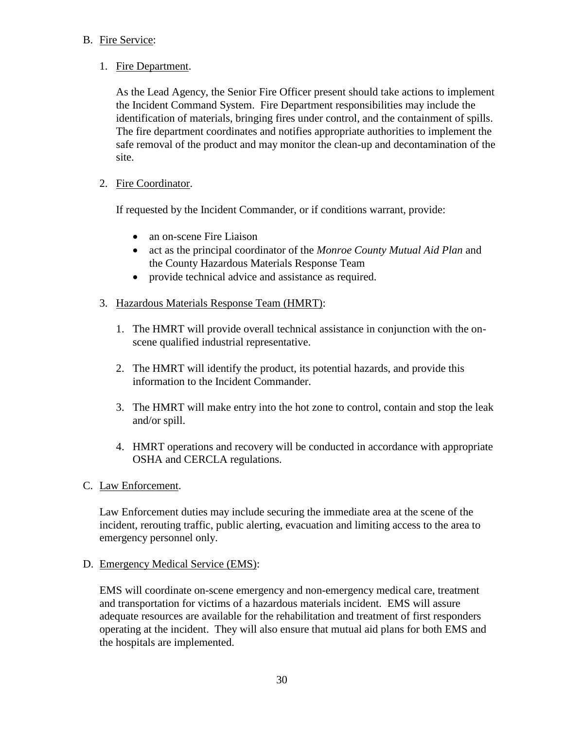B. Fire Service:

1. Fire Department.

   As the Lead Agency, the Senior Fire Officer present should take actions to implement the Incident Command System. Fire Department responsibilities may include the identification of materials, bringing fires under control, and the containment of spills. The fire department coordinates and notifies appropriate authorities to implement the safe removal of the product and may monitor the clean-up and decontamination of the site.

2. Fire Coordinator.

   If requested by the Incident Commander, or if conditions warrant, provide:

   - an on-scene Fire Liaison
   - act as the principal coordinator of the *Monroe County Mutual Aid Plan* and the County Hazardous Materials Response Team
   - provide technical advice and assistance as required.

3. Hazardous Materials Response Team (HMRT):

   1. The HMRT will provide overall technical assistance in conjunction with the on-scene qualified industrial representative.

   2. The HMRT will identify the product, its potential hazards, and provide this information to the Incident Commander.

   3. The HMRT will make entry into the hot zone to control, contain and stop the leak and/or spill.

   4. HMRT operations and recovery will be conducted in accordance with appropriate OSHA and CERCLA regulations.

C. Law Enforcement.

Law Enforcement duties may include securing the immediate area at the scene of the incident, rerouting traffic, public alerting, evacuation and limiting access to the area to emergency personnel only.

D. Emergency Medical Service (EMS):

EMS will coordinate on-scene emergency and non-emergency medical care, treatment and transportation for victims of a hazardous materials incident. EMS will assure adequate resources are available for the rehabilitation and treatment of first responders operating at the incident. They will also ensure that mutual aid plans for both EMS and the hospitals are implemented.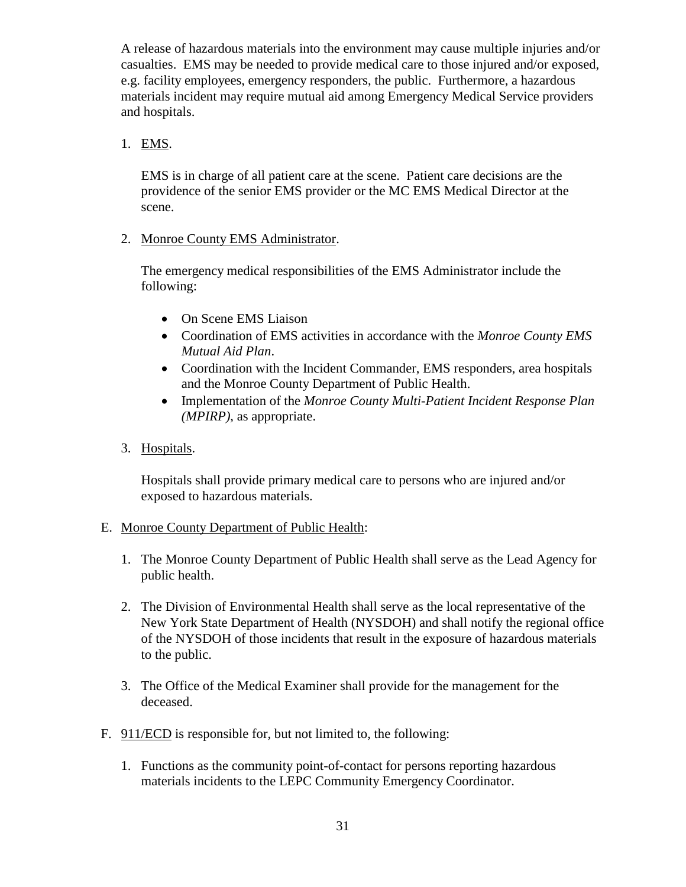A release of hazardous materials into the environment may cause multiple injuries and/or casualties. EMS may be needed to provide medical care to those injured and/or exposed, e.g. facility employees, emergency responders, the public. Furthermore, a hazardous materials incident may require mutual aid among Emergency Medical Service providers and hospitals.

1. EMS.

   EMS is in charge of all patient care at the scene. Patient care decisions are the providence of the senior EMS provider or the MC EMS Medical Director at the scene.

2. Monroe County EMS Administrator.

   The emergency medical responsibilities of the EMS Administrator include the following:

   - On Scene EMS Liaison
   - Coordination of EMS activities in accordance with the *Monroe County EMS Mutual Aid Plan*.
   - Coordination with the Incident Commander, EMS responders, area hospitals and the Monroe County Department of Public Health.
   - Implementation of the *Monroe County Multi-Patient Incident Response Plan (MPIRP),* as appropriate.

3. Hospitals.

   Hospitals shall provide primary medical care to persons who are injured and/or exposed to hazardous materials.

E. Monroe County Department of Public Health:

1. The Monroe County Department of Public Health shall serve as the Lead Agency for public health.

2. The Division of Environmental Health shall serve as the local representative of the New York State Department of Health (NYSDOH) and shall notify the regional office of the NYSDOH of those incidents that result in the exposure of hazardous materials to the public.

3. The Office of the Medical Examiner shall provide for the management for the deceased.

F. 911/ECD is responsible for, but not limited to, the following:

1. Functions as the community point-of-contact for persons reporting hazardous materials incidents to the LEPC Community Emergency Coordinator.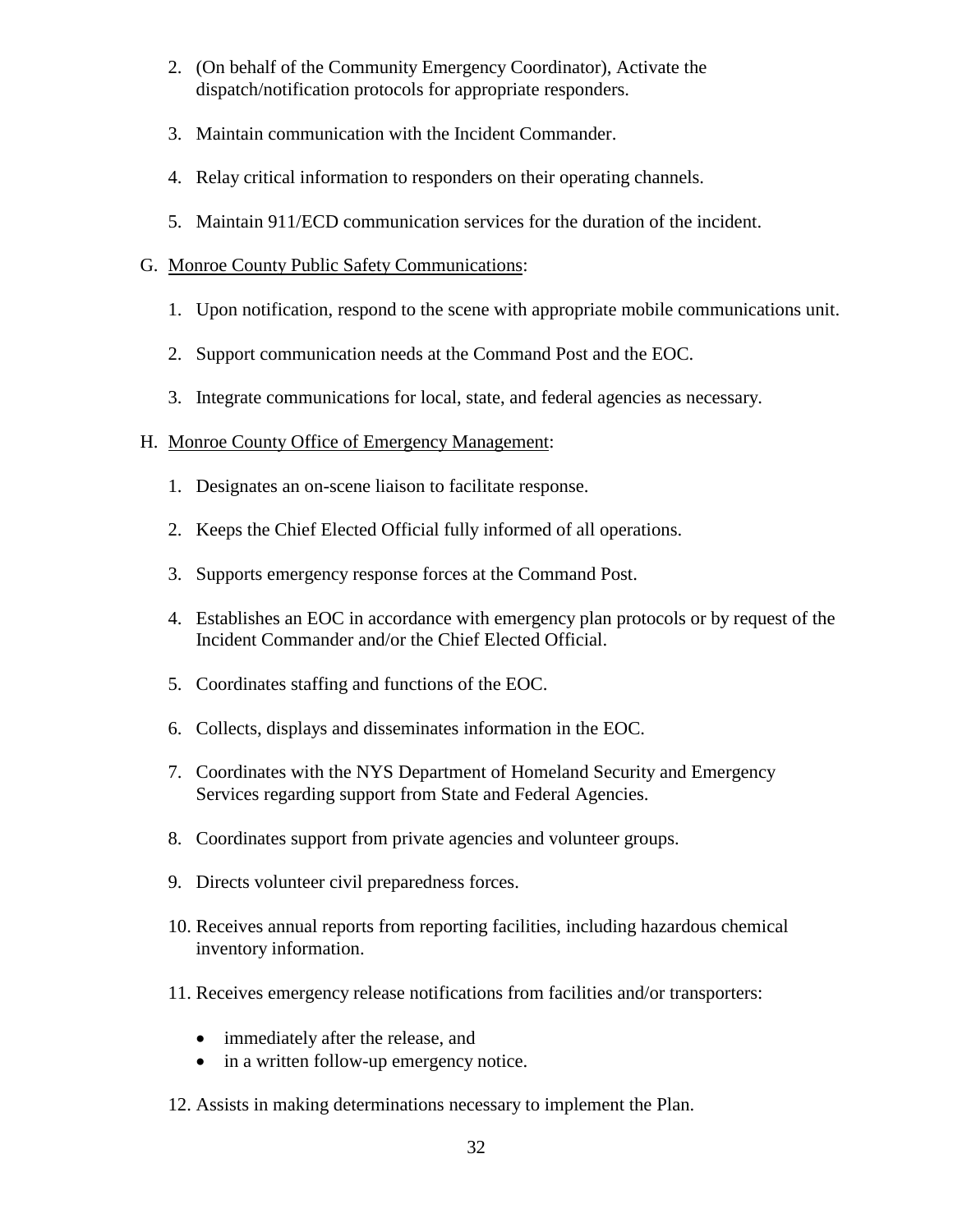2. (On behalf of the Community Emergency Coordinator), Activate the dispatch/notification protocols for appropriate responders.

3. Maintain communication with the Incident Commander.

4. Relay critical information to responders on their operating channels.

5. Maintain 911/ECD communication services for the duration of the incident.

G. Monroe County Public Safety Communications:

   1. Upon notification, respond to the scene with appropriate mobile communications unit.

   2. Support communication needs at the Command Post and the EOC.

   3. Integrate communications for local, state, and federal agencies as necessary.

H. Monroe County Office of Emergency Management:

   1. Designates an on-scene liaison to facilitate response.

   2. Keeps the Chief Elected Official fully informed of all operations.

   3. Supports emergency response forces at the Command Post.

   4. Establishes an EOC in accordance with emergency plan protocols or by request of the Incident Commander and/or the Chief Elected Official.

   5. Coordinates staffing and functions of the EOC.

   6. Collects, displays and disseminates information in the EOC.

   7. Coordinates with the NYS Department of Homeland Security and Emergency Services regarding support from State and Federal Agencies.

   8. Coordinates support from private agencies and volunteer groups.

   9. Directs volunteer civil preparedness forces.

   10. Receives annual reports from reporting facilities, including hazardous chemical inventory information.

   11. Receives emergency release notifications from facilities and/or transporters:

       - immediately after the release, and
       - in a written follow-up emergency notice.

   12. Assists in making determinations necessary to implement the Plan.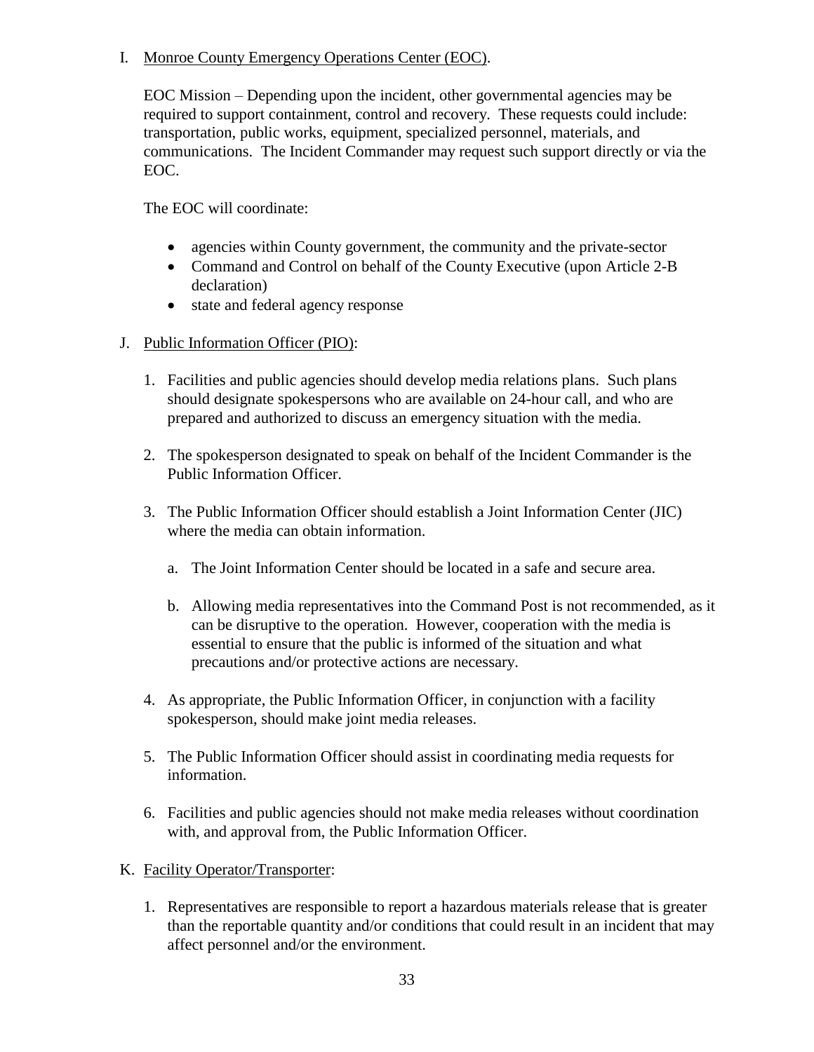I. Monroe County Emergency Operations Center (EOC).

EOC Mission – Depending upon the incident, other governmental agencies may be required to support containment, control and recovery. These requests could include: transportation, public works, equipment, specialized personnel, materials, and communications. The Incident Commander may request such support directly or via the EOC.

The EOC will coordinate:

- agencies within County government, the community and the private-sector
- Command and Control on behalf of the County Executive (upon Article 2-B declaration)
- state and federal agency response

J. Public Information Officer (PIO):

1. Facilities and public agencies should develop media relations plans. Such plans should designate spokespersons who are available on 24-hour call, and who are prepared and authorized to discuss an emergency situation with the media.

2. The spokesperson designated to speak on behalf of the Incident Commander is the Public Information Officer.

3. The Public Information Officer should establish a Joint Information Center (JIC) where the media can obtain information.

   a. The Joint Information Center should be located in a safe and secure area.

   b. Allowing media representatives into the Command Post is not recommended, as it can be disruptive to the operation. However, cooperation with the media is essential to ensure that the public is informed of the situation and what precautions and/or protective actions are necessary.

4. As appropriate, the Public Information Officer, in conjunction with a facility spokesperson, should make joint media releases.

5. The Public Information Officer should assist in coordinating media requests for information.

6. Facilities and public agencies should not make media releases without coordination with, and approval from, the Public Information Officer.

K. Facility Operator/Transporter:

1. Representatives are responsible to report a hazardous materials release that is greater than the reportable quantity and/or conditions that could result in an incident that may affect personnel and/or the environment.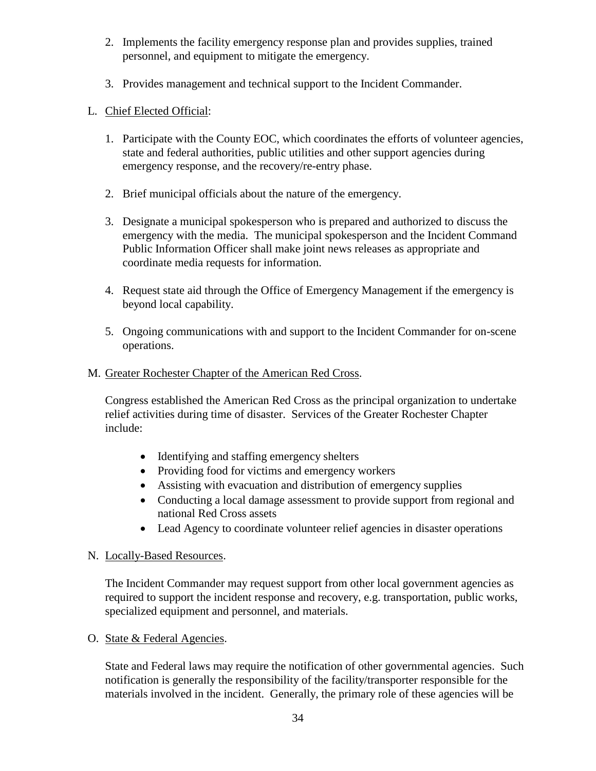2. Implements the facility emergency response plan and provides supplies, trained personnel, and equipment to mitigate the emergency.

3. Provides management and technical support to the Incident Commander.

L. Chief Elected Official:

1. Participate with the County EOC, which coordinates the efforts of volunteer agencies, state and federal authorities, public utilities and other support agencies during emergency response, and the recovery/re-entry phase.

2. Brief municipal officials about the nature of the emergency.

3. Designate a municipal spokesperson who is prepared and authorized to discuss the emergency with the media. The municipal spokesperson and the Incident Command Public Information Officer shall make joint news releases as appropriate and coordinate media requests for information.

4. Request state aid through the Office of Emergency Management if the emergency is beyond local capability.

5. Ongoing communications with and support to the Incident Commander for on-scene operations.

M. Greater Rochester Chapter of the American Red Cross.

Congress established the American Red Cross as the principal organization to undertake relief activities during time of disaster. Services of the Greater Rochester Chapter include:

- Identifying and staffing emergency shelters
- Providing food for victims and emergency workers
- Assisting with evacuation and distribution of emergency supplies
- Conducting a local damage assessment to provide support from regional and national Red Cross assets
- Lead Agency to coordinate volunteer relief agencies in disaster operations

N. Locally-Based Resources.

The Incident Commander may request support from other local government agencies as required to support the incident response and recovery, e.g. transportation, public works, specialized equipment and personnel, and materials.

O. State & Federal Agencies.

State and Federal laws may require the notification of other governmental agencies. Such notification is generally the responsibility of the facility/transporter responsible for the materials involved in the incident. Generally, the primary role of these agencies will be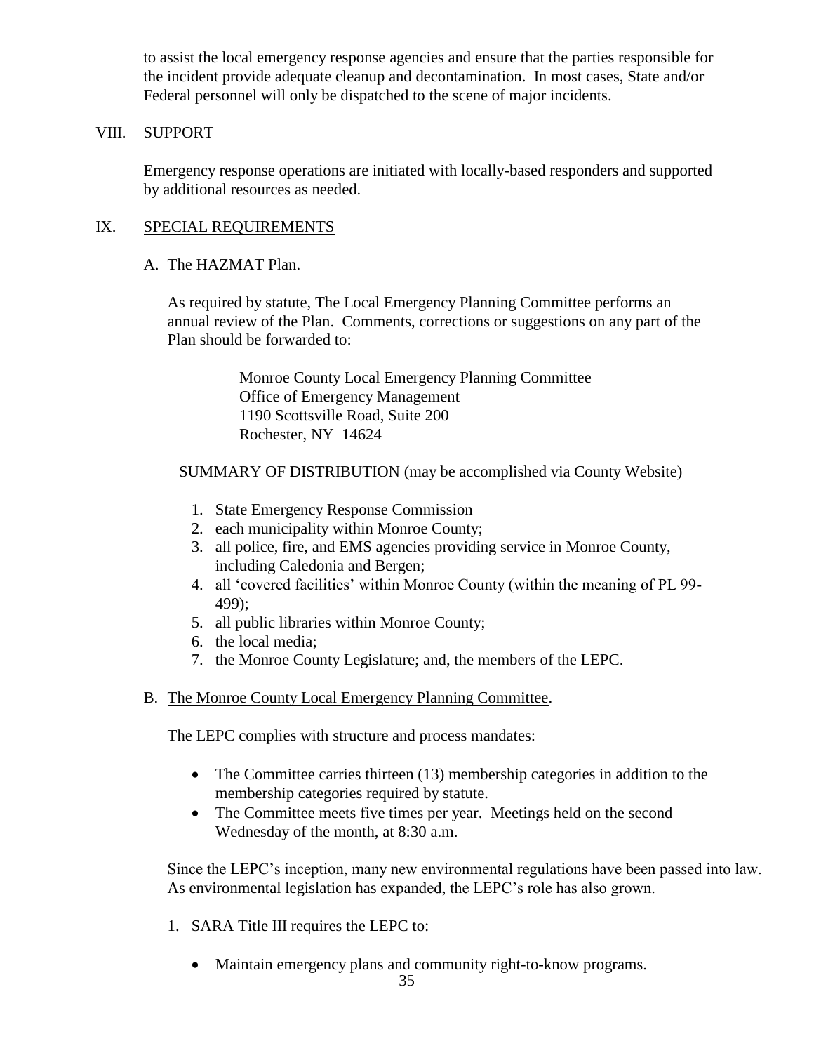to assist the local emergency response agencies and ensure that the parties responsible for the incident provide adequate cleanup and decontamination. In most cases, State and/or Federal personnel will only be dispatched to the scene of major incidents.

## VIII. SUPPORT

Emergency response operations are initiated with locally-based responders and supported by additional resources as needed.

## IX. SPECIAL REQUIREMENTS

### A. The HAZMAT Plan.

As required by statute, The Local Emergency Planning Committee performs an annual review of the Plan. Comments, corrections or suggestions on any part of the Plan should be forwarded to:

> Monroe County Local Emergency Planning Committee
> Office of Emergency Management
> 1190 Scottsville Road, Suite 200
> Rochester, NY 14624

SUMMARY OF DISTRIBUTION (may be accomplished via County Website)

1. State Emergency Response Commission
2. each municipality within Monroe County;
3. all police, fire, and EMS agencies providing service in Monroe County, including Caledonia and Bergen;
4. all 'covered facilities' within Monroe County (within the meaning of PL 99-499);
5. all public libraries within Monroe County;
6. the local media;
7. the Monroe County Legislature; and, the members of the LEPC.

### B. The Monroe County Local Emergency Planning Committee.

The LEPC complies with structure and process mandates:

- The Committee carries thirteen (13) membership categories in addition to the membership categories required by statute.
- The Committee meets five times per year. Meetings held on the second Wednesday of the month, at 8:30 a.m.

Since the LEPC's inception, many new environmental regulations have been passed into law. As environmental legislation has expanded, the LEPC's role has also grown.

1. SARA Title III requires the LEPC to:
   - Maintain emergency plans and community right-to-know programs.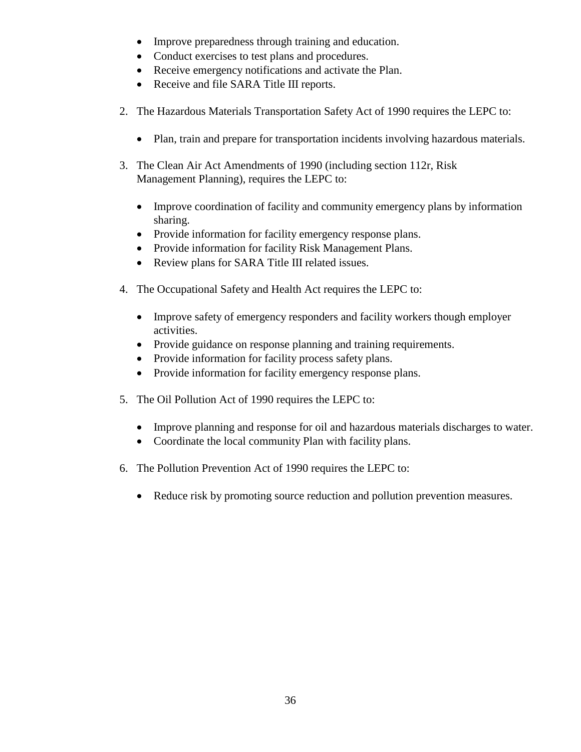- Improve preparedness through training and education.
- Conduct exercises to test plans and procedures.
- Receive emergency notifications and activate the Plan.
- Receive and file SARA Title III reports.

2. The Hazardous Materials Transportation Safety Act of 1990 requires the LEPC to:

   - Plan, train and prepare for transportation incidents involving hazardous materials.

3. The Clean Air Act Amendments of 1990 (including section 112r, Risk Management Planning), requires the LEPC to:

   - Improve coordination of facility and community emergency plans by information sharing.
   - Provide information for facility emergency response plans.
   - Provide information for facility Risk Management Plans.
   - Review plans for SARA Title III related issues.

4. The Occupational Safety and Health Act requires the LEPC to:

   - Improve safety of emergency responders and facility workers though employer activities.
   - Provide guidance on response planning and training requirements.
   - Provide information for facility process safety plans.
   - Provide information for facility emergency response plans.

5. The Oil Pollution Act of 1990 requires the LEPC to:

   - Improve planning and response for oil and hazardous materials discharges to water.
   - Coordinate the local community Plan with facility plans.

6. The Pollution Prevention Act of 1990 requires the LEPC to:

   - Reduce risk by promoting source reduction and pollution prevention measures.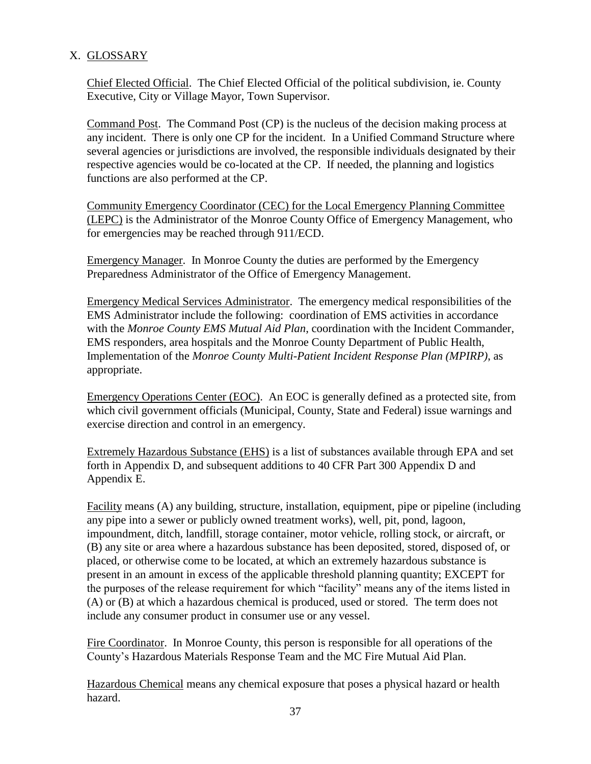## X. GLOSSARY

Chief Elected Official. The Chief Elected Official of the political subdivision, ie. County Executive, City or Village Mayor, Town Supervisor.

Command Post. The Command Post (CP) is the nucleus of the decision making process at any incident. There is only one CP for the incident. In a Unified Command Structure where several agencies or jurisdictions are involved, the responsible individuals designated by their respective agencies would be co-located at the CP. If needed, the planning and logistics functions are also performed at the CP.

Community Emergency Coordinator (CEC) for the Local Emergency Planning Committee (LEPC) is the Administrator of the Monroe County Office of Emergency Management, who for emergencies may be reached through 911/ECD.

Emergency Manager. In Monroe County the duties are performed by the Emergency Preparedness Administrator of the Office of Emergency Management.

Emergency Medical Services Administrator. The emergency medical responsibilities of the EMS Administrator include the following: coordination of EMS activities in accordance with the *Monroe County EMS Mutual Aid Plan*, coordination with the Incident Commander, EMS responders, area hospitals and the Monroe County Department of Public Health, Implementation of the *Monroe County Multi-Patient Incident Response Plan (MPIRP)*, as appropriate.

Emergency Operations Center (EOC). An EOC is generally defined as a protected site, from which civil government officials (Municipal, County, State and Federal) issue warnings and exercise direction and control in an emergency.

Extremely Hazardous Substance (EHS) is a list of substances available through EPA and set forth in Appendix D, and subsequent additions to 40 CFR Part 300 Appendix D and Appendix E.

Facility means (A) any building, structure, installation, equipment, pipe or pipeline (including any pipe into a sewer or publicly owned treatment works), well, pit, pond, lagoon, impoundment, ditch, landfill, storage container, motor vehicle, rolling stock, or aircraft, or (B) any site or area where a hazardous substance has been deposited, stored, disposed of, or placed, or otherwise come to be located, at which an extremely hazardous substance is present in an amount in excess of the applicable threshold planning quantity; EXCEPT for the purposes of the release requirement for which "facility" means any of the items listed in (A) or (B) at which a hazardous chemical is produced, used or stored. The term does not include any consumer product in consumer use or any vessel.

Fire Coordinator. In Monroe County, this person is responsible for all operations of the County's Hazardous Materials Response Team and the MC Fire Mutual Aid Plan.

Hazardous Chemical means any chemical exposure that poses a physical hazard or health hazard.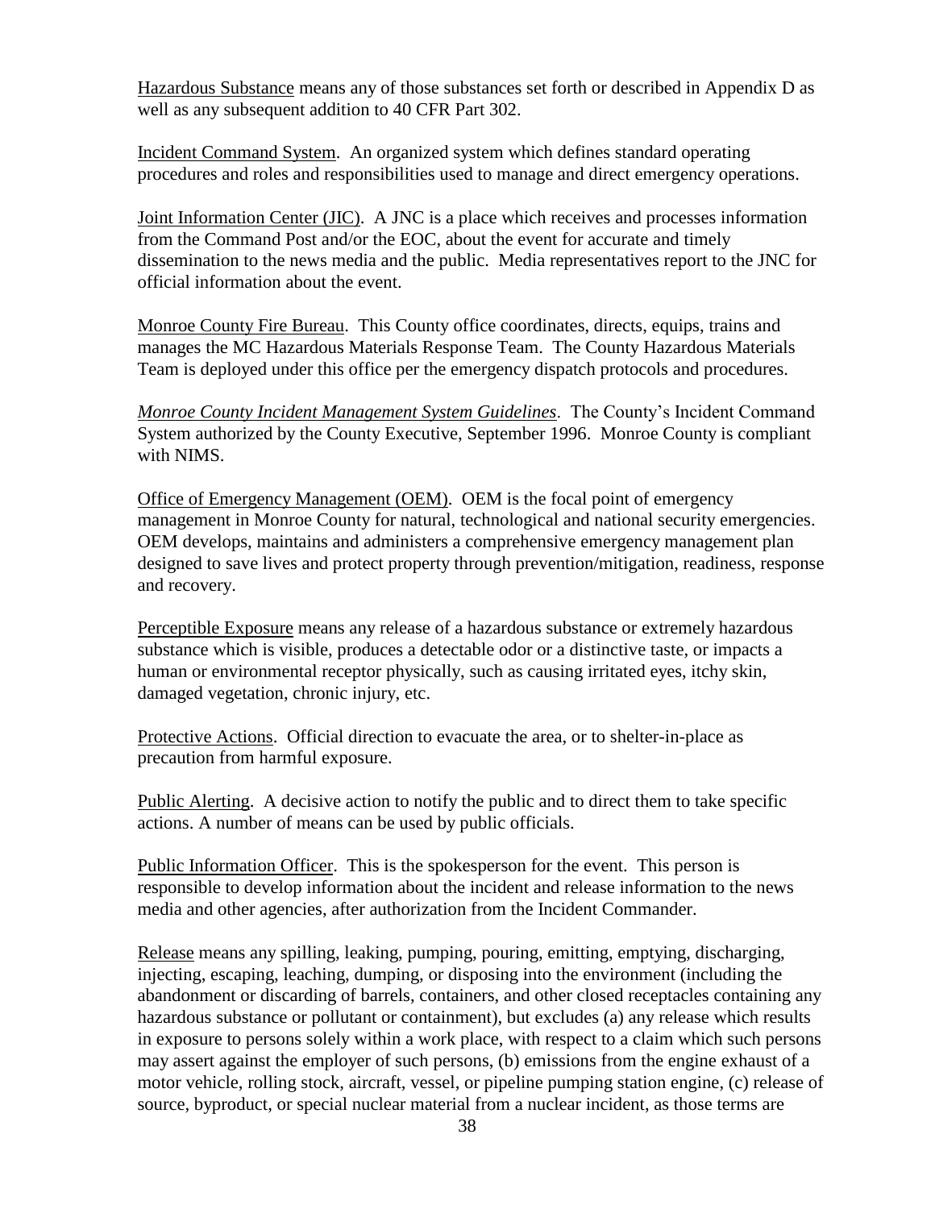Hazardous Substance means any of those substances set forth or described in Appendix D as well as any subsequent addition to 40 CFR Part 302.

Incident Command System. An organized system which defines standard operating procedures and roles and responsibilities used to manage and direct emergency operations.

Joint Information Center (JIC). A JNC is a place which receives and processes information from the Command Post and/or the EOC, about the event for accurate and timely dissemination to the news media and the public. Media representatives report to the JNC for official information about the event.

Monroe County Fire Bureau. This County office coordinates, directs, equips, trains and manages the MC Hazardous Materials Response Team. The County Hazardous Materials Team is deployed under this office per the emergency dispatch protocols and procedures.

*Monroe County Incident Management System Guidelines*. The County's Incident Command System authorized by the County Executive, September 1996. Monroe County is compliant with NIMS.

Office of Emergency Management (OEM). OEM is the focal point of emergency management in Monroe County for natural, technological and national security emergencies. OEM develops, maintains and administers a comprehensive emergency management plan designed to save lives and protect property through prevention/mitigation, readiness, response and recovery.

Perceptible Exposure means any release of a hazardous substance or extremely hazardous substance which is visible, produces a detectable odor or a distinctive taste, or impacts a human or environmental receptor physically, such as causing irritated eyes, itchy skin, damaged vegetation, chronic injury, etc.

Protective Actions. Official direction to evacuate the area, or to shelter-in-place as precaution from harmful exposure.

Public Alerting. A decisive action to notify the public and to direct them to take specific actions. A number of means can be used by public officials.

Public Information Officer. This is the spokesperson for the event. This person is responsible to develop information about the incident and release information to the news media and other agencies, after authorization from the Incident Commander.

Release means any spilling, leaking, pumping, pouring, emitting, emptying, discharging, injecting, escaping, leaching, dumping, or disposing into the environment (including the abandonment or discarding of barrels, containers, and other closed receptacles containing any hazardous substance or pollutant or containment), but excludes (a) any release which results in exposure to persons solely within a work place, with respect to a claim which such persons may assert against the employer of such persons, (b) emissions from the engine exhaust of a motor vehicle, rolling stock, aircraft, vessel, or pipeline pumping station engine, (c) release of source, byproduct, or special nuclear material from a nuclear incident, as those terms are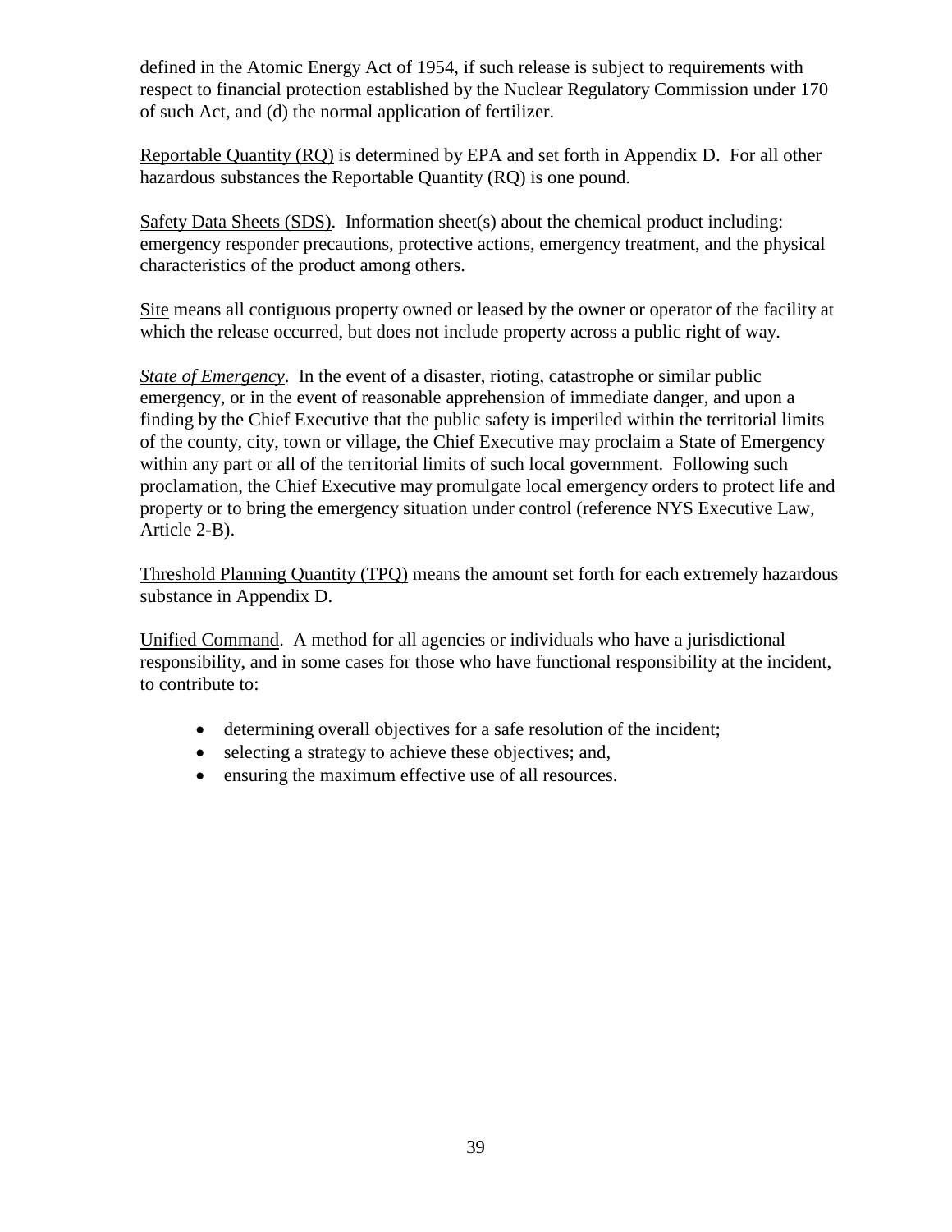defined in the Atomic Energy Act of 1954, if such release is subject to requirements with respect to financial protection established by the Nuclear Regulatory Commission under 170 of such Act, and (d) the normal application of fertilizer.

Reportable Quantity (RQ) is determined by EPA and set forth in Appendix D. For all other hazardous substances the Reportable Quantity (RQ) is one pound.

Safety Data Sheets (SDS). Information sheet(s) about the chemical product including: emergency responder precautions, protective actions, emergency treatment, and the physical characteristics of the product among others.

Site means all contiguous property owned or leased by the owner or operator of the facility at which the release occurred, but does not include property across a public right of way.

*State of Emergency*. In the event of a disaster, rioting, catastrophe or similar public emergency, or in the event of reasonable apprehension of immediate danger, and upon a finding by the Chief Executive that the public safety is imperiled within the territorial limits of the county, city, town or village, the Chief Executive may proclaim a State of Emergency within any part or all of the territorial limits of such local government. Following such proclamation, the Chief Executive may promulgate local emergency orders to protect life and property or to bring the emergency situation under control (reference NYS Executive Law, Article 2-B).

Threshold Planning Quantity (TPQ) means the amount set forth for each extremely hazardous substance in Appendix D.

Unified Command. A method for all agencies or individuals who have a jurisdictional responsibility, and in some cases for those who have functional responsibility at the incident, to contribute to:

- determining overall objectives for a safe resolution of the incident;
- selecting a strategy to achieve these objectives; and,
- ensuring the maximum effective use of all resources.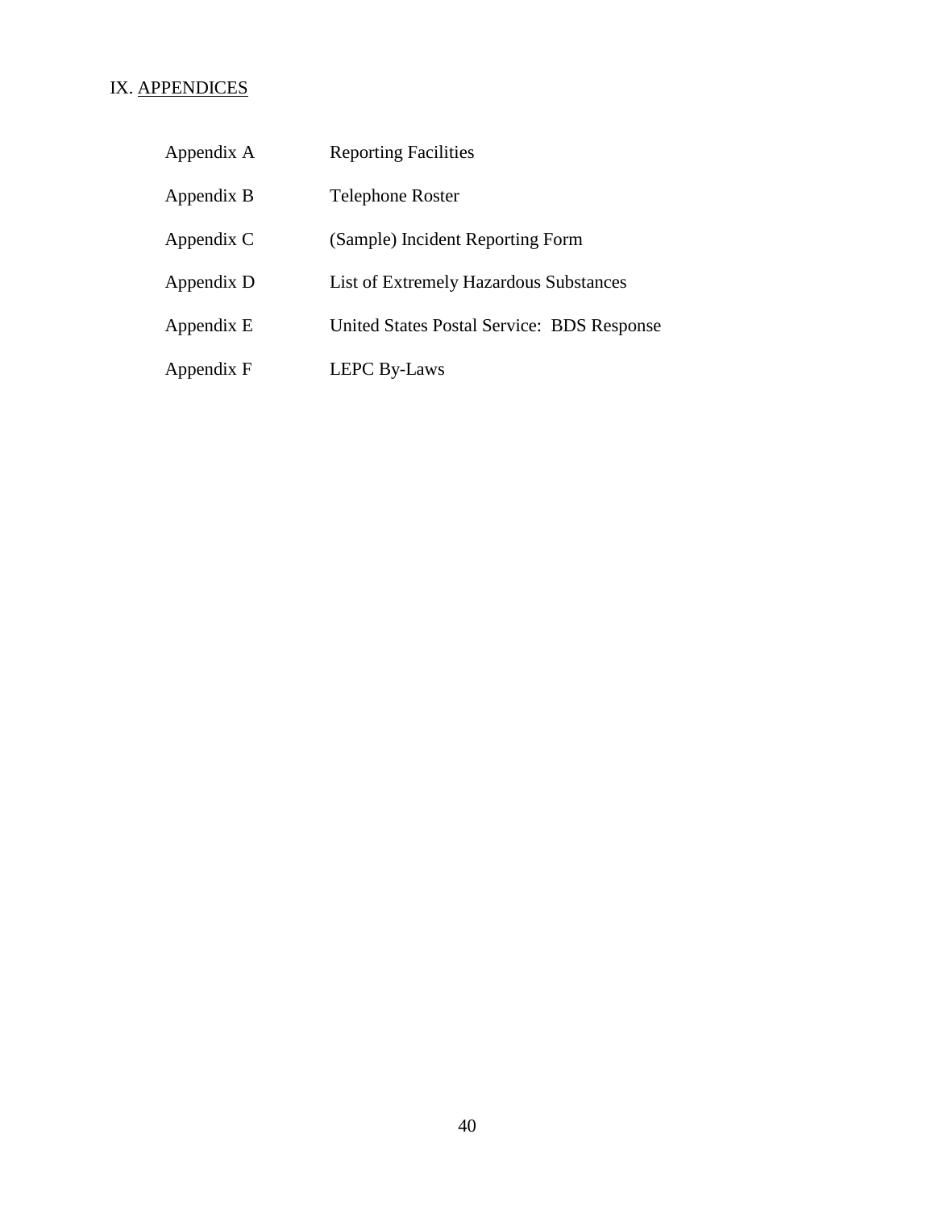## IX. APPENDICES

| | |
|---|---|
| Appendix A | Reporting Facilities |
| Appendix B | Telephone Roster |
| Appendix C | (Sample) Incident Reporting Form |
| Appendix D | List of Extremely Hazardous Substances |
| Appendix E | United States Postal Service: BDS Response |
| Appendix F | LEPC By-Laws |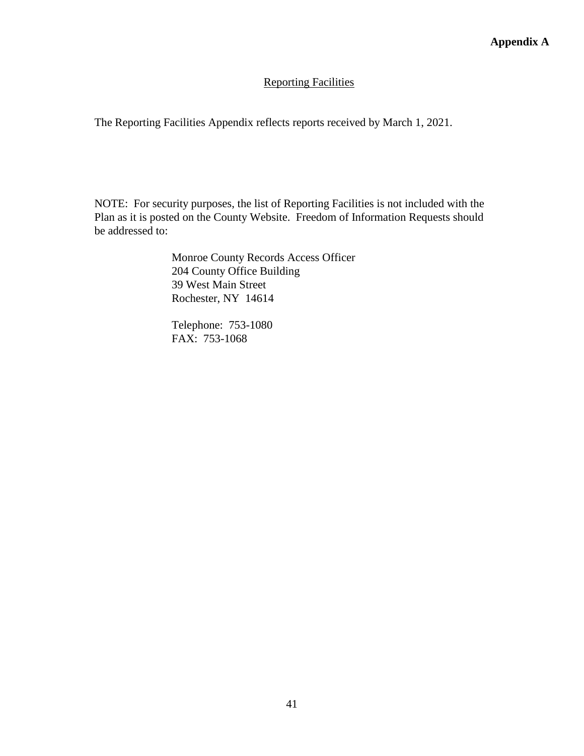**Appendix A**

## Reporting Facilities

The Reporting Facilities Appendix reflects reports received by March 1, 2021.

NOTE: For security purposes, the list of Reporting Facilities is not included with the Plan as it is posted on the County Website. Freedom of Information Requests should be addressed to:

> Monroe County Records Access Officer
> 204 County Office Building
> 39 West Main Street
> Rochester, NY 14614
>
> Telephone: 753-1080
> FAX: 753-1068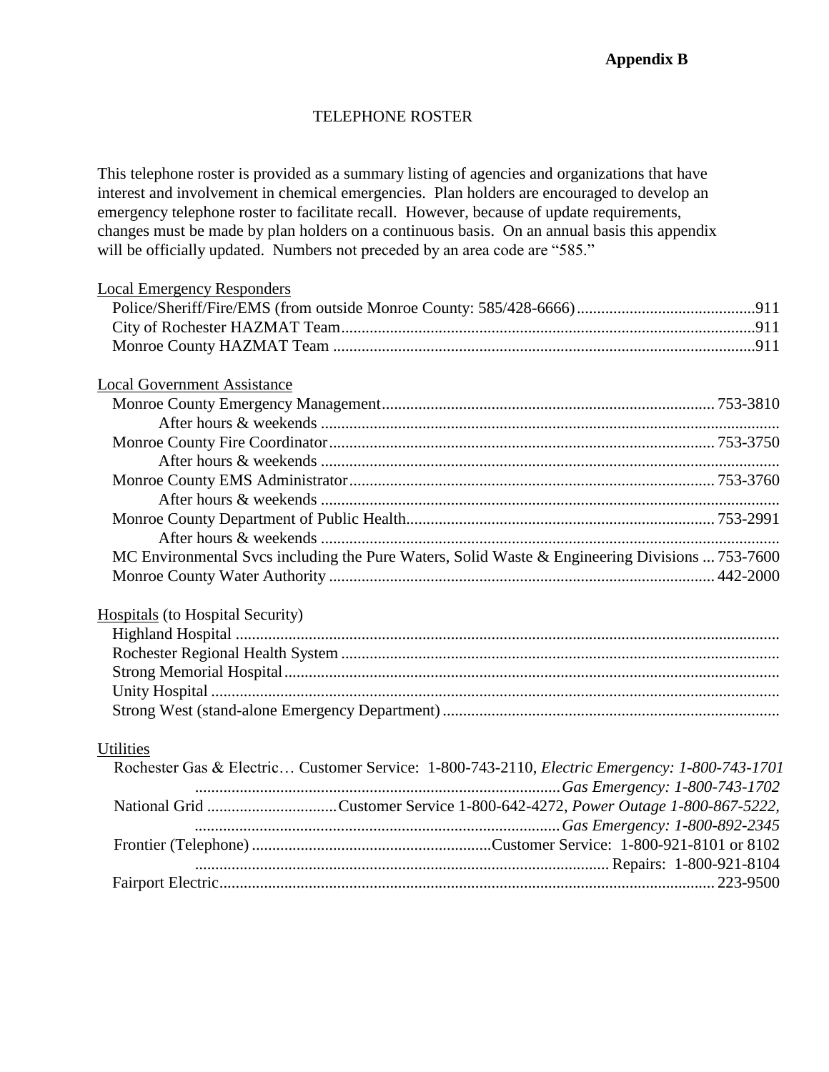**Appendix B**

# TELEPHONE ROSTER

This telephone roster is provided as a summary listing of agencies and organizations that have interest and involvement in chemical emergencies. Plan holders are encouraged to develop an emergency telephone roster to facilitate recall. However, because of update requirements, changes must be made by plan holders on a continuous basis. On an annual basis this appendix will be officially updated. Numbers not preceded by an area code are "585."

Local Emergency Responders

- Police/Sheriff/Fire/EMS (from outside Monroe County: 585/428-6666) ........................................... 911
- City of Rochester HAZMAT Team ........................................... 911
- Monroe County HAZMAT Team ........................................... 911

Local Government Assistance

- Monroe County Emergency Management ........................................... 753-3810
  - After hours & weekends ...........................................
- Monroe County Fire Coordinator ........................................... 753-3750
  - After hours & weekends ...........................................
- Monroe County EMS Administrator ........................................... 753-3760
  - After hours & weekends ...........................................
- Monroe County Department of Public Health ........................................... 753-2991
  - After hours & weekends ...........................................
- MC Environmental Svcs including the Pure Waters, Solid Waste & Engineering Divisions ... 753-7600
- Monroe County Water Authority ........................................... 442-2000

Hospitals (to Hospital Security)

- Highland Hospital ...........................................
- Rochester Regional Health System ...........................................
- Strong Memorial Hospital ...........................................
- Unity Hospital ...........................................
- Strong West (stand-alone Emergency Department) ...........................................

Utilities

- Rochester Gas & Electric… Customer Service: 1-800-743-2110, *Electric Emergency: 1-800-743-1701*
  ........................................... *Gas Emergency: 1-800-743-1702*
- National Grid ........................................... Customer Service 1-800-642-4272, *Power Outage 1-800-867-5222,*
  ........................................... *Gas Emergency: 1-800-892-2345*
- Frontier (Telephone) ........................................... Customer Service: 1-800-921-8101 or 8102
  ........................................... Repairs: 1-800-921-8104
- Fairport Electric ........................................... 223-9500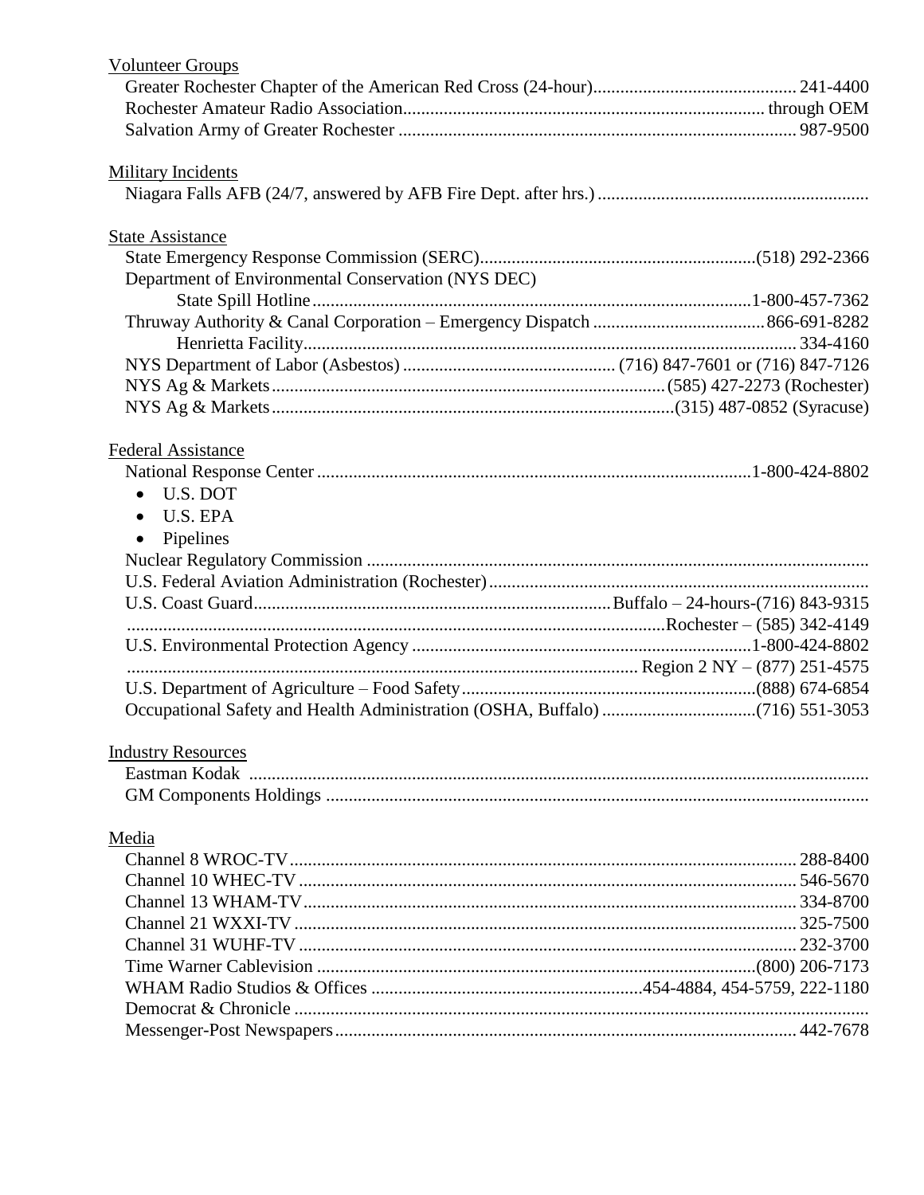Volunteer Groups

Greater Rochester Chapter of the American Red Cross (24-hour)............................................ 241-4400
Rochester Amateur Radio Association............................................................................... through OEM
Salvation Army of Greater Rochester ....................................................................................... 987-9500

Military Incidents

Niagara Falls AFB (24/7, answered by AFB Fire Dept. after hrs.) ...........................................................

State Assistance

State Emergency Response Commission (SERC)............................................................(518) 292-2366
Department of Environmental Conservation (NYS DEC)
    State Spill Hotline...............................................................................................1-800-457-7362
Thruway Authority & Canal Corporation – Emergency Dispatch ......................................866-691-8282
    Henrietta Facility............................................................................................................ 334-4160
NYS Department of Labor (Asbestos) .............................................. (716) 847-7601 or (716) 847-7126
NYS Ag & Markets......................................................................................(585) 427-2273 (Rochester)
NYS Ag & Markets.......................................................................................(315) 487-0852 (Syracuse)

Federal Assistance

National Response Center ..............................................................................................1-800-424-8802

- U.S. DOT
- U.S. EPA
- Pipelines

Nuclear Regulatory Commission .............................................................................................................
U.S. Federal Aviation Administration (Rochester) ..................................................................................
U.S. Coast Guard.............................................................................Buffalo – 24-hours-(716) 843-9315
....................................................................................................................Rochester – (585) 342-4149
U.S. Environmental Protection Agency ..........................................................................1-800-424-8802
.............................................................................................................. Region 2 NY – (877) 251-4575
U.S. Department of Agriculture – Food Safety................................................................(888) 674-6854
Occupational Safety and Health Administration (OSHA, Buffalo) .................................(716) 551-3053

Industry Resources

Eastman Kodak .......................................................................................................................................
GM Components Holdings ......................................................................................................................

Media

Channel 8 WROC-TV.............................................................................................................. 288-8400
Channel 10 WHEC-TV ............................................................................................................ 546-5670
Channel 13 WHAM-TV........................................................................................................... 334-8700
Channel 21 WXXI-TV ............................................................................................................. 325-7500
Channel 31 WUHF-TV ............................................................................................................ 232-3700
Time Warner Cablevision ................................................................................................(800) 206-7173
WHAM Radio Studios & Offices ...........................................................454-4884, 454-5759, 222-1180
Democrat & Chronicle .............................................................................................................................
Messenger-Post Newspapers..................................................................................................... 442-7678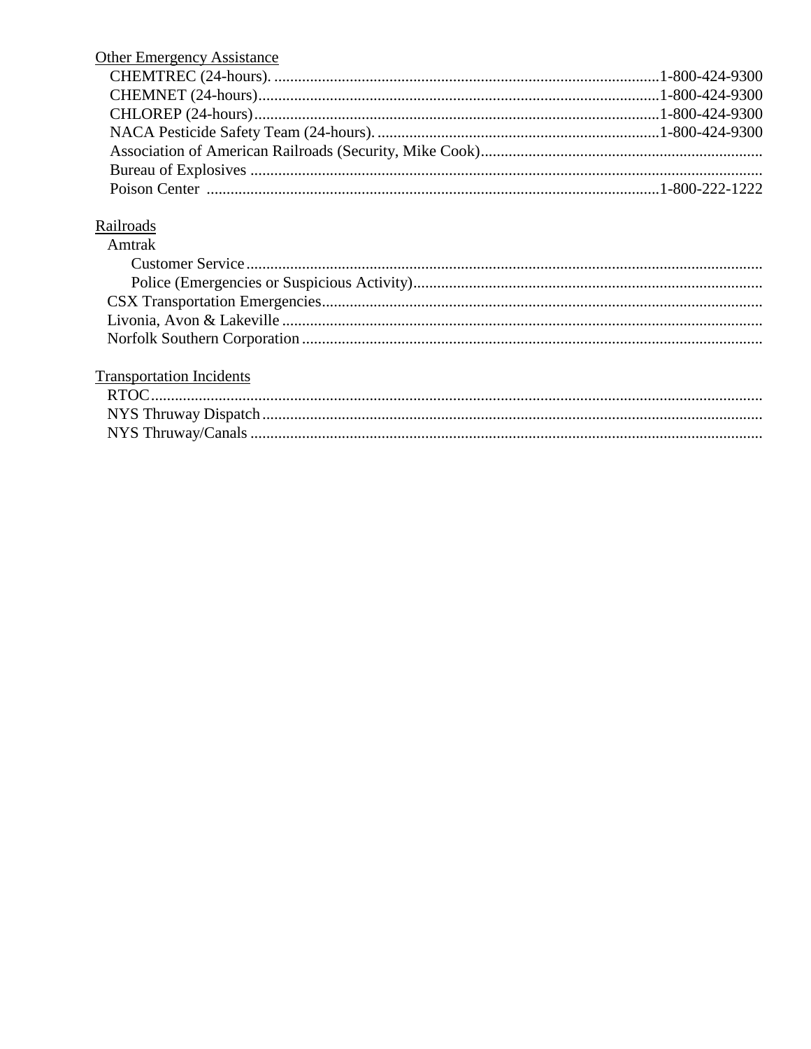Other Emergency Assistance

- CHEMTREC (24-hours). ........ 1-800-424-9300
- CHEMNET (24-hours) ........ 1-800-424-9300
- CHLOREP (24-hours) ........ 1-800-424-9300
- NACA Pesticide Safety Team (24-hours). ........ 1-800-424-9300
- Association of American Railroads (Security, Mike Cook) ........
- Bureau of Explosives ........
- Poison Center ........ 1-800-222-1222

Railroads

- Amtrak
  - Customer Service ........
  - Police (Emergencies or Suspicious Activity) ........
- CSX Transportation Emergencies ........
- Livonia, Avon & Lakeville ........
- Norfolk Southern Corporation ........

Transportation Incidents

- RTOC ........
- NYS Thruway Dispatch ........
- NYS Thruway/Canals ........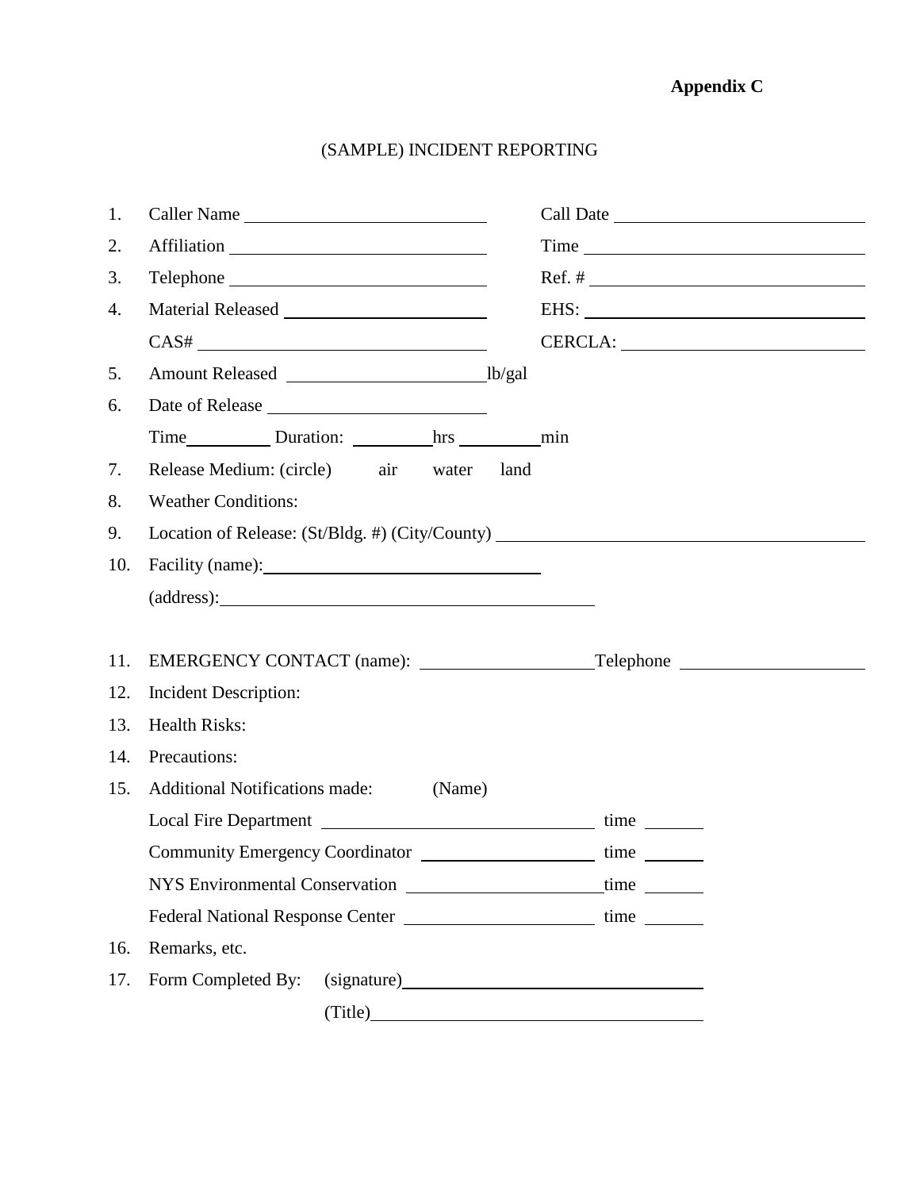**Appendix C**

# (SAMPLE) INCIDENT REPORTING

1. Caller Name \_\_\_\_\_\_\_\_\_\_\_\_\_\_\_\_\_\_\_\_\_\_\_\_ Call Date \_\_\_\_\_\_\_\_\_\_\_\_\_\_\_\_\_\_\_\_\_\_\_\_
2. Affiliation \_\_\_\_\_\_\_\_\_\_\_\_\_\_\_\_\_\_\_\_\_\_\_\_ Time \_\_\_\_\_\_\_\_\_\_\_\_\_\_\_\_\_\_\_\_\_\_\_\_
3. Telephone \_\_\_\_\_\_\_\_\_\_\_\_\_\_\_\_\_\_\_\_\_\_\_\_ Ref. # \_\_\_\_\_\_\_\_\_\_\_\_\_\_\_\_\_\_\_\_\_\_\_\_
4. Material Released \_\_\_\_\_\_\_\_\_\_\_\_\_\_\_\_\_\_\_\_\_\_\_\_ EHS: \_\_\_\_\_\_\_\_\_\_\_\_\_\_\_\_\_\_\_\_\_\_\_\_

   CAS# \_\_\_\_\_\_\_\_\_\_\_\_\_\_\_\_\_\_\_\_\_\_\_\_ CERCLA: \_\_\_\_\_\_\_\_\_\_\_\_\_\_\_\_\_\_\_\_\_\_\_\_
5. Amount Released \_\_\_\_\_\_\_\_\_\_\_\_\_\_\_\_\_\_\_\_\_\_\_\_lb/gal
6. Date of Release \_\_\_\_\_\_\_\_\_\_\_\_\_\_\_\_\_\_\_\_\_\_\_\_

   Time\_\_\_\_\_\_\_\_\_\_ Duration: \_\_\_\_\_\_\_\_\_\_hrs \_\_\_\_\_\_\_\_\_\_min
7. Release Medium: (circle) air water land
8. Weather Conditions:
9. Location of Release: (St/Bldg. #) (City/County) \_\_\_\_\_\_\_\_\_\_\_\_\_\_\_\_\_\_\_\_\_\_\_\_\_\_\_\_\_\_\_\_\_\_\_\_
10. Facility (name):\_\_\_\_\_\_\_\_\_\_\_\_\_\_\_\_\_\_\_\_\_\_\_\_\_\_\_\_\_\_

    (address):\_\_\_\_\_\_\_\_\_\_\_\_\_\_\_\_\_\_\_\_\_\_\_\_\_\_\_\_\_\_\_\_\_\_\_\_\_\_\_\_
11. EMERGENCY CONTACT (name): \_\_\_\_\_\_\_\_\_\_\_\_\_\_\_\_\_\_\_\_Telephone \_\_\_\_\_\_\_\_\_\_\_\_\_\_\_\_\_\_\_\_
12. Incident Description:
13. Health Risks:
14. Precautions:
15. Additional Notifications made: (Name)

    Local Fire Department \_\_\_\_\_\_\_\_\_\_\_\_\_\_\_\_\_\_\_\_\_\_\_\_\_\_\_\_ time \_\_\_\_\_\_\_

    Community Emergency Coordinator \_\_\_\_\_\_\_\_\_\_\_\_\_\_\_\_\_\_\_\_ time \_\_\_\_\_\_\_

    NYS Environmental Conservation \_\_\_\_\_\_\_\_\_\_\_\_\_\_\_\_\_\_\_\_\_\_time \_\_\_\_\_\_\_

    Federal National Response Center \_\_\_\_\_\_\_\_\_\_\_\_\_\_\_\_\_\_\_\_\_\_ time \_\_\_\_\_\_\_
16. Remarks, etc.
17. Form Completed By: (signature)\_\_\_\_\_\_\_\_\_\_\_\_\_\_\_\_\_\_\_\_\_\_\_\_\_\_\_\_\_\_\_\_\_\_\_\_

    (Title)\_\_\_\_\_\_\_\_\_\_\_\_\_\_\_\_\_\_\_\_\_\_\_\_\_\_\_\_\_\_\_\_\_\_\_\_\_\_\_\_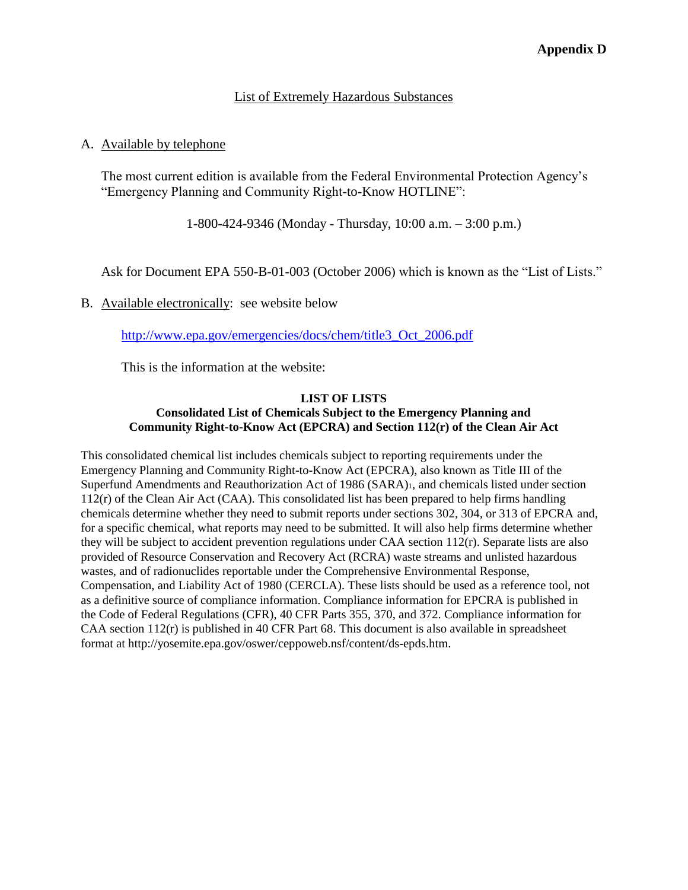**Appendix D**

List of Extremely Hazardous Substances

A. Available by telephone

The most current edition is available from the Federal Environmental Protection Agency's "Emergency Planning and Community Right-to-Know HOTLINE":

1-800-424-9346 (Monday - Thursday, 10:00 a.m. – 3:00 p.m.)

Ask for Document EPA 550-B-01-003 (October 2006) which is known as the "List of Lists."

B. Available electronically: see website below

[http://www.epa.gov/emergencies/docs/chem/title3_Oct_2006.pdf](http://www.epa.gov/emergencies/docs/chem/title3_Oct_2006.pdf)

This is the information at the website:

**LIST OF LISTS**
**Consolidated List of Chemicals Subject to the Emergency Planning and Community Right-to-Know Act (EPCRA) and Section 112(r) of the Clean Air Act**

This consolidated chemical list includes chemicals subject to reporting requirements under the Emergency Planning and Community Right-to-Know Act (EPCRA), also known as Title III of the Superfund Amendments and Reauthorization Act of 1986 (SARA)[1], and chemicals listed under section 112(r) of the Clean Air Act (CAA). This consolidated list has been prepared to help firms handling chemicals determine whether they need to submit reports under sections 302, 304, or 313 of EPCRA and, for a specific chemical, what reports may need to be submitted. It will also help firms determine whether they will be subject to accident prevention regulations under CAA section 112(r). Separate lists are also provided of Resource Conservation and Recovery Act (RCRA) waste streams and unlisted hazardous wastes, and of radionuclides reportable under the Comprehensive Environmental Response, Compensation, and Liability Act of 1980 (CERCLA). These lists should be used as a reference tool, not as a definitive source of compliance information. Compliance information for EPCRA is published in the Code of Federal Regulations (CFR), 40 CFR Parts 355, 370, and 372. Compliance information for CAA section 112(r) is published in 40 CFR Part 68. This document is also available in spreadsheet format at http://yosemite.epa.gov/oswer/ceppoweb.nsf/content/ds-epds.htm.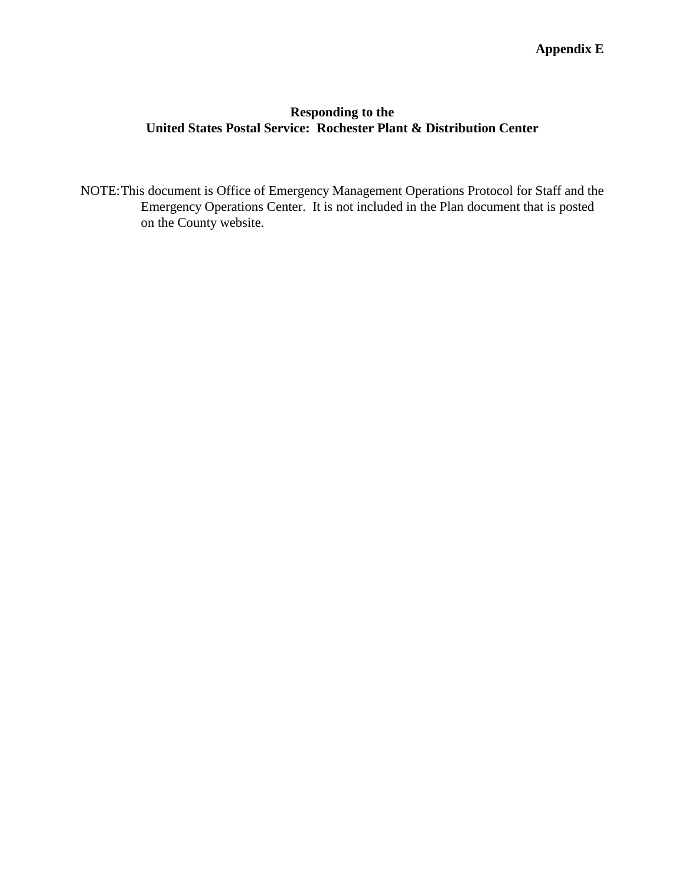**Appendix E**

# Responding to the United States Postal Service: Rochester Plant & Distribution Center

NOTE: This document is Office of Emergency Management Operations Protocol for Staff and the Emergency Operations Center. It is not included in the Plan document that is posted on the County website.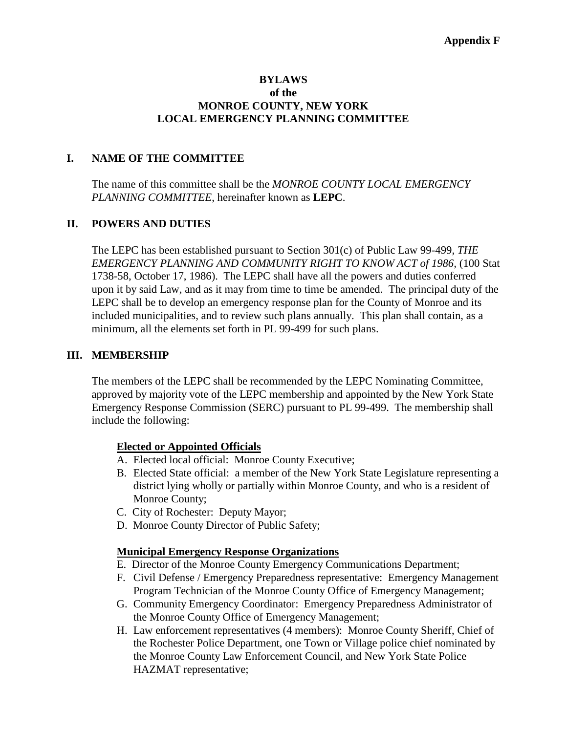**Appendix F**

# BYLAWS
# of the
# MONROE COUNTY, NEW YORK
# LOCAL EMERGENCY PLANNING COMMITTEE

## I. NAME OF THE COMMITTEE

The name of this committee shall be the *MONROE COUNTY LOCAL EMERGENCY PLANNING COMMITTEE*, hereinafter known as **LEPC**.

## II. POWERS AND DUTIES

The LEPC has been established pursuant to Section 301(c) of Public Law 99-499, *THE EMERGENCY PLANNING AND COMMUNITY RIGHT TO KNOW ACT of 1986*, (100 Stat 1738-58, October 17, 1986). The LEPC shall have all the powers and duties conferred upon it by said Law, and as it may from time to time be amended. The principal duty of the LEPC shall be to develop an emergency response plan for the County of Monroe and its included municipalities, and to review such plans annually. This plan shall contain, as a minimum, all the elements set forth in PL 99-499 for such plans.

## III. MEMBERSHIP

The members of the LEPC shall be recommended by the LEPC Nominating Committee, approved by majority vote of the LEPC membership and appointed by the New York State Emergency Response Commission (SERC) pursuant to PL 99-499. The membership shall include the following:

**Elected or Appointed Officials**

A. Elected local official: Monroe County Executive;
B. Elected State official: a member of the New York State Legislature representing a district lying wholly or partially within Monroe County, and who is a resident of Monroe County;
C. City of Rochester: Deputy Mayor;
D. Monroe County Director of Public Safety;

**Municipal Emergency Response Organizations**

E. Director of the Monroe County Emergency Communications Department;
F. Civil Defense / Emergency Preparedness representative: Emergency Management Program Technician of the Monroe County Office of Emergency Management;
G. Community Emergency Coordinator: Emergency Preparedness Administrator of the Monroe County Office of Emergency Management;
H. Law enforcement representatives (4 members): Monroe County Sheriff, Chief of the Rochester Police Department, one Town or Village police chief nominated by the Monroe County Law Enforcement Council, and New York State Police HAZMAT representative;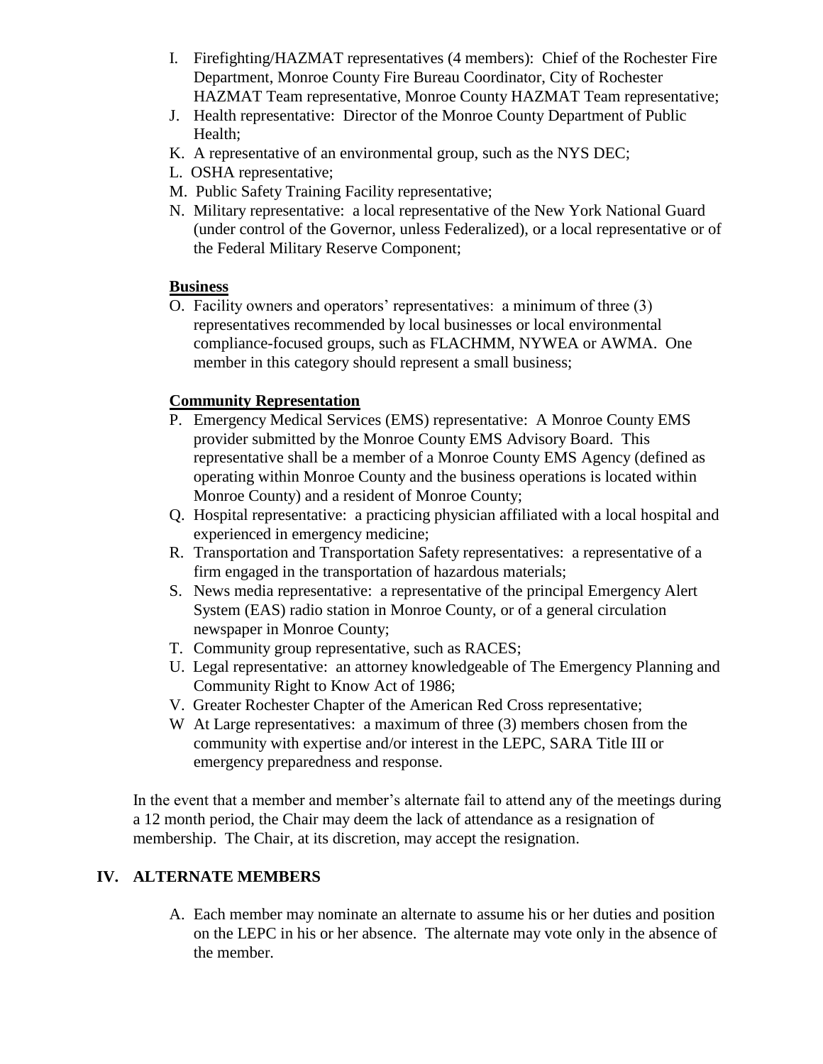I. Firefighting/HAZMAT representatives (4 members): Chief of the Rochester Fire Department, Monroe County Fire Bureau Coordinator, City of Rochester HAZMAT Team representative, Monroe County HAZMAT Team representative;
J. Health representative: Director of the Monroe County Department of Public Health;
K. A representative of an environmental group, such as the NYS DEC;
L. OSHA representative;
M. Public Safety Training Facility representative;
N. Military representative: a local representative of the New York National Guard (under control of the Governor, unless Federalized), or a local representative or of the Federal Military Reserve Component;

**Business**

O. Facility owners and operators' representatives: a minimum of three (3) representatives recommended by local businesses or local environmental compliance-focused groups, such as FLACHMM, NYWEA or AWMA. One member in this category should represent a small business;

**Community Representation**

P. Emergency Medical Services (EMS) representative: A Monroe County EMS provider submitted by the Monroe County EMS Advisory Board. This representative shall be a member of a Monroe County EMS Agency (defined as operating within Monroe County and the business operations is located within Monroe County) and a resident of Monroe County;
Q. Hospital representative: a practicing physician affiliated with a local hospital and experienced in emergency medicine;
R. Transportation and Transportation Safety representatives: a representative of a firm engaged in the transportation of hazardous materials;
S. News media representative: a representative of the principal Emergency Alert System (EAS) radio station in Monroe County, or of a general circulation newspaper in Monroe County;
T. Community group representative, such as RACES;
U. Legal representative: an attorney knowledgeable of The Emergency Planning and Community Right to Know Act of 1986;
V. Greater Rochester Chapter of the American Red Cross representative;
W At Large representatives: a maximum of three (3) members chosen from the community with expertise and/or interest in the LEPC, SARA Title III or emergency preparedness and response.

In the event that a member and member's alternate fail to attend any of the meetings during a 12 month period, the Chair may deem the lack of attendance as a resignation of membership. The Chair, at its discretion, may accept the resignation.

## IV. ALTERNATE MEMBERS

A. Each member may nominate an alternate to assume his or her duties and position on the LEPC in his or her absence. The alternate may vote only in the absence of the member.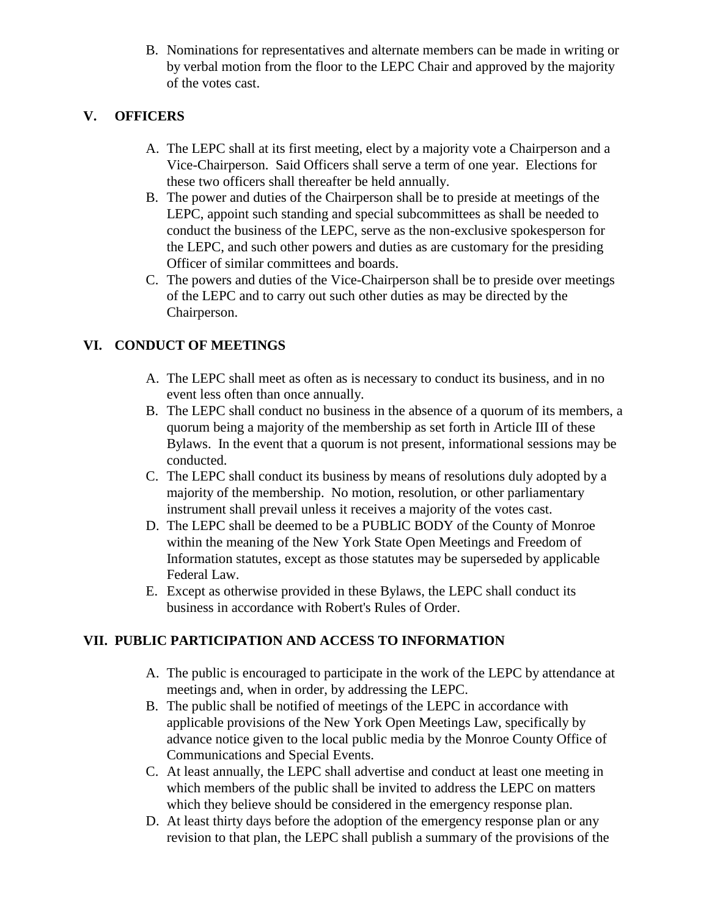B. Nominations for representatives and alternate members can be made in writing or by verbal motion from the floor to the LEPC Chair and approved by the majority of the votes cast.

## V. OFFICERS

A. The LEPC shall at its first meeting, elect by a majority vote a Chairperson and a Vice-Chairperson. Said Officers shall serve a term of one year. Elections for these two officers shall thereafter be held annually.

B. The power and duties of the Chairperson shall be to preside at meetings of the LEPC, appoint such standing and special subcommittees as shall be needed to conduct the business of the LEPC, serve as the non-exclusive spokesperson for the LEPC, and such other powers and duties as are customary for the presiding Officer of similar committees and boards.

C. The powers and duties of the Vice-Chairperson shall be to preside over meetings of the LEPC and to carry out such other duties as may be directed by the Chairperson.

## VI. CONDUCT OF MEETINGS

A. The LEPC shall meet as often as is necessary to conduct its business, and in no event less often than once annually.

B. The LEPC shall conduct no business in the absence of a quorum of its members, a quorum being a majority of the membership as set forth in Article III of these Bylaws. In the event that a quorum is not present, informational sessions may be conducted.

C. The LEPC shall conduct its business by means of resolutions duly adopted by a majority of the membership. No motion, resolution, or other parliamentary instrument shall prevail unless it receives a majority of the votes cast.

D. The LEPC shall be deemed to be a PUBLIC BODY of the County of Monroe within the meaning of the New York State Open Meetings and Freedom of Information statutes, except as those statutes may be superseded by applicable Federal Law.

E. Except as otherwise provided in these Bylaws, the LEPC shall conduct its business in accordance with Robert's Rules of Order.

## VII. PUBLIC PARTICIPATION AND ACCESS TO INFORMATION

A. The public is encouraged to participate in the work of the LEPC by attendance at meetings and, when in order, by addressing the LEPC.

B. The public shall be notified of meetings of the LEPC in accordance with applicable provisions of the New York Open Meetings Law, specifically by advance notice given to the local public media by the Monroe County Office of Communications and Special Events.

C. At least annually, the LEPC shall advertise and conduct at least one meeting in which members of the public shall be invited to address the LEPC on matters which they believe should be considered in the emergency response plan.

D. At least thirty days before the adoption of the emergency response plan or any revision to that plan, the LEPC shall publish a summary of the provisions of the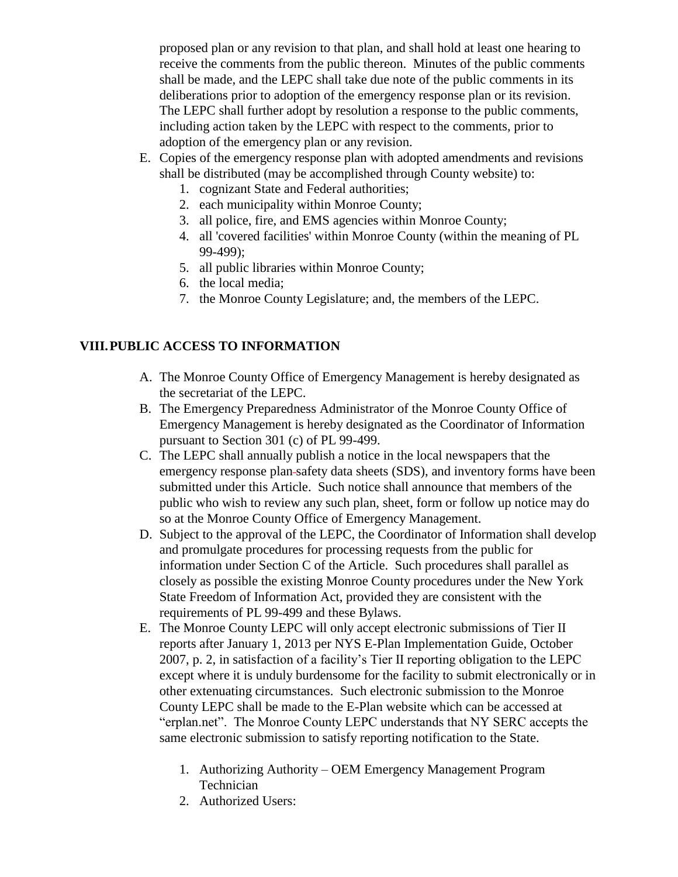proposed plan or any revision to that plan, and shall hold at least one hearing to receive the comments from the public thereon. Minutes of the public comments shall be made, and the LEPC shall take due note of the public comments in its deliberations prior to adoption of the emergency response plan or its revision. The LEPC shall further adopt by resolution a response to the public comments, including action taken by the LEPC with respect to the comments, prior to adoption of the emergency plan or any revision.

E. Copies of the emergency response plan with adopted amendments and revisions shall be distributed (may be accomplished through County website) to:
    1. cognizant State and Federal authorities;
    2. each municipality within Monroe County;
    3. all police, fire, and EMS agencies within Monroe County;
    4. all 'covered facilities' within Monroe County (within the meaning of PL 99-499);
    5. all public libraries within Monroe County;
    6. the local media;
    7. the Monroe County Legislature; and, the members of the LEPC.

## VIII. PUBLIC ACCESS TO INFORMATION

A. The Monroe County Office of Emergency Management is hereby designated as the secretariat of the LEPC.

B. The Emergency Preparedness Administrator of the Monroe County Office of Emergency Management is hereby designated as the Coordinator of Information pursuant to Section 301 (c) of PL 99-499.

C. The LEPC shall annually publish a notice in the local newspapers that the emergency response plan safety data sheets (SDS), and inventory forms have been submitted under this Article. Such notice shall announce that members of the public who wish to review any such plan, sheet, form or follow up notice may do so at the Monroe County Office of Emergency Management.

D. Subject to the approval of the LEPC, the Coordinator of Information shall develop and promulgate procedures for processing requests from the public for information under Section C of the Article. Such procedures shall parallel as closely as possible the existing Monroe County procedures under the New York State Freedom of Information Act, provided they are consistent with the requirements of PL 99-499 and these Bylaws.

E. The Monroe County LEPC will only accept electronic submissions of Tier II reports after January 1, 2013 per NYS E-Plan Implementation Guide, October 2007, p. 2, in satisfaction of a facility's Tier II reporting obligation to the LEPC except where it is unduly burdensome for the facility to submit electronically or in other extenuating circumstances. Such electronic submission to the Monroe County LEPC shall be made to the E-Plan website which can be accessed at "erplan.net". The Monroe County LEPC understands that NY SERC accepts the same electronic submission to satisfy reporting notification to the State.

    1. Authorizing Authority – OEM Emergency Management Program Technician
    2. Authorized Users: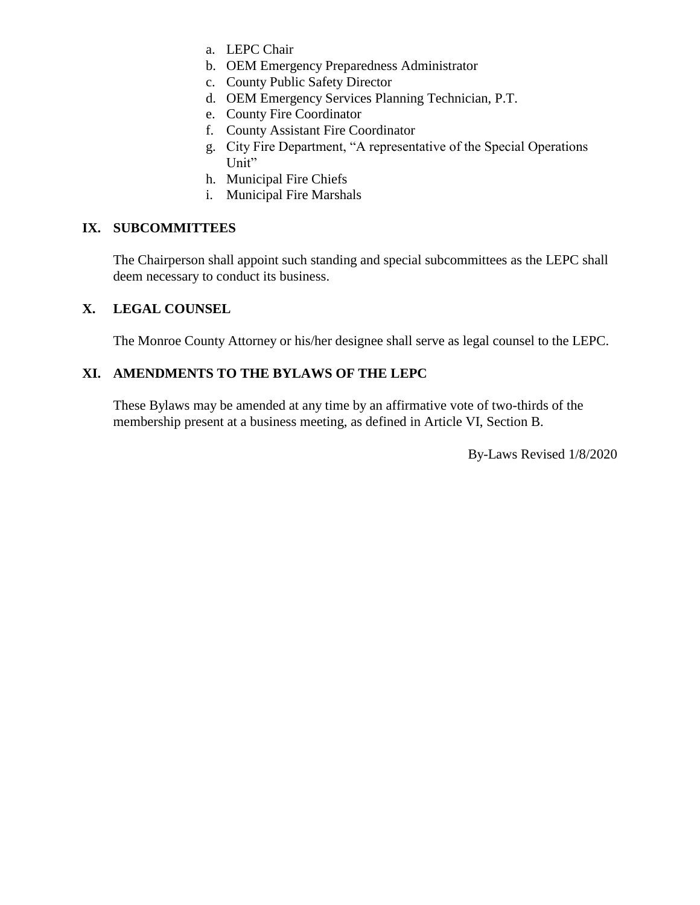a. LEPC Chair
b. OEM Emergency Preparedness Administrator
c. County Public Safety Director
d. OEM Emergency Services Planning Technician, P.T.
e. County Fire Coordinator
f. County Assistant Fire Coordinator
g. City Fire Department, "A representative of the Special Operations Unit"
h. Municipal Fire Chiefs
i. Municipal Fire Marshals

## IX. SUBCOMMITTEES

The Chairperson shall appoint such standing and special subcommittees as the LEPC shall deem necessary to conduct its business.

## X. LEGAL COUNSEL

The Monroe County Attorney or his/her designee shall serve as legal counsel to the LEPC.

## XI. AMENDMENTS TO THE BYLAWS OF THE LEPC

These Bylaws may be amended at any time by an affirmative vote of two-thirds of the membership present at a business meeting, as defined in Article VI, Section B.

By-Laws Revised 1/8/2020